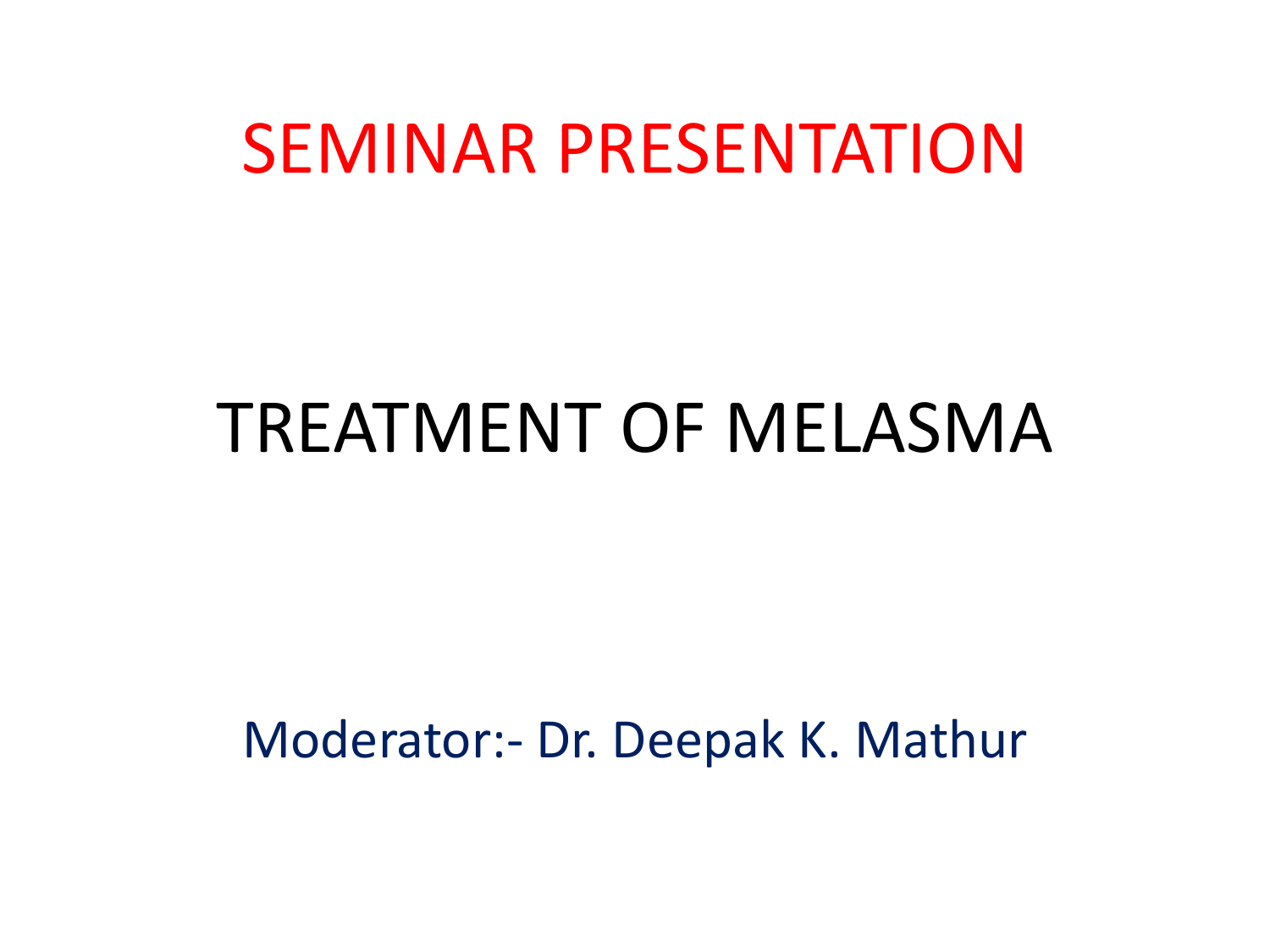# SEMINAR PRESENTATION

## TREATMENT OF MELASMA

Moderator:- Dr. Deepak K. Mathur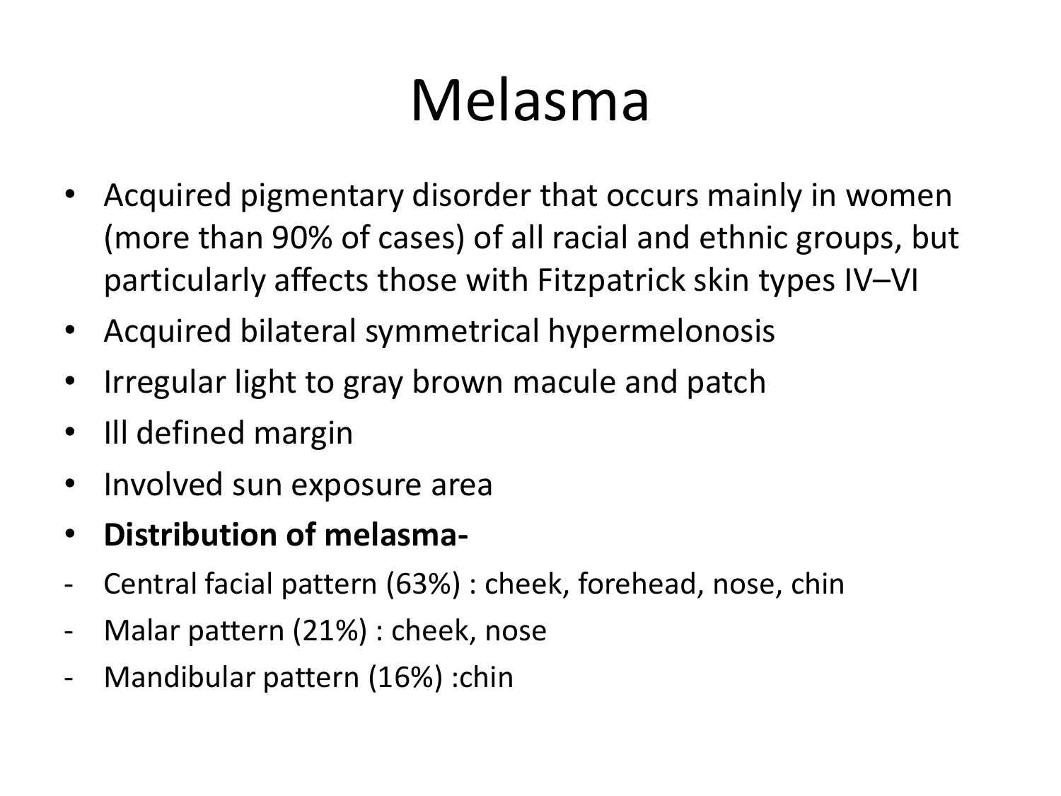# Melasma

- Acquired pigmentary disorder that occurs mainly in women (more than 90% of cases) of all racial and ethnic groups, but particularly affects those with Fitzpatrick skin types IV–VI
- Acquired bilateral symmetrical hypermelonosis
- Irregular light to gray brown macule and patch
- Ill defined margin
- Involved sun exposure area
- **Distribution of melasma-**

- Central facial pattern (63%) : cheek, forehead, nose, chin
- Malar pattern (21%) : cheek, nose
- Mandibular pattern (16%) :chin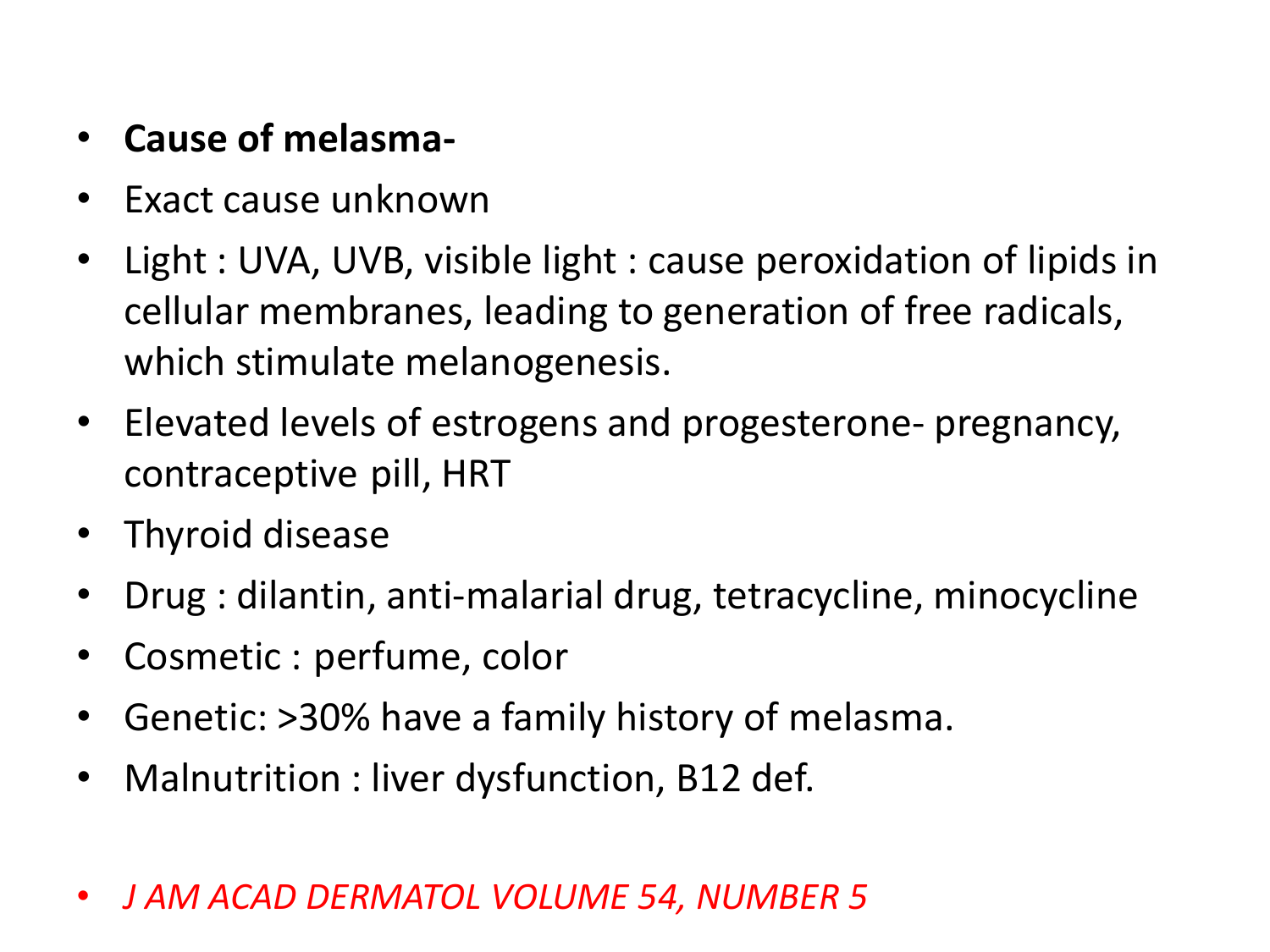- **Cause of melasma-**
- Exact cause unknown
- Light : UVA, UVB, visible light : cause peroxidation of lipids in cellular membranes, leading to generation of free radicals, which stimulate melanogenesis.
- Elevated levels of estrogens and progesterone- pregnancy, contraceptive pill, HRT
- Thyroid disease
- Drug : dilantin, anti-malarial drug, tetracycline, minocycline
- Cosmetic : perfume, color
- Genetic: >30% have a family history of melasma.
- Malnutrition : liver dysfunction, B12 def.

- *J AM ACAD DERMATOL VOLUME 54, NUMBER 5*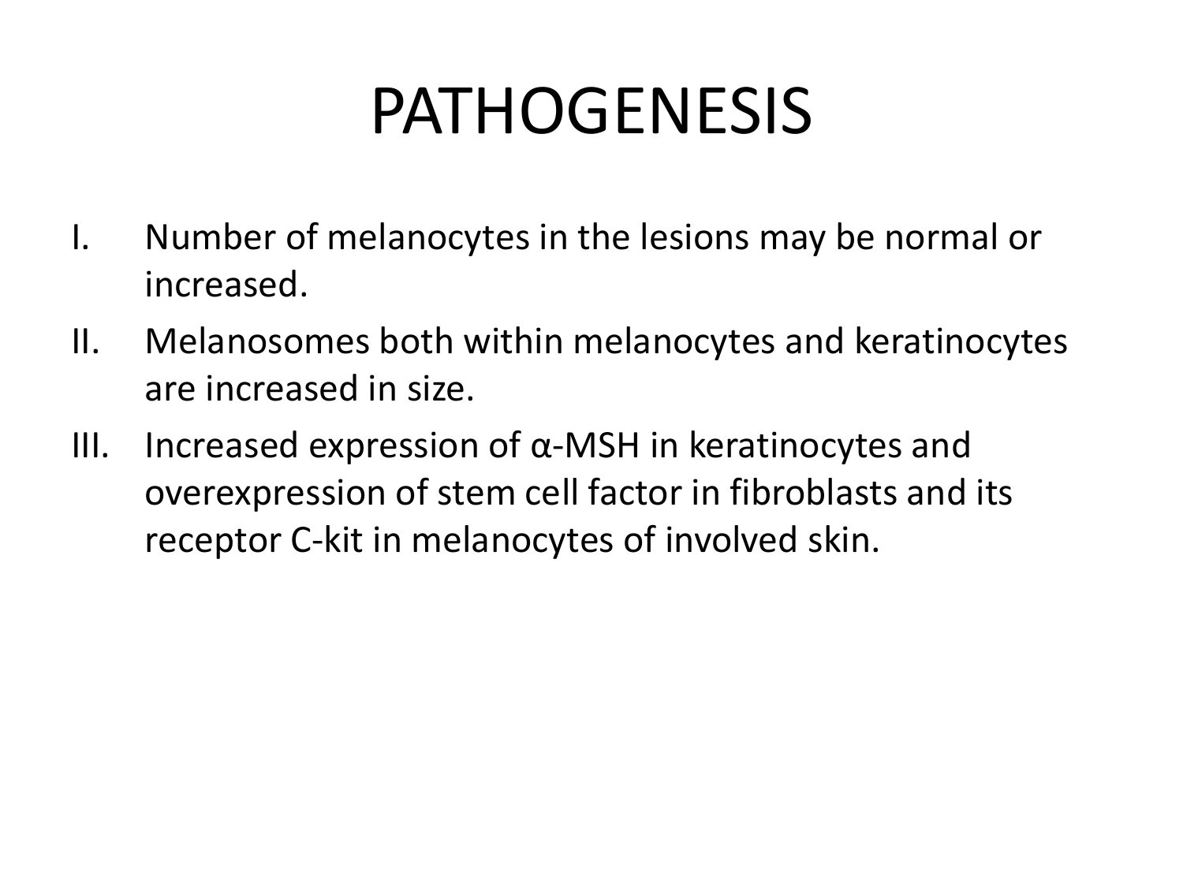# PATHOGENESIS

I. Number of melanocytes in the lesions may be normal or increased.
II. Melanosomes both within melanocytes and keratinocytes are increased in size.
III. Increased expression of α-MSH in keratinocytes and overexpression of stem cell factor in fibroblasts and its receptor C-kit in melanocytes of involved skin.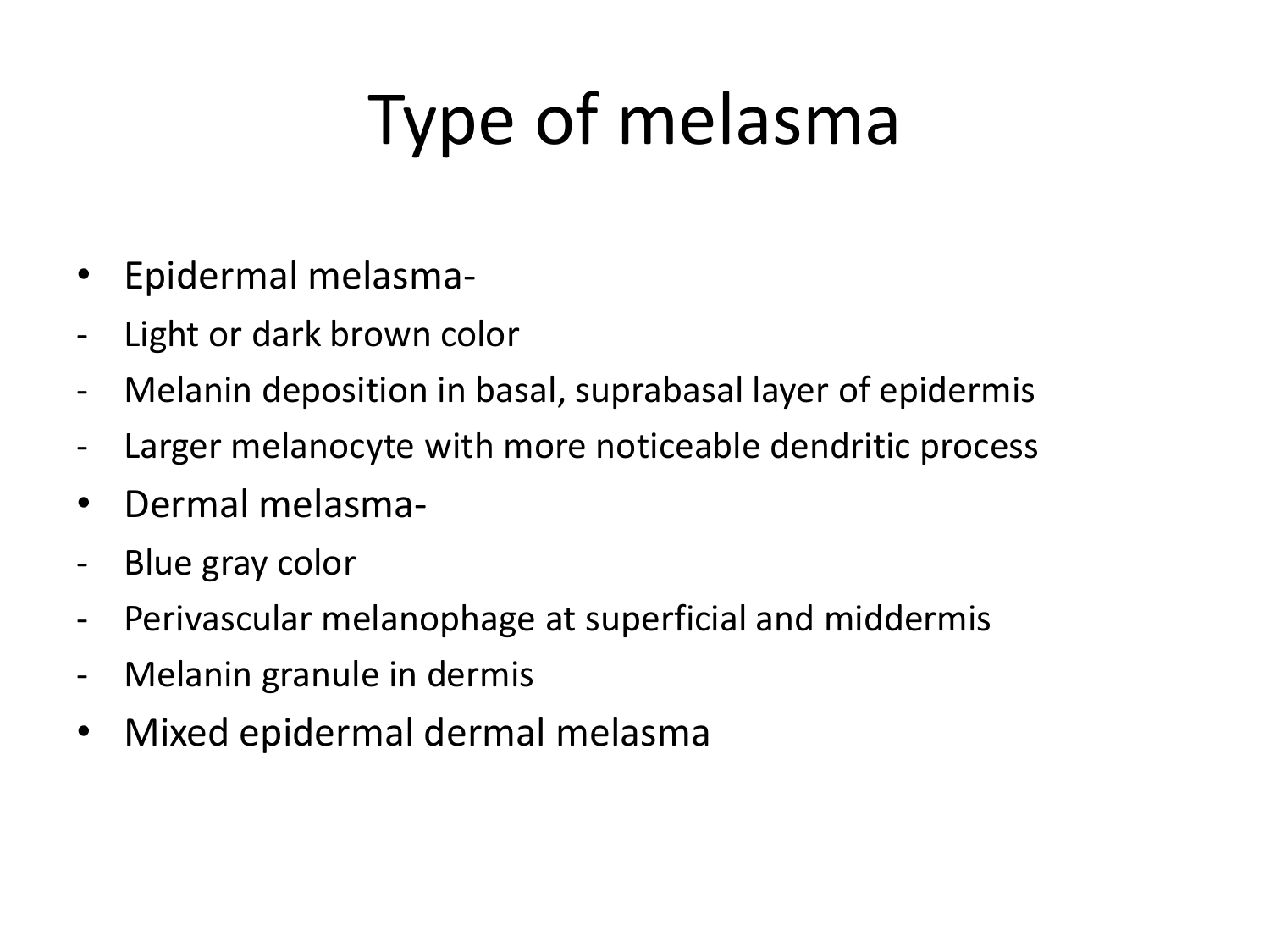# Type of melasma

- Epidermal melasma-
  - Light or dark brown color
  - Melanin deposition in basal, suprabasal layer of epidermis
  - Larger melanocyte with more noticeable dendritic process
- Dermal melasma-
  - Blue gray color
  - Perivascular melanophage at superficial and middermis
  - Melanin granule in dermis
- Mixed epidermal dermal melasma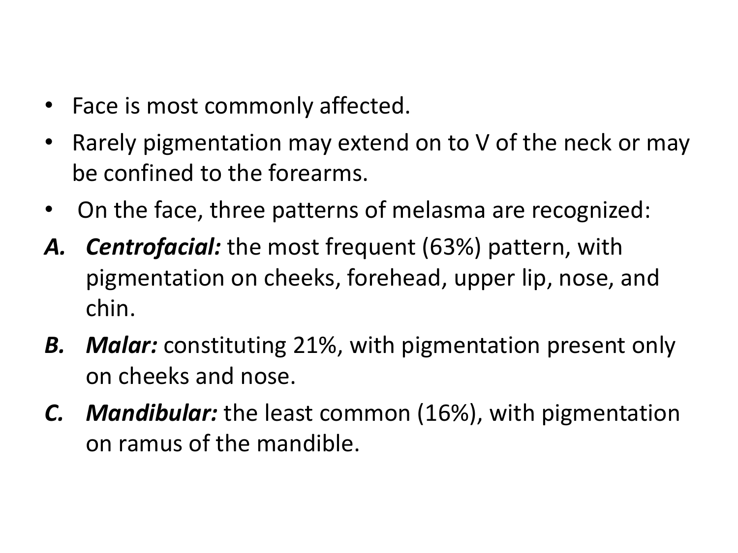- Face is most commonly affected.
- Rarely pigmentation may extend on to V of the neck or may be confined to the forearms.
- On the face, three patterns of melasma are recognized:

**A.** ***Centrofacial:*** the most frequent (63%) pattern, with pigmentation on cheeks, forehead, upper lip, nose, and chin.

**B.** ***Malar:*** constituting 21%, with pigmentation present only on cheeks and nose.

**C.** ***Mandibular:*** the least common (16%), with pigmentation on ramus of the mandible.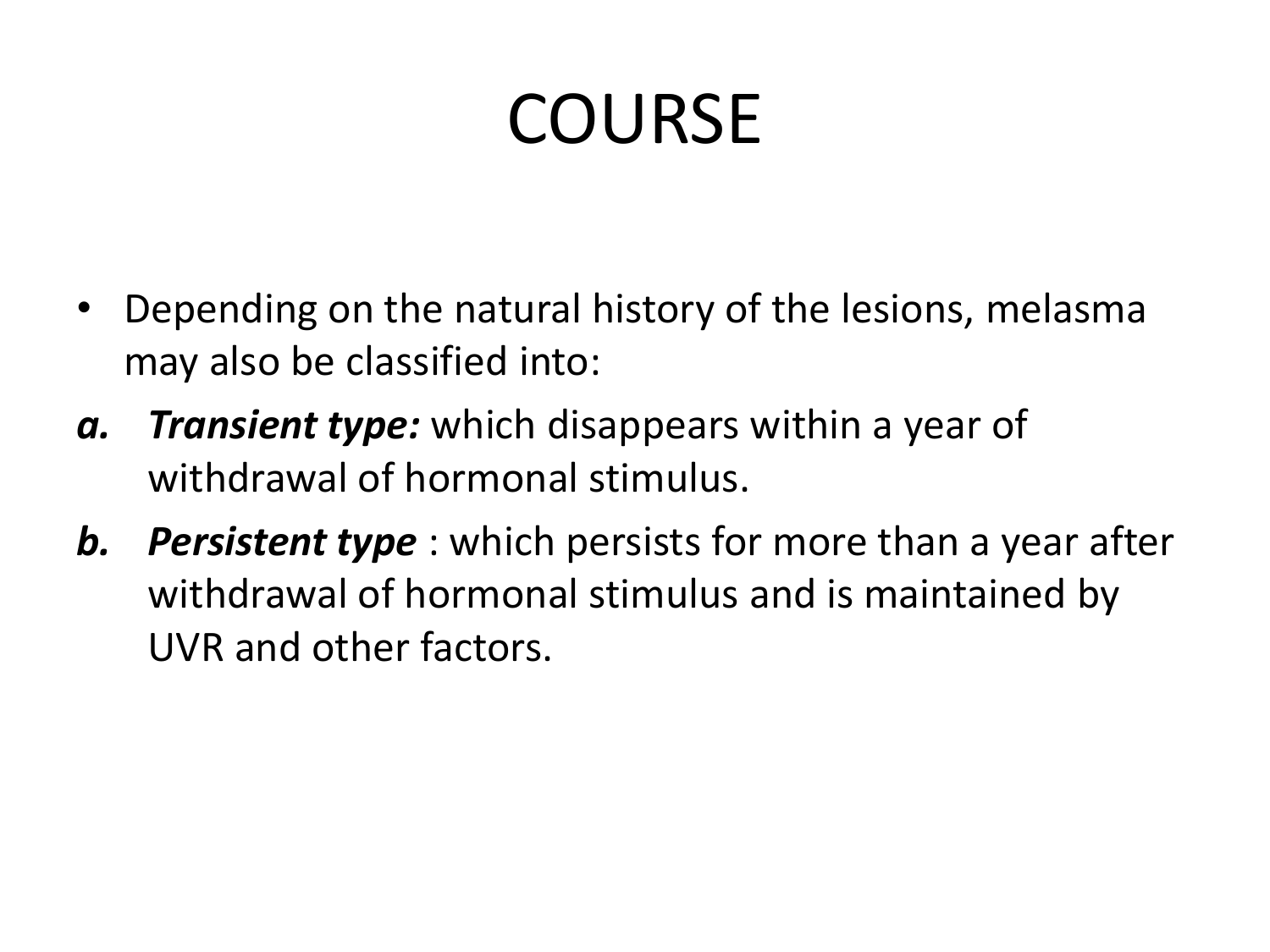# COURSE

- Depending on the natural history of the lesions, melasma may also be classified into:

***a.*** ***Transient type:*** which disappears within a year of withdrawal of hormonal stimulus.

***b.*** ***Persistent type*** : which persists for more than a year after withdrawal of hormonal stimulus and is maintained by UVR and other factors.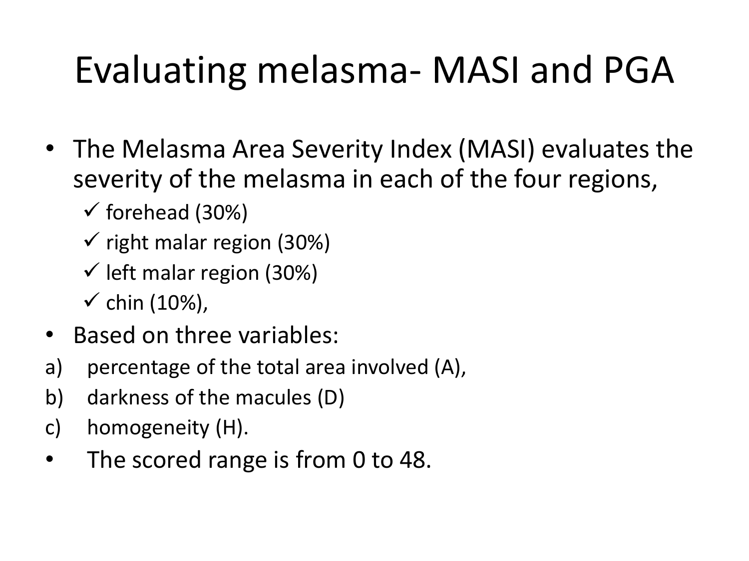# Evaluating melasma- MASI and PGA

- The Melasma Area Severity Index (MASI) evaluates the severity of the melasma in each of the four regions,
  - ✓ forehead (30%)
  - ✓ right malar region (30%)
  - ✓ left malar region (30%)
  - ✓ chin (10%),
- Based on three variables:

a) percentage of the total area involved (A),

b) darkness of the macules (D)

c) homogeneity (H).

- The scored range is from 0 to 48.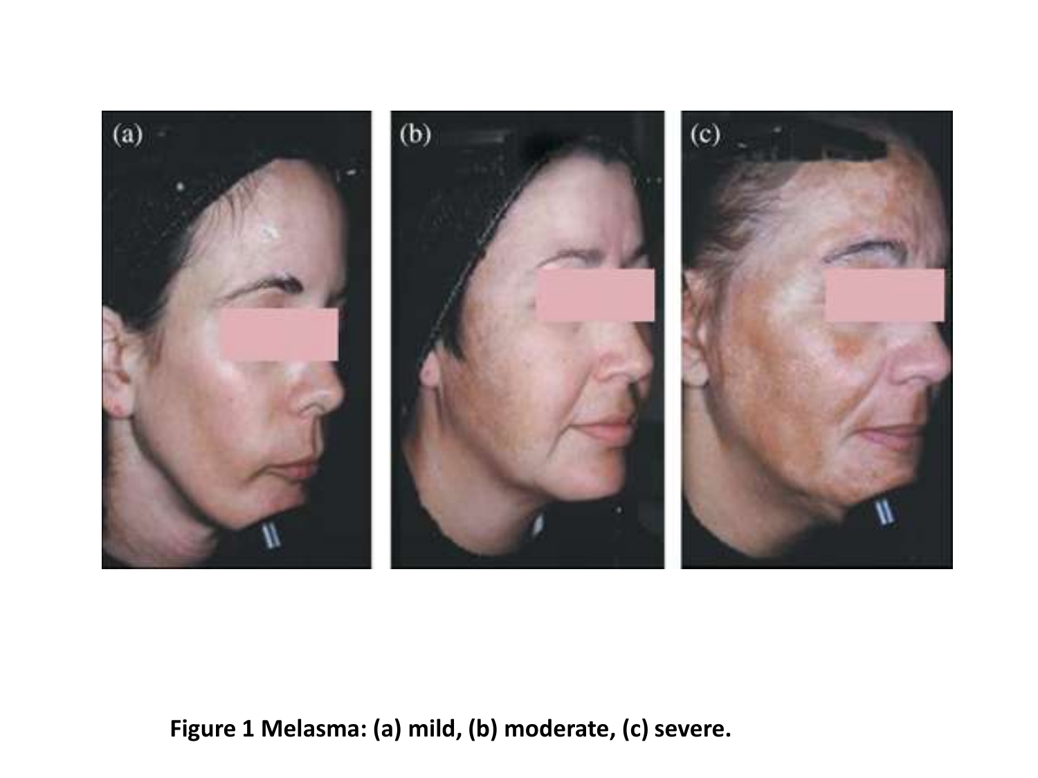**Figure 1 Melasma: (a) mild, (b) moderate, (c) severe.**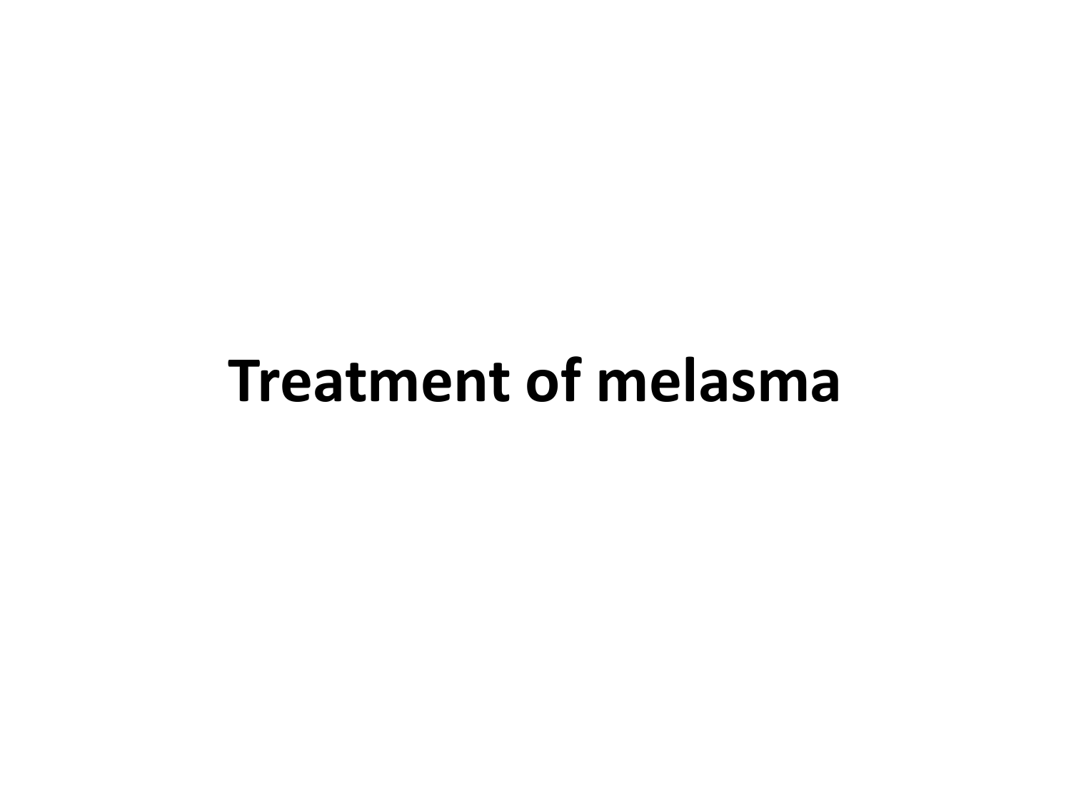# Treatment of melasma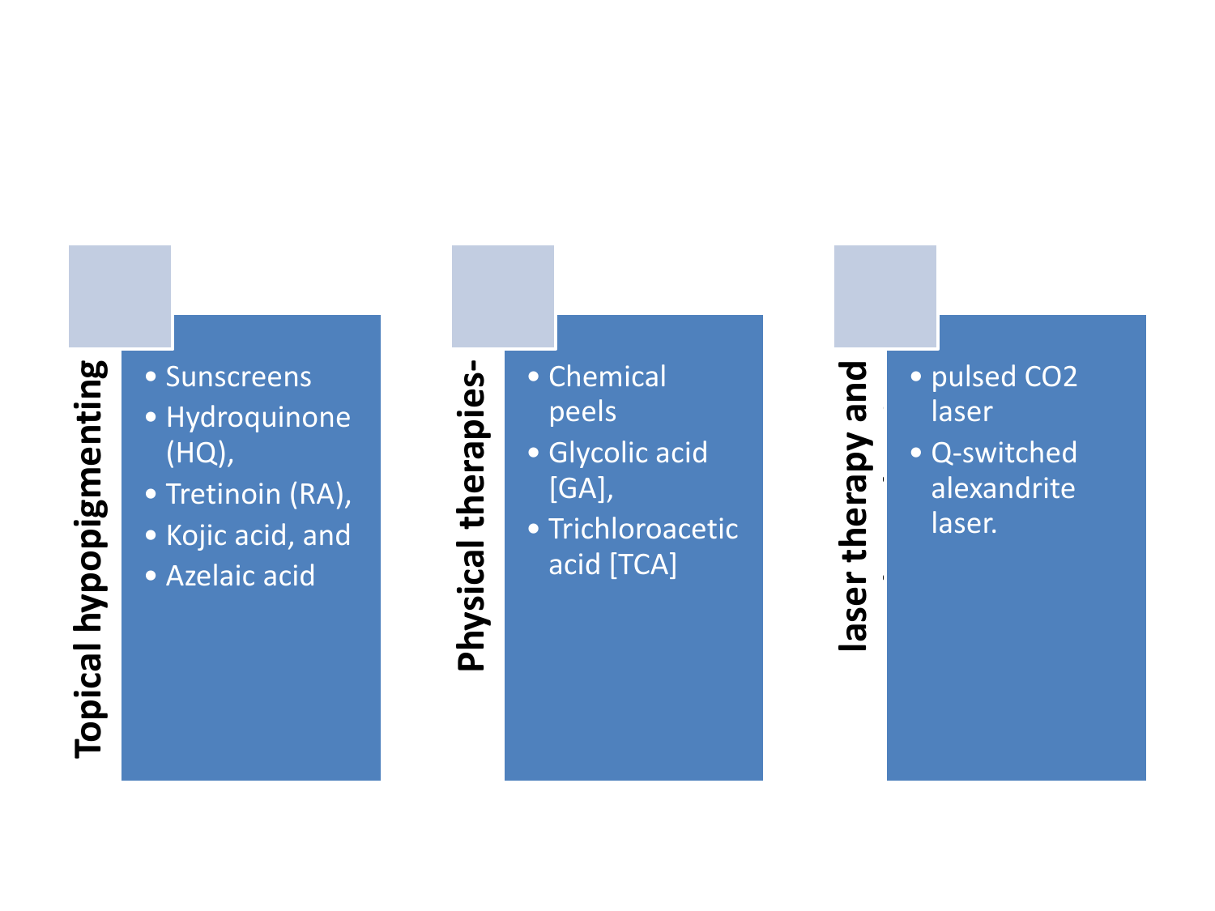**Topical hypopigmenting**

- Sunscreens
- Hydroquinone (HQ),
- Tretinoin (RA),
- Kojic acid, and
- Azelaic acid

**Physical therapies-**

- Chemical peels
- Glycolic acid [GA],
- Trichloroacetic acid [TCA]

**laser therapy and**

- pulsed $CO_2$ laser
- Q-switched alexandrite laser.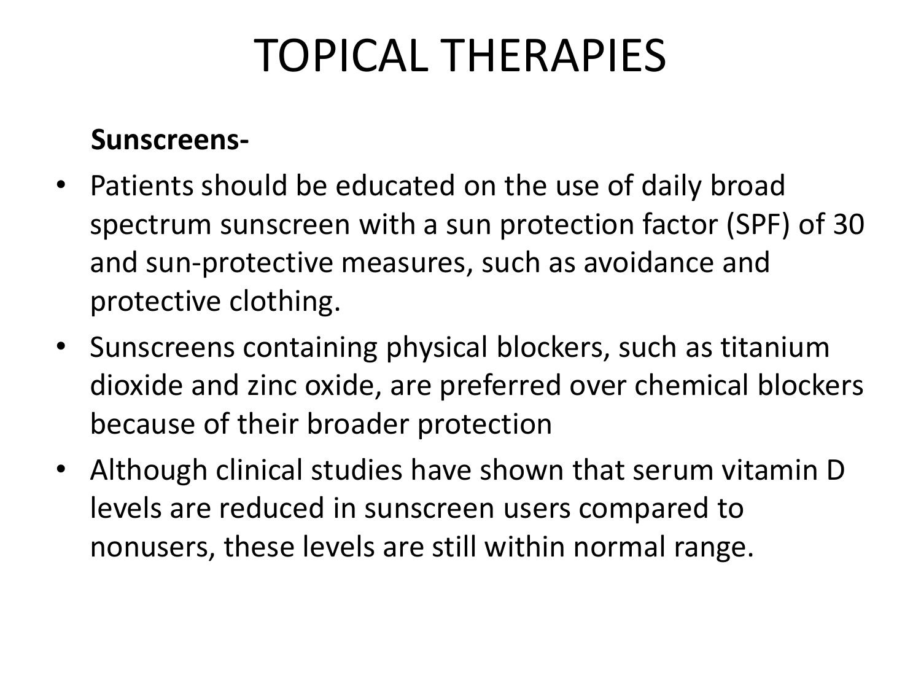# TOPICAL THERAPIES

**Sunscreens-**

- Patients should be educated on the use of daily broad spectrum sunscreen with a sun protection factor (SPF) of 30 and sun-protective measures, such as avoidance and protective clothing.
- Sunscreens containing physical blockers, such as titanium dioxide and zinc oxide, are preferred over chemical blockers because of their broader protection
- Although clinical studies have shown that serum vitamin D levels are reduced in sunscreen users compared to nonusers, these levels are still within normal range.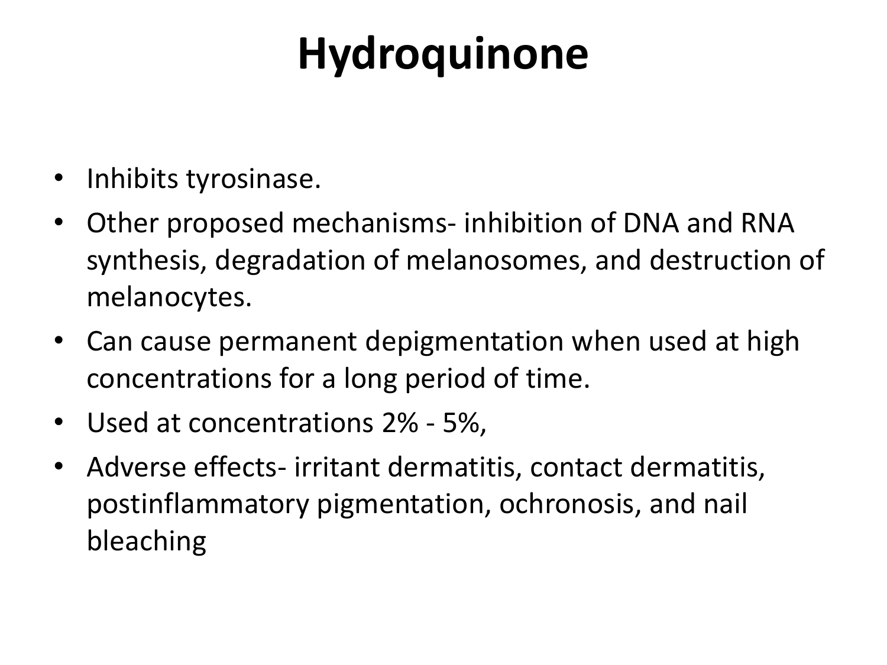# Hydroquinone

- Inhibits tyrosinase.
- Other proposed mechanisms- inhibition of DNA and RNA synthesis, degradation of melanosomes, and destruction of melanocytes.
- Can cause permanent depigmentation when used at high concentrations for a long period of time.
- Used at concentrations 2% - 5%,
- Adverse effects- irritant dermatitis, contact dermatitis, postinflammatory pigmentation, ochronosis, and nail bleaching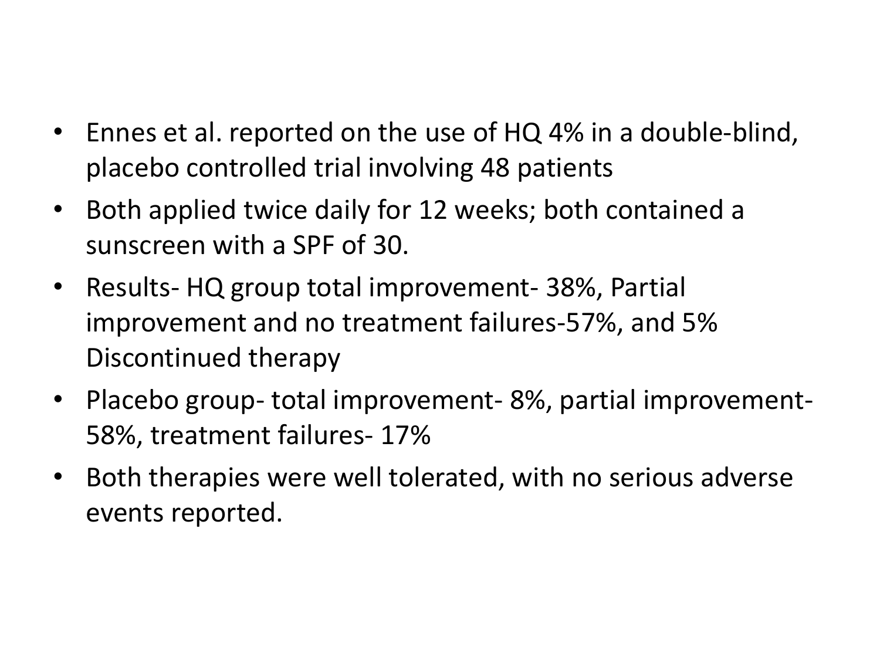- Ennes et al. reported on the use of HQ 4% in a double-blind, placebo controlled trial involving 48 patients
- Both applied twice daily for 12 weeks; both contained a sunscreen with a SPF of 30.
- Results- HQ group total improvement- 38%, Partial improvement and no treatment failures-57%, and 5% Discontinued therapy
- Placebo group- total improvement- 8%, partial improvement- 58%, treatment failures- 17%
- Both therapies were well tolerated, with no serious adverse events reported.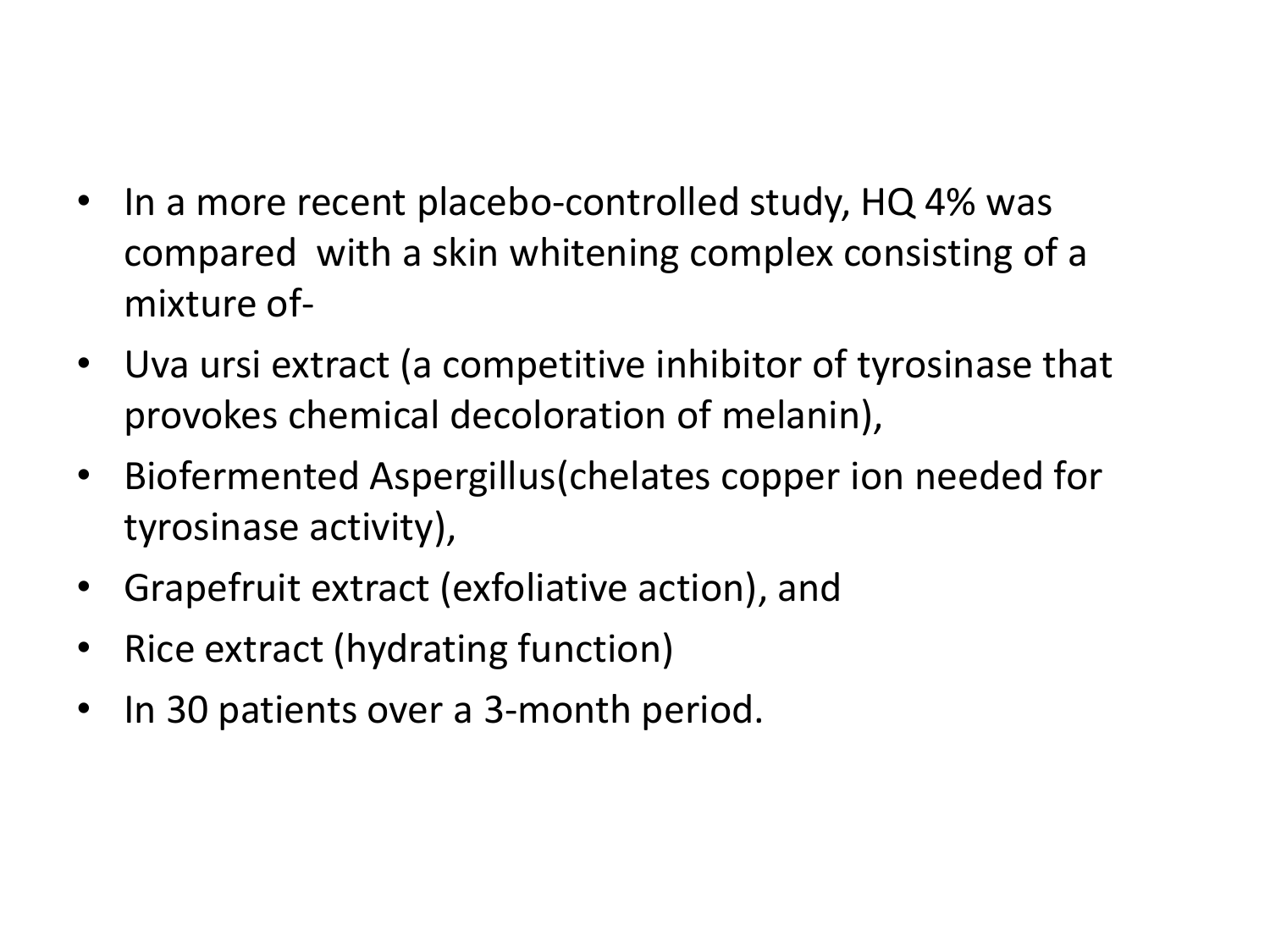- In a more recent placebo-controlled study, HQ 4% was compared with a skin whitening complex consisting of a mixture of-
- Uva ursi extract (a competitive inhibitor of tyrosinase that provokes chemical decoloration of melanin),
- Biofermented Aspergillus(chelates copper ion needed for tyrosinase activity),
- Grapefruit extract (exfoliative action), and
- Rice extract (hydrating function)
- In 30 patients over a 3-month period.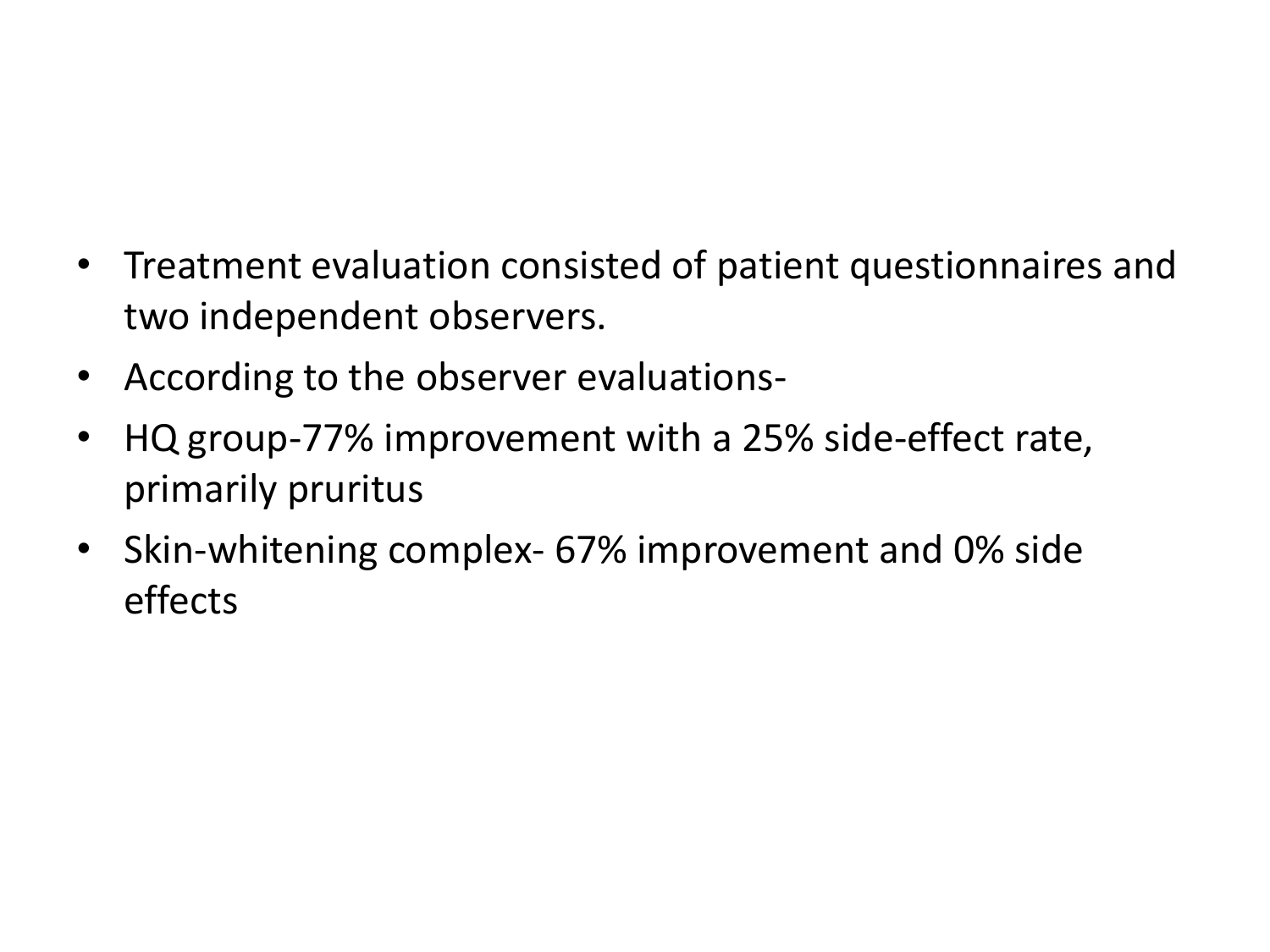- Treatment evaluation consisted of patient questionnaires and two independent observers.
- According to the observer evaluations-
- HQ group-77% improvement with a 25% side-effect rate, primarily pruritus
- Skin-whitening complex- 67% improvement and 0% side effects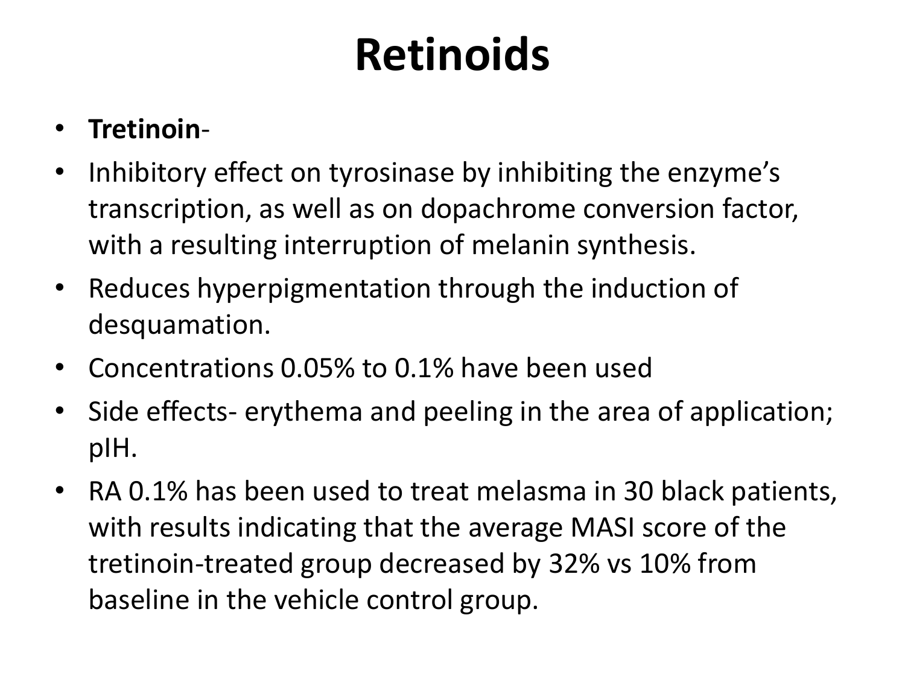# Retinoids

- **Tretinoin**-
- Inhibitory effect on tyrosinase by inhibiting the enzyme's transcription, as well as on dopachrome conversion factor, with a resulting interruption of melanin synthesis.
- Reduces hyperpigmentation through the induction of desquamation.
- Concentrations 0.05% to 0.1% have been used
- Side effects- erythema and peeling in the area of application; pIH.
- RA 0.1% has been used to treat melasma in 30 black patients, with results indicating that the average MASI score of the tretinoin-treated group decreased by 32% vs 10% from baseline in the vehicle control group.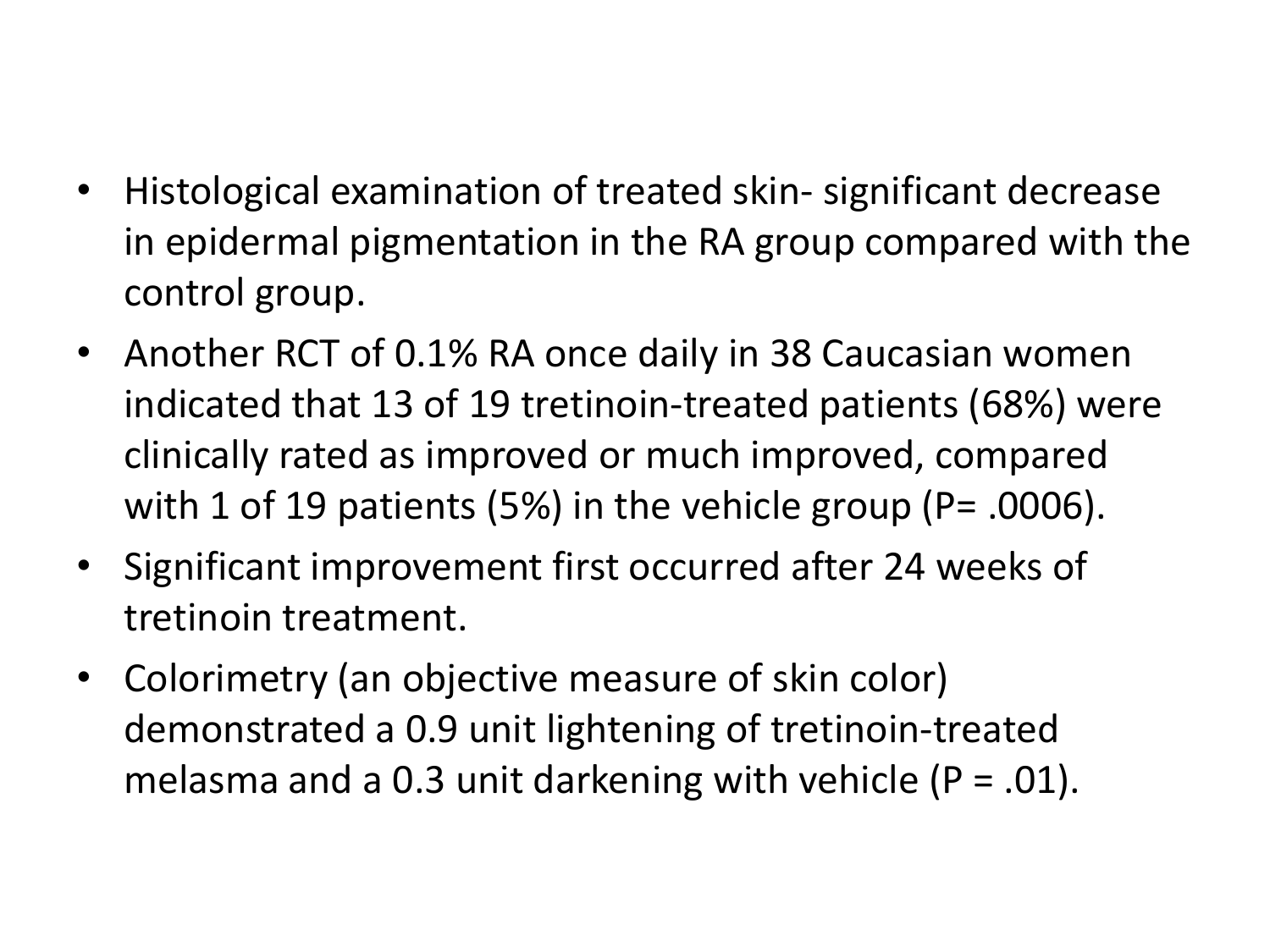- Histological examination of treated skin- significant decrease in epidermal pigmentation in the RA group compared with the control group.
- Another RCT of 0.1% RA once daily in 38 Caucasian women indicated that 13 of 19 tretinoin-treated patients (68%) were clinically rated as improved or much improved, compared with 1 of 19 patients (5%) in the vehicle group ($P = .0006$).
- Significant improvement first occurred after 24 weeks of tretinoin treatment.
- Colorimetry (an objective measure of skin color) demonstrated a 0.9 unit lightening of tretinoin-treated melasma and a 0.3 unit darkening with vehicle ($P = .01$).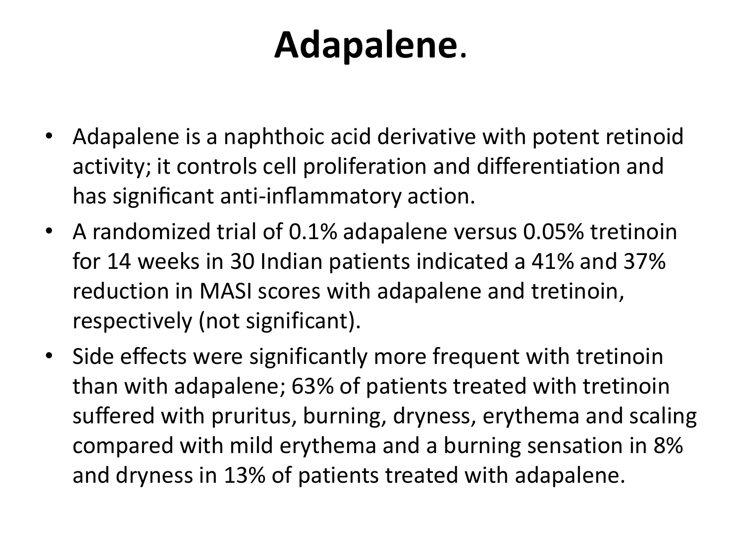# Adapalene.

- Adapalene is a naphthoic acid derivative with potent retinoid activity; it controls cell proliferation and differentiation and has significant anti-inflammatory action.
- A randomized trial of 0.1% adapalene versus 0.05% tretinoin for 14 weeks in 30 Indian patients indicated a 41% and 37% reduction in MASI scores with adapalene and tretinoin, respectively (not significant).
- Side effects were significantly more frequent with tretinoin than with adapalene; 63% of patients treated with tretinoin suffered with pruritus, burning, dryness, erythema and scaling compared with mild erythema and a burning sensation in 8% and dryness in 13% of patients treated with adapalene.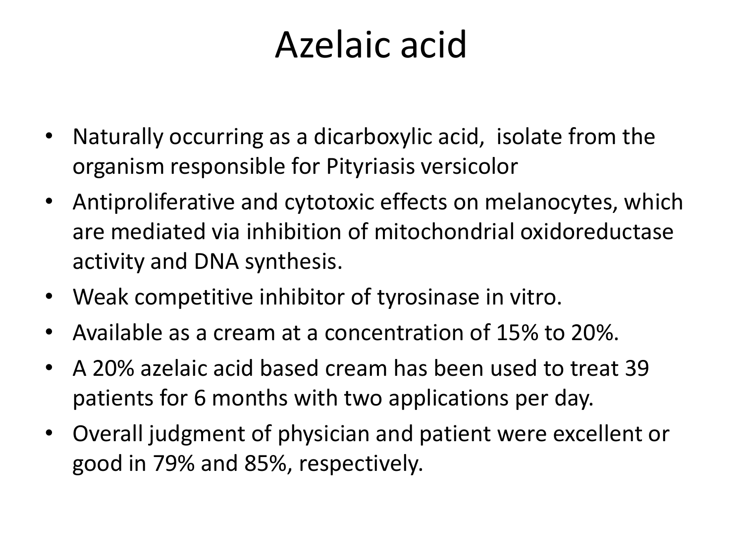# Azelaic acid

- Naturally occurring as a dicarboxylic acid,  isolate from the organism responsible for Pityriasis versicolor
- Antiproliferative and cytotoxic effects on melanocytes, which are mediated via inhibition of mitochondrial oxidoreductase activity and DNA synthesis.
- Weak competitive inhibitor of tyrosinase in vitro.
- Available as a cream at a concentration of 15% to 20%.
- A 20% azelaic acid based cream has been used to treat 39 patients for 6 months with two applications per day.
- Overall judgment of physician and patient were excellent or good in 79% and 85%, respectively.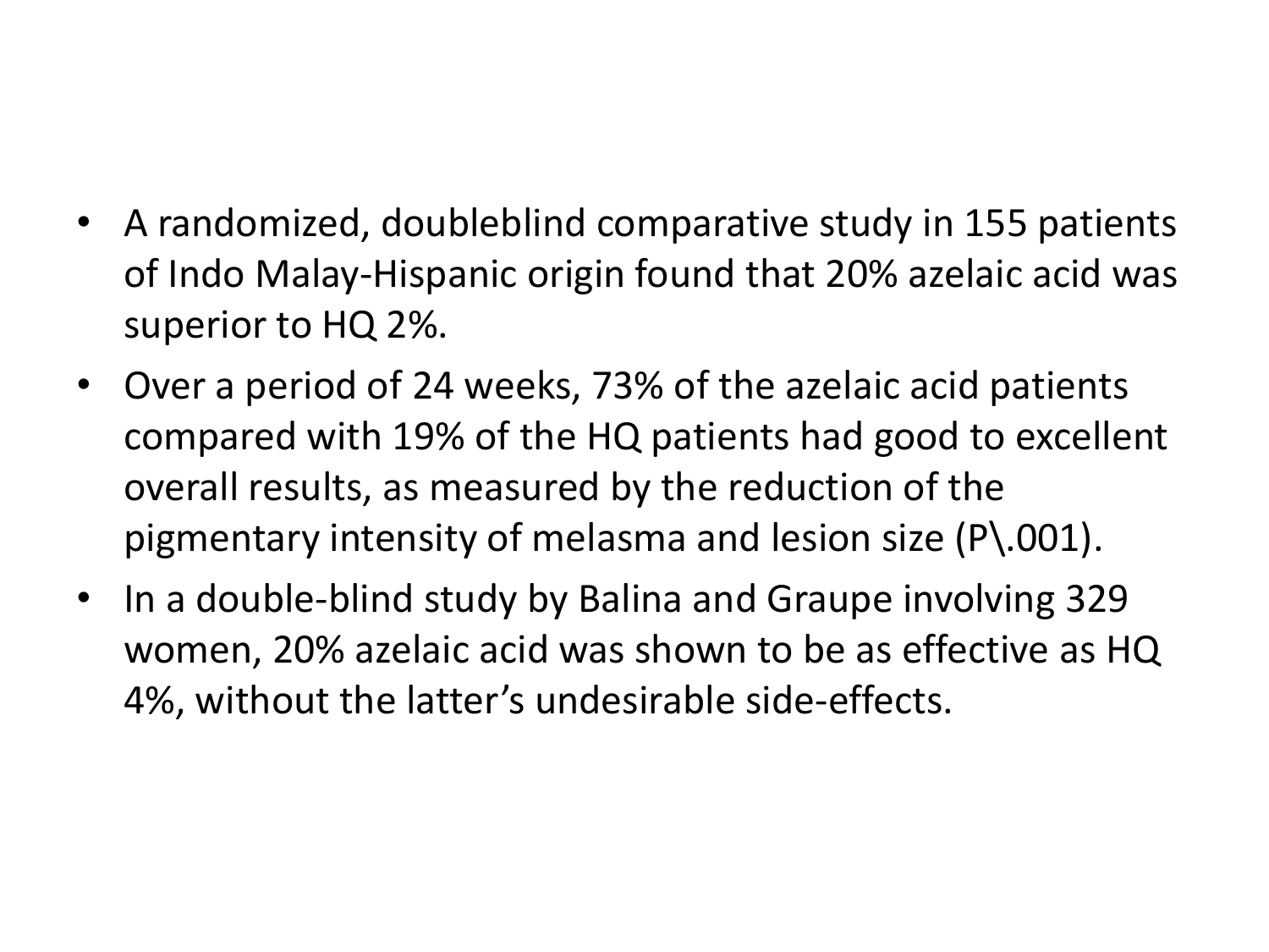- A randomized, doubleblind comparative study in 155 patients of Indo Malay-Hispanic origin found that 20% azelaic acid was superior to HQ 2%.
- Over a period of 24 weeks, 73% of the azelaic acid patients compared with 19% of the HQ patients had good to excellent overall results, as measured by the reduction of the pigmentary intensity of melasma and lesion size (P\.001).
- In a double-blind study by Balina and Graupe involving 329 women, 20% azelaic acid was shown to be as effective as HQ 4%, without the latter's undesirable side-effects.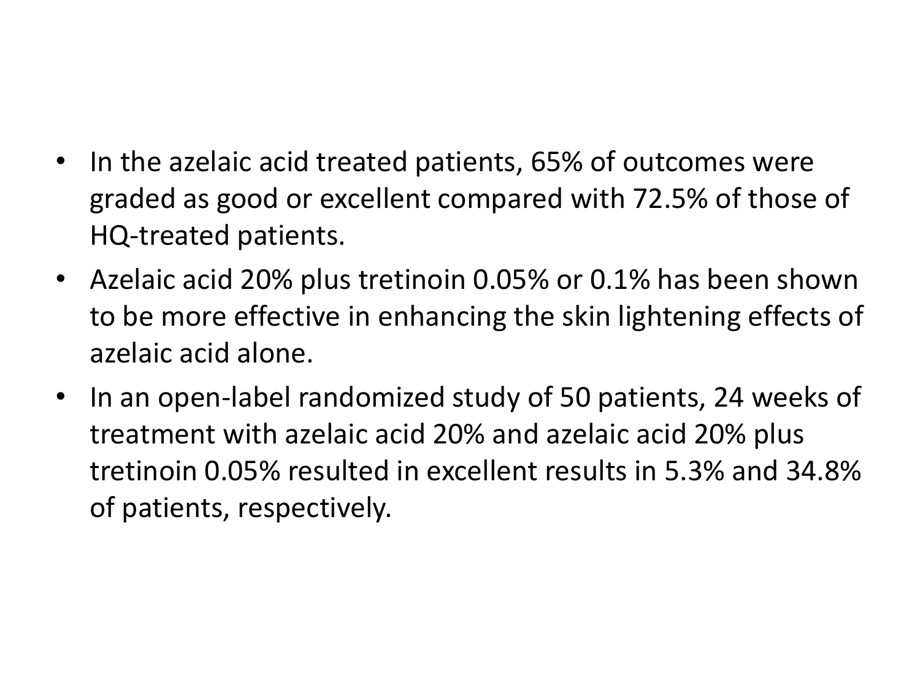- In the azelaic acid treated patients, 65% of outcomes were graded as good or excellent compared with 72.5% of those of HQ-treated patients.
- Azelaic acid 20% plus tretinoin 0.05% or 0.1% has been shown to be more effective in enhancing the skin lightening effects of azelaic acid alone.
- In an open-label randomized study of 50 patients, 24 weeks of treatment with azelaic acid 20% and azelaic acid 20% plus tretinoin 0.05% resulted in excellent results in 5.3% and 34.8% of patients, respectively.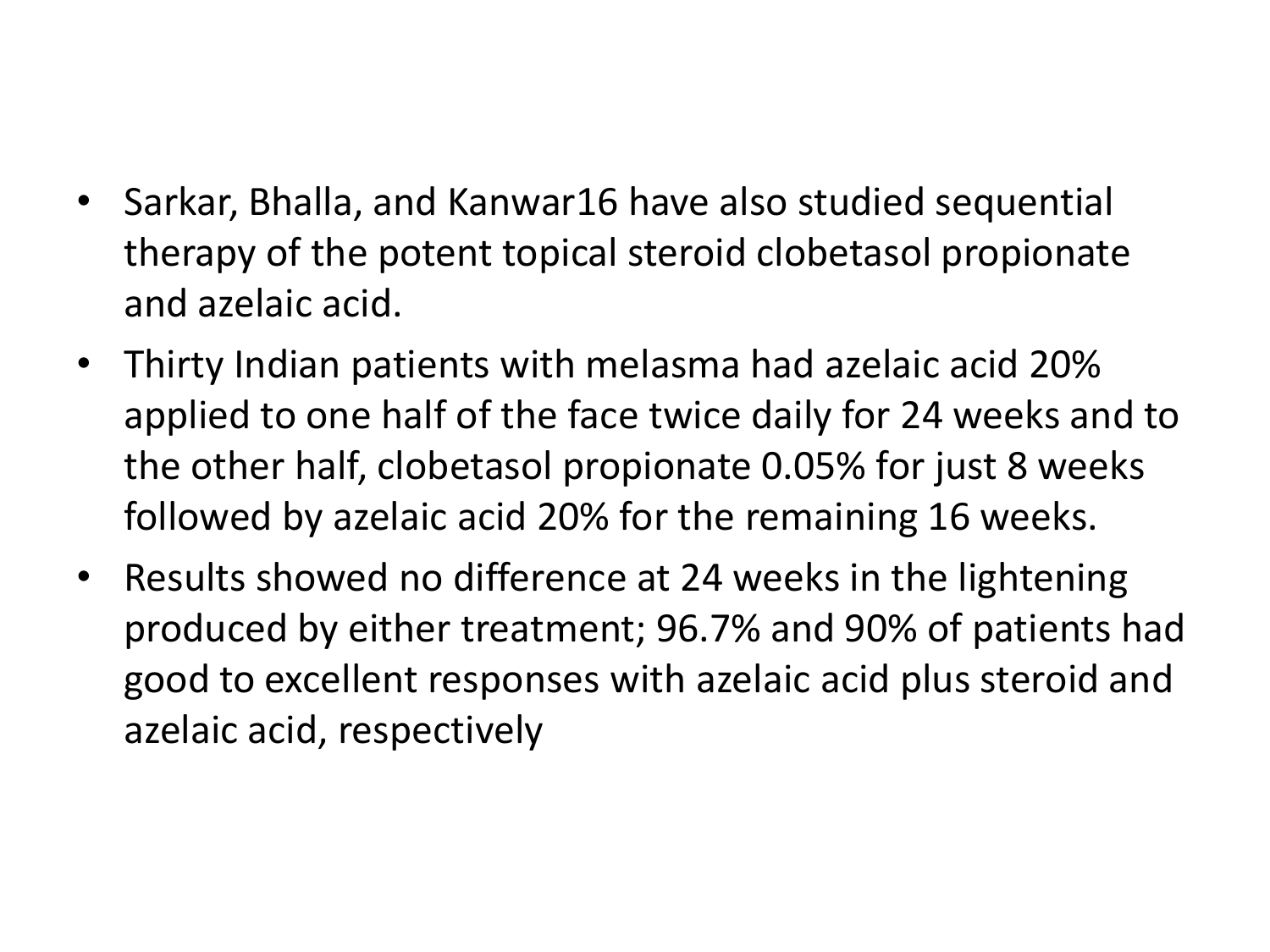- Sarkar, Bhalla, and Kanwar16 have also studied sequential therapy of the potent topical steroid clobetasol propionate and azelaic acid.
- Thirty Indian patients with melasma had azelaic acid 20% applied to one half of the face twice daily for 24 weeks and to the other half, clobetasol propionate 0.05% for just 8 weeks followed by azelaic acid 20% for the remaining 16 weeks.
- Results showed no difference at 24 weeks in the lightening produced by either treatment; 96.7% and 90% of patients had good to excellent responses with azelaic acid plus steroid and azelaic acid, respectively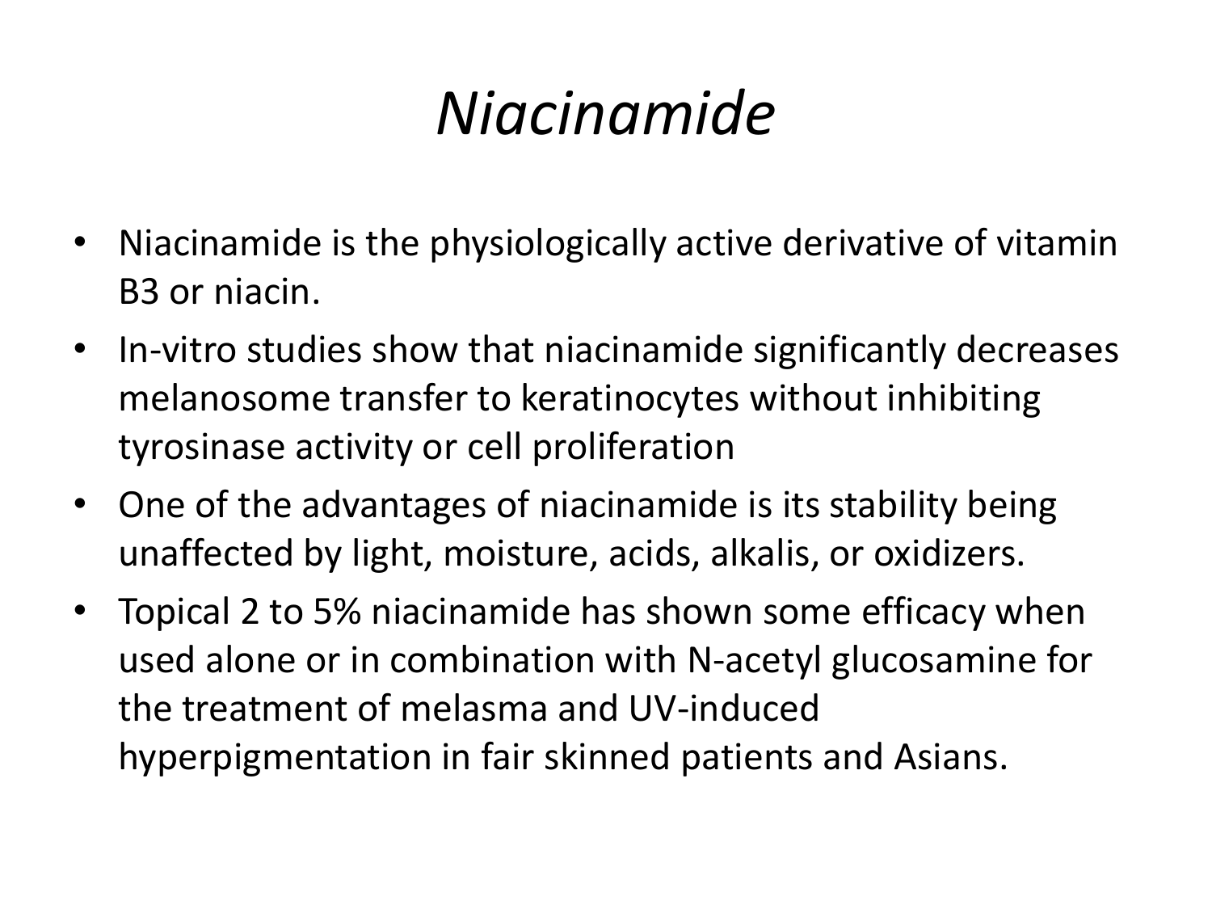# *Niacinamide*

- Niacinamide is the physiologically active derivative of vitamin B3 or niacin.
- In-vitro studies show that niacinamide significantly decreases melanosome transfer to keratinocytes without inhibiting tyrosinase activity or cell proliferation
- One of the advantages of niacinamide is its stability being unaffected by light, moisture, acids, alkalis, or oxidizers.
- Topical 2 to 5% niacinamide has shown some efficacy when used alone or in combination with N-acetyl glucosamine for the treatment of melasma and UV-induced hyperpigmentation in fair skinned patients and Asians.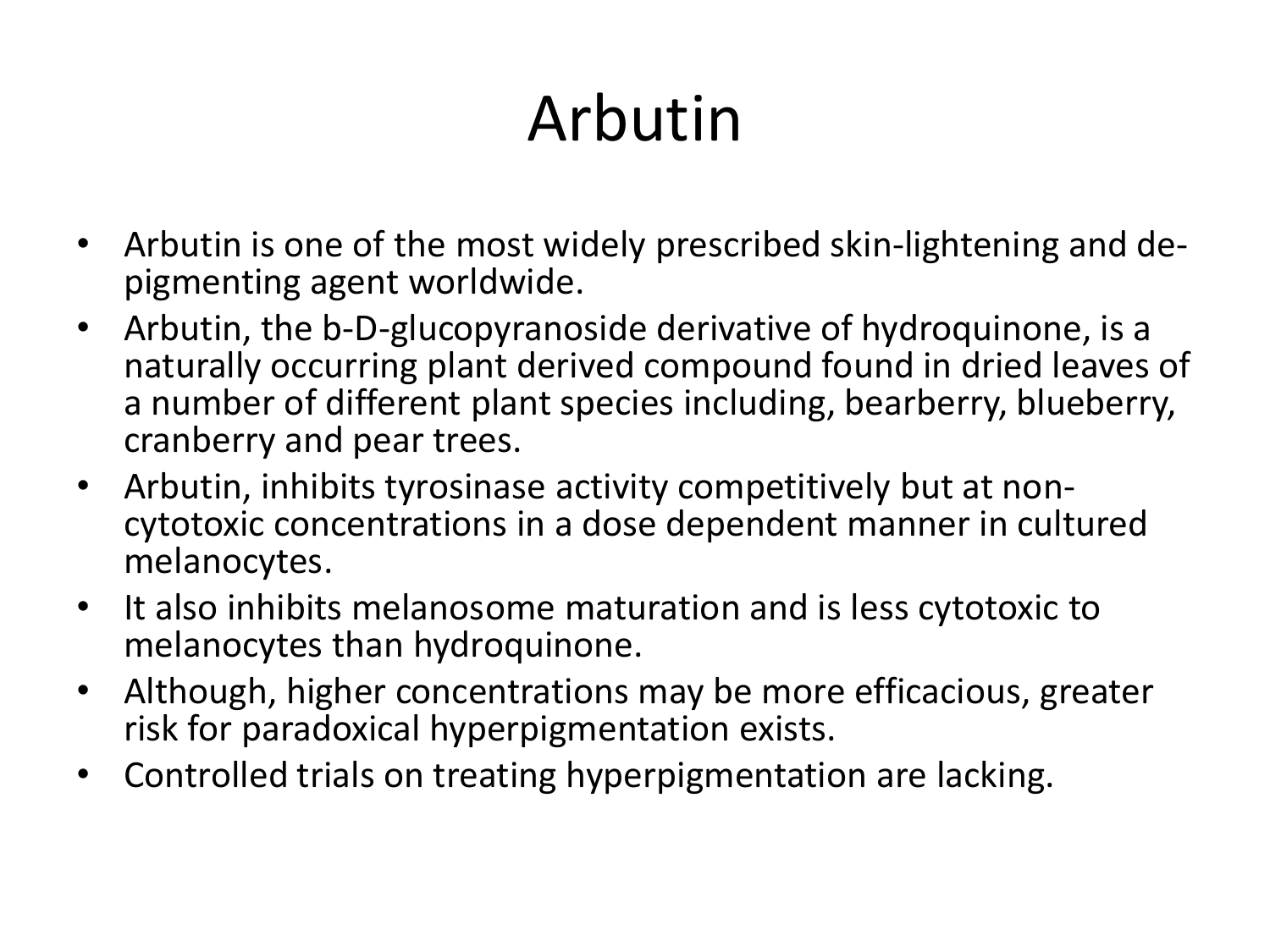# Arbutin

- Arbutin is one of the most widely prescribed skin-lightening and de-pigmenting agent worldwide.
- Arbutin, the b-D-glucopyranoside derivative of hydroquinone, is a naturally occurring plant derived compound found in dried leaves of a number of different plant species including, bearberry, blueberry, cranberry and pear trees.
- Arbutin, inhibits tyrosinase activity competitively but at non-cytotoxic concentrations in a dose dependent manner in cultured melanocytes.
- It also inhibits melanosome maturation and is less cytotoxic to melanocytes than hydroquinone.
- Although, higher concentrations may be more efficacious, greater risk for paradoxical hyperpigmentation exists.
- Controlled trials on treating hyperpigmentation are lacking.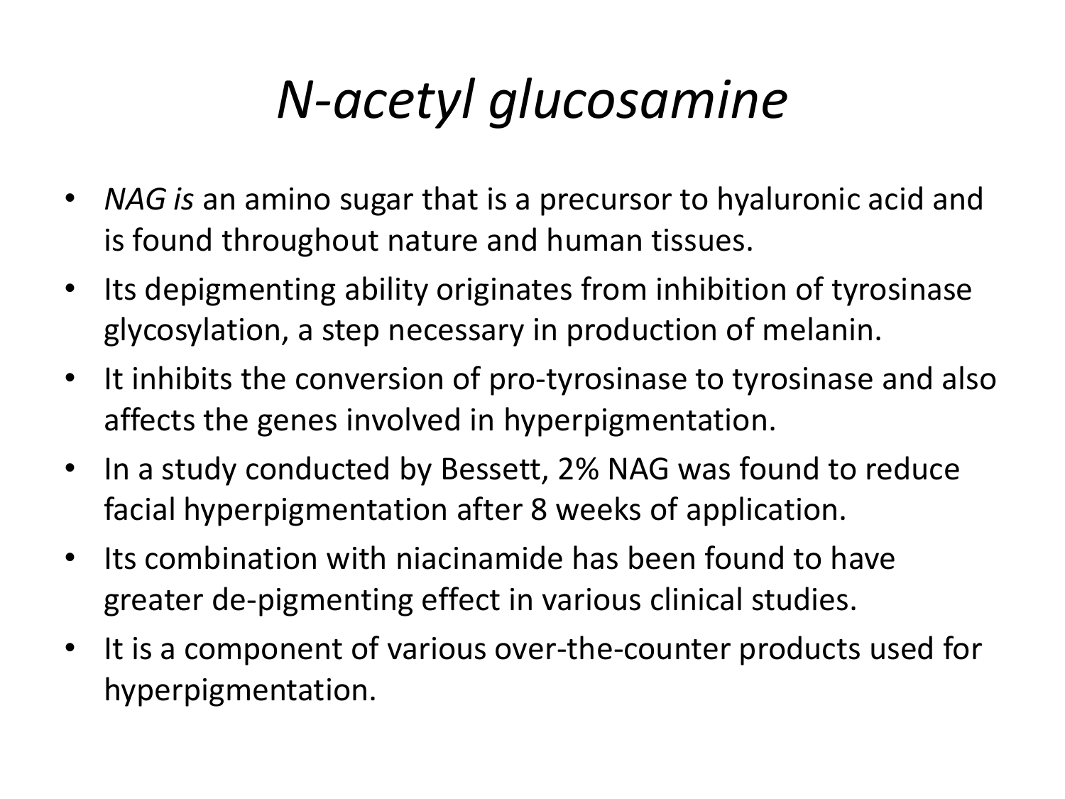# *N-acetyl glucosamine*

- *NAG is* an amino sugar that is a precursor to hyaluronic acid and is found throughout nature and human tissues.
- Its depigmenting ability originates from inhibition of tyrosinase glycosylation, a step necessary in production of melanin.
- It inhibits the conversion of pro-tyrosinase to tyrosinase and also affects the genes involved in hyperpigmentation.
- In a study conducted by Bessett, 2% NAG was found to reduce facial hyperpigmentation after 8 weeks of application.
- Its combination with niacinamide has been found to have greater de-pigmenting effect in various clinical studies.
- It is a component of various over-the-counter products used for hyperpigmentation.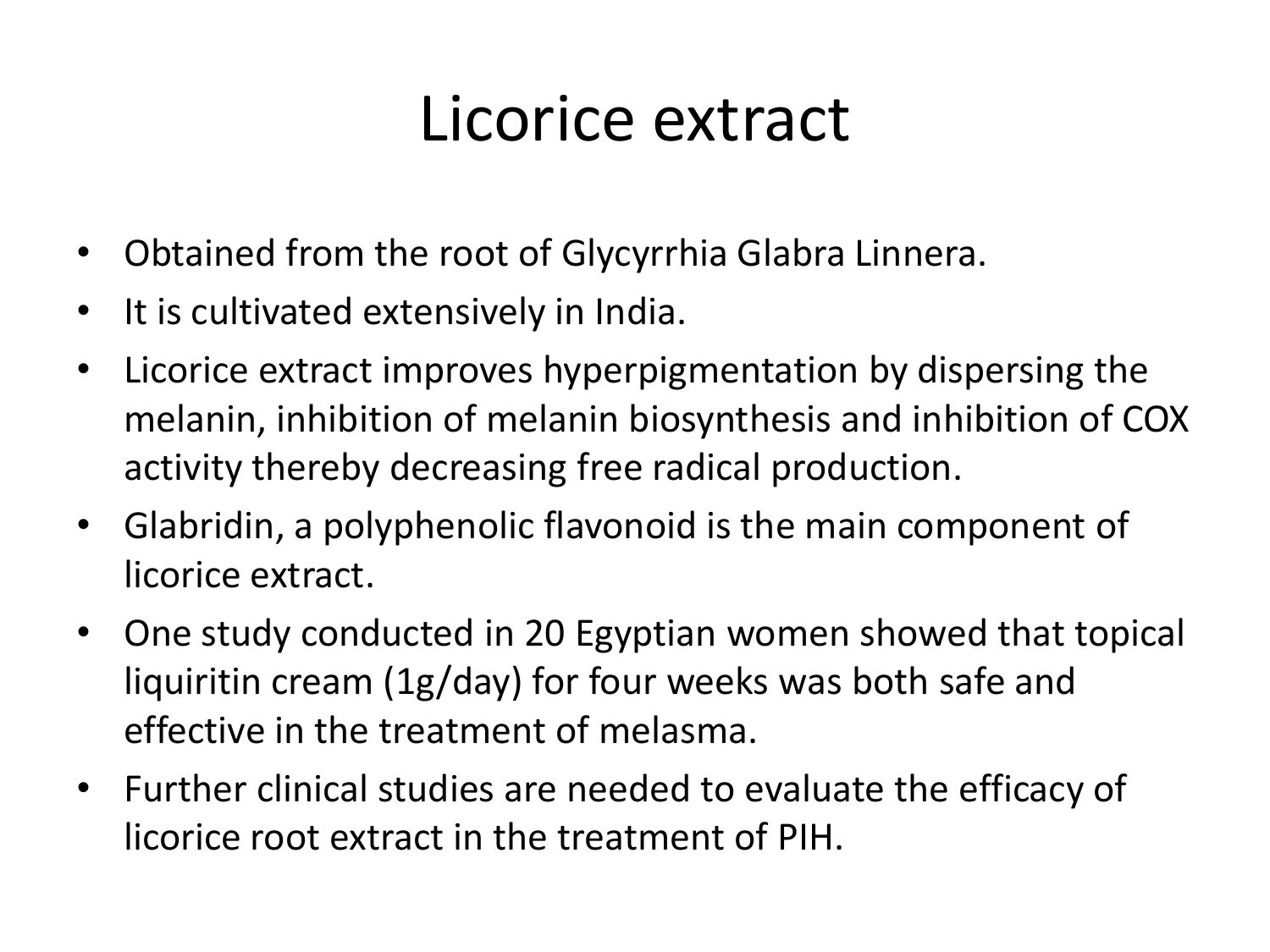# Licorice extract

- Obtained from the root of Glycyrrhia Glabra Linnera.
- It is cultivated extensively in India.
- Licorice extract improves hyperpigmentation by dispersing the melanin, inhibition of melanin biosynthesis and inhibition of COX activity thereby decreasing free radical production.
- Glabridin, a polyphenolic flavonoid is the main component of licorice extract.
- One study conducted in 20 Egyptian women showed that topical liquiritin cream (1g/day) for four weeks was both safe and effective in the treatment of melasma.
- Further clinical studies are needed to evaluate the efficacy of licorice root extract in the treatment of PIH.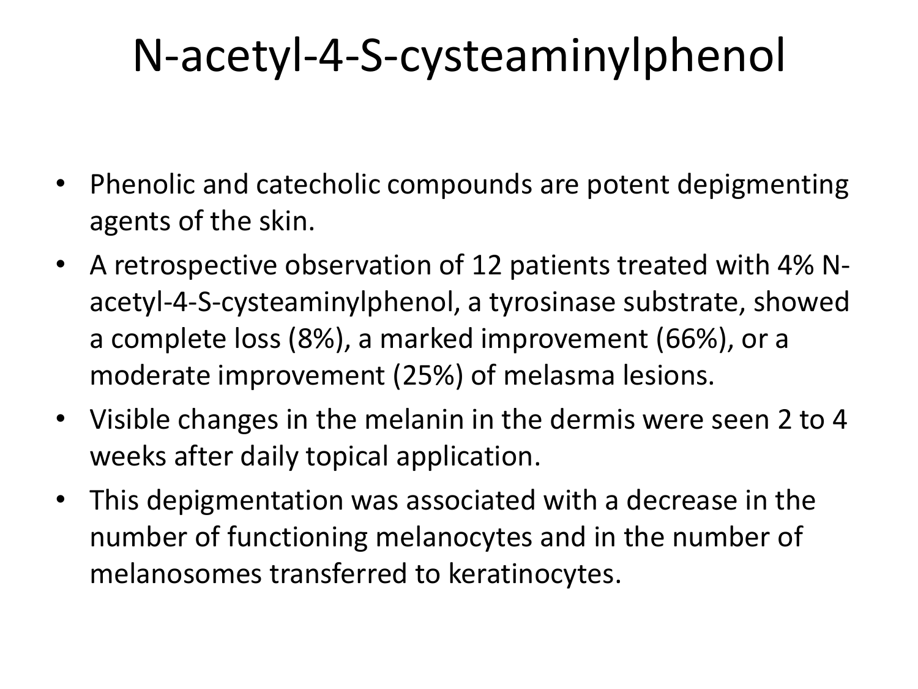# N-acetyl-4-S-cysteaminylphenol

- Phenolic and catecholic compounds are potent depigmenting agents of the skin.
- A retrospective observation of 12 patients treated with 4% N-acetyl-4-S-cysteaminylphenol, a tyrosinase substrate, showed a complete loss (8%), a marked improvement (66%), or a moderate improvement (25%) of melasma lesions.
- Visible changes in the melanin in the dermis were seen 2 to 4 weeks after daily topical application.
- This depigmentation was associated with a decrease in the number of functioning melanocytes and in the number of melanosomes transferred to keratinocytes.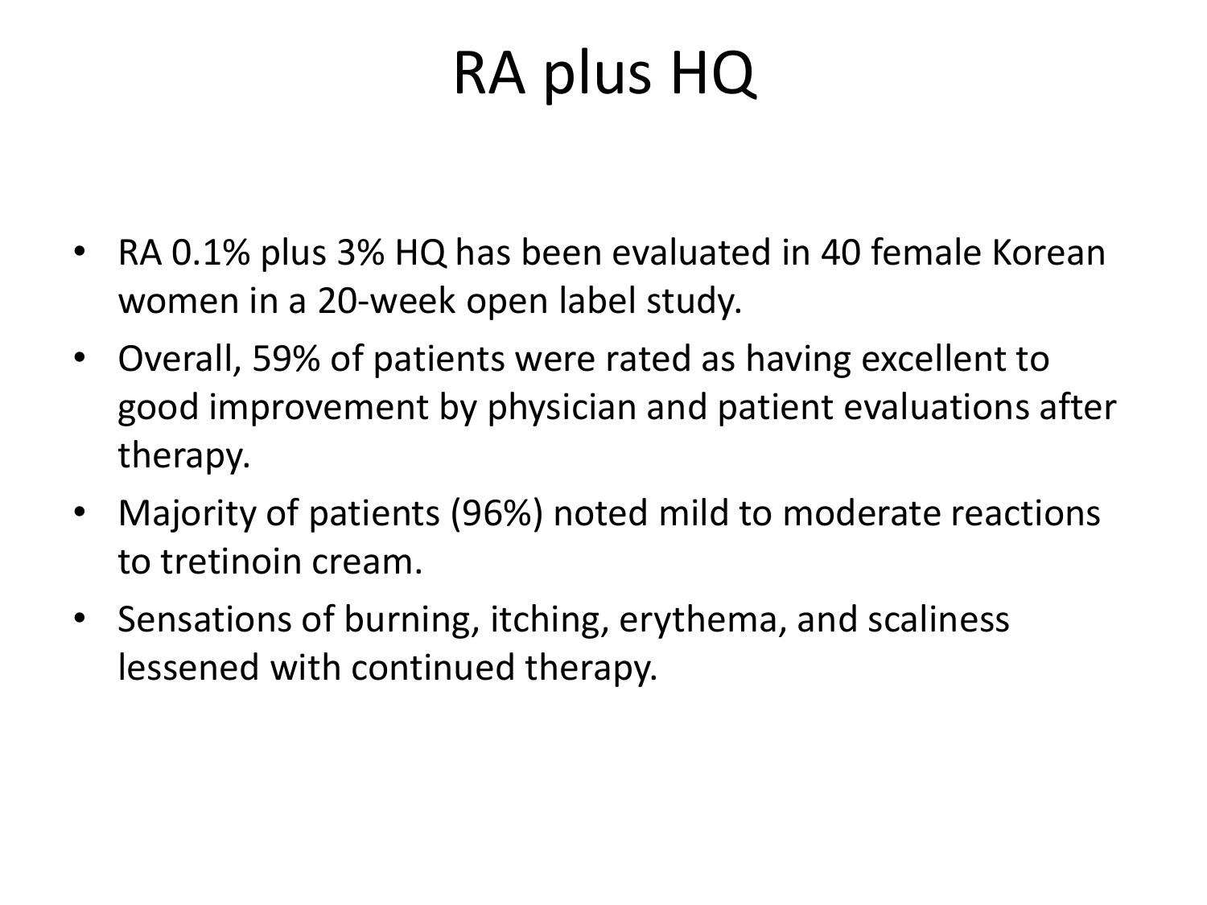# RA plus HQ

- RA 0.1% plus 3% HQ has been evaluated in 40 female Korean women in a 20-week open label study.
- Overall, 59% of patients were rated as having excellent to good improvement by physician and patient evaluations after therapy.
- Majority of patients (96%) noted mild to moderate reactions to tretinoin cream.
- Sensations of burning, itching, erythema, and scaliness lessened with continued therapy.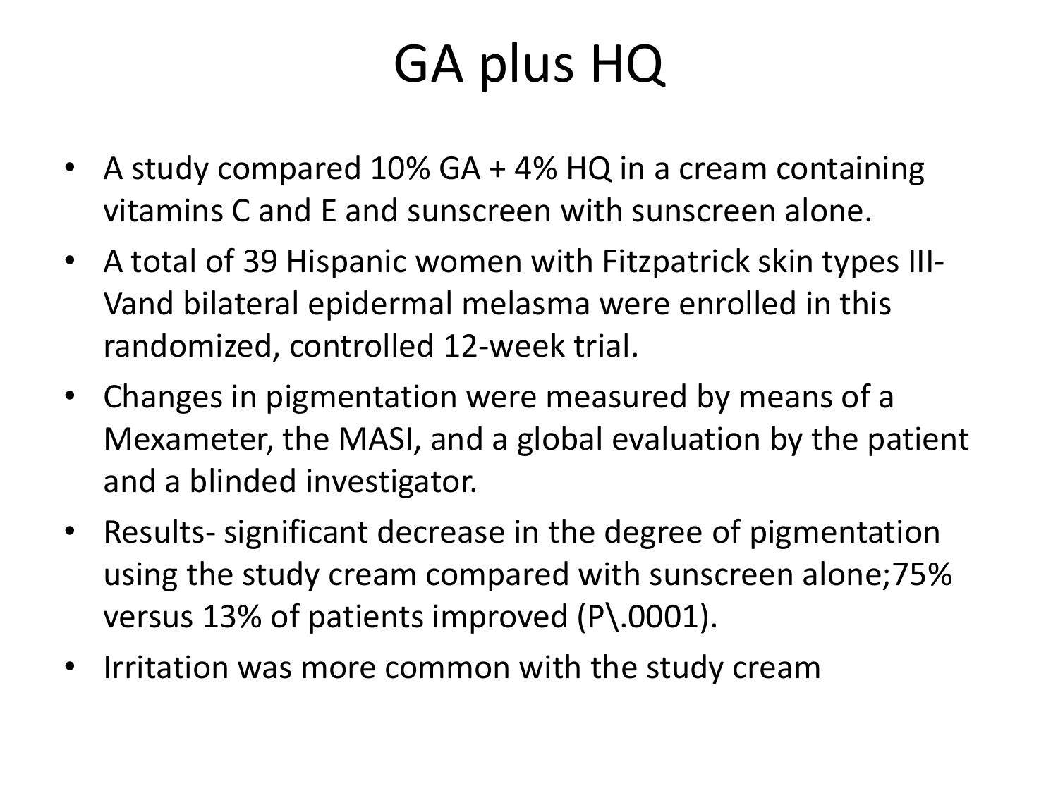# GA plus HQ

- A study compared 10% GA + 4% HQ in a cream containing vitamins C and E and sunscreen with sunscreen alone.
- A total of 39 Hispanic women with Fitzpatrick skin types III-Vand bilateral epidermal melasma were enrolled in this randomized, controlled 12-week trial.
- Changes in pigmentation were measured by means of a Mexameter, the MASI, and a global evaluation by the patient and a blinded investigator.
- Results- significant decrease in the degree of pigmentation using the study cream compared with sunscreen alone;75% versus 13% of patients improved (P\.0001).
- Irritation was more common with the study cream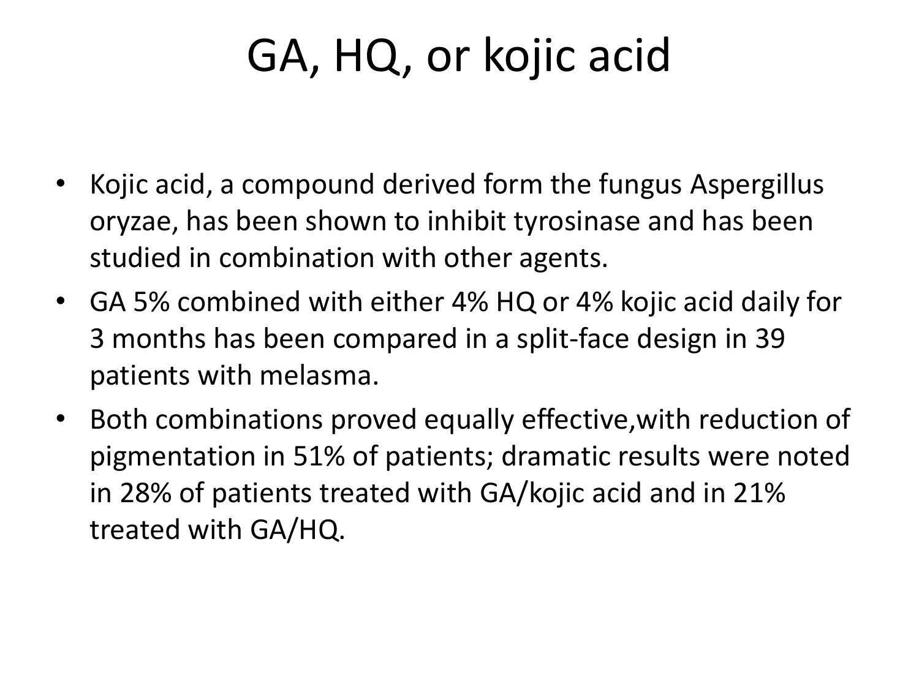# GA, HQ, or kojic acid

- Kojic acid, a compound derived form the fungus Aspergillus oryzae, has been shown to inhibit tyrosinase and has been studied in combination with other agents.
- GA 5% combined with either 4% HQ or 4% kojic acid daily for 3 months has been compared in a split-face design in 39 patients with melasma.
- Both combinations proved equally effective,with reduction of pigmentation in 51% of patients; dramatic results were noted in 28% of patients treated with GA/kojic acid and in 21% treated with GA/HQ.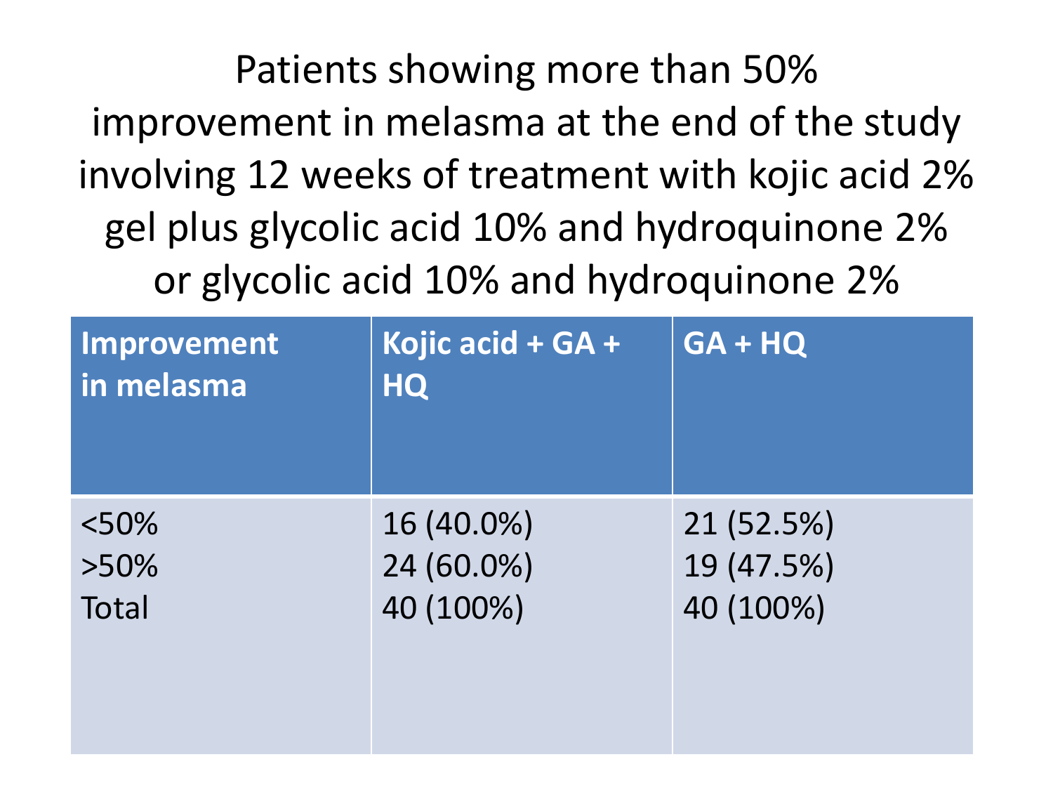# Patients showing more than 50% improvement in melasma at the end of the study involving 12 weeks of treatment with kojic acid 2% gel plus glycolic acid 10% and hydroquinone 2% or glycolic acid 10% and hydroquinone 2%

| Improvement in melasma | Kojic acid + GA + HQ | GA + HQ |
|---|---|---|
| <50% | 16 (40.0%) | 21 (52.5%) |
| >50% | 24 (60.0%) | 19 (47.5%) |
| Total | 40 (100%) | 40 (100%) |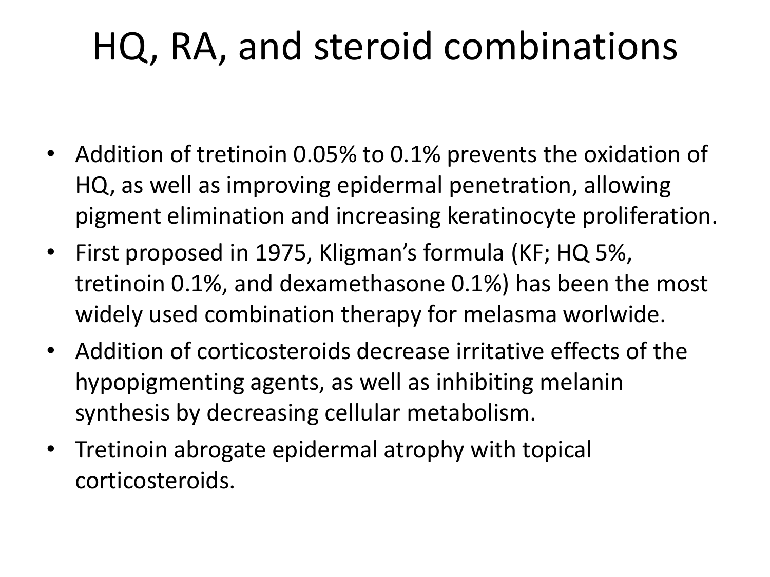# HQ, RA, and steroid combinations

- Addition of tretinoin 0.05% to 0.1% prevents the oxidation of HQ, as well as improving epidermal penetration, allowing pigment elimination and increasing keratinocyte proliferation.
- First proposed in 1975, Kligman's formula (KF; HQ 5%, tretinoin 0.1%, and dexamethasone 0.1%) has been the most widely used combination therapy for melasma worlwide.
- Addition of corticosteroids decrease irritative effects of the hypopigmenting agents, as well as inhibiting melanin synthesis by decreasing cellular metabolism.
- Tretinoin abrogate epidermal atrophy with topical corticosteroids.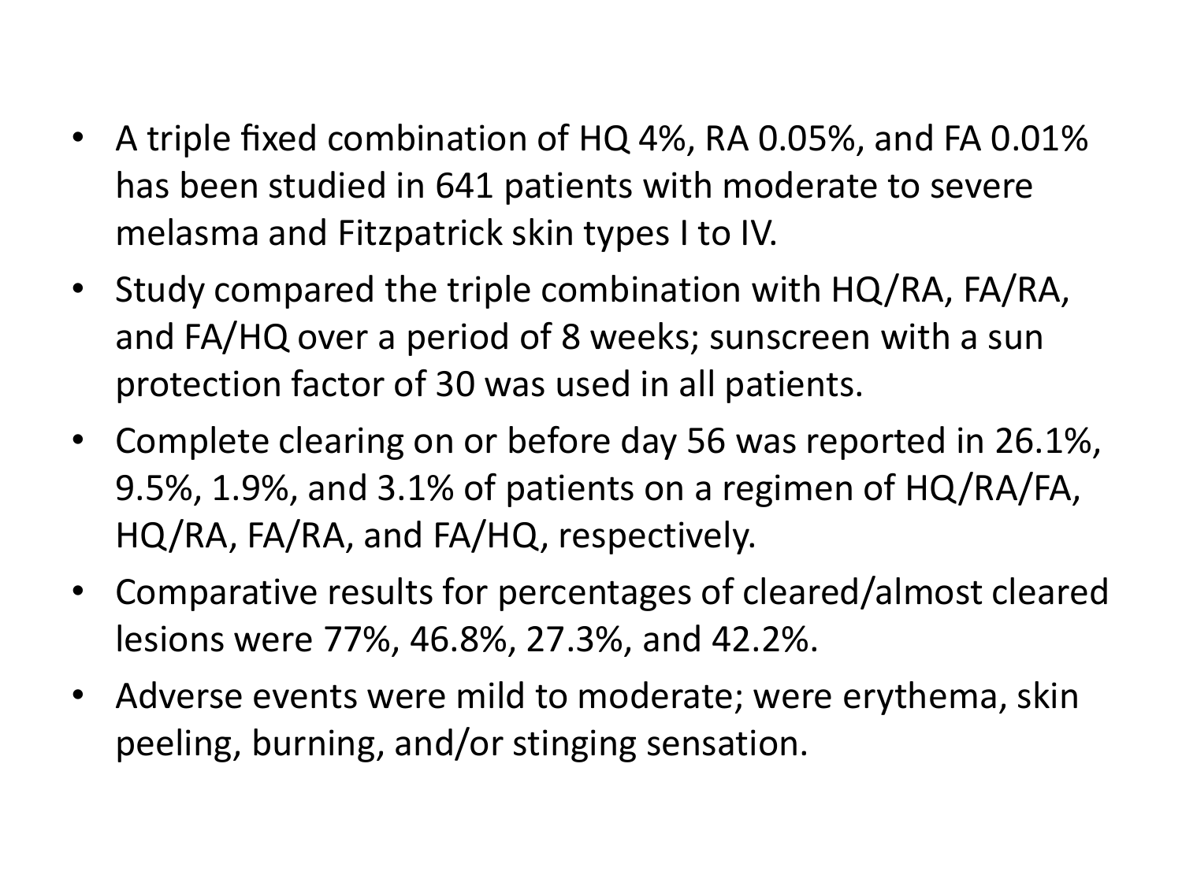- A triple fixed combination of HQ 4%, RA 0.05%, and FA 0.01% has been studied in 641 patients with moderate to severe melasma and Fitzpatrick skin types I to IV.
- Study compared the triple combination with HQ/RA, FA/RA, and FA/HQ over a period of 8 weeks; sunscreen with a sun protection factor of 30 was used in all patients.
- Complete clearing on or before day 56 was reported in 26.1%, 9.5%, 1.9%, and 3.1% of patients on a regimen of HQ/RA/FA, HQ/RA, FA/RA, and FA/HQ, respectively.
- Comparative results for percentages of cleared/almost cleared lesions were 77%, 46.8%, 27.3%, and 42.2%.
- Adverse events were mild to moderate; were erythema, skin peeling, burning, and/or stinging sensation.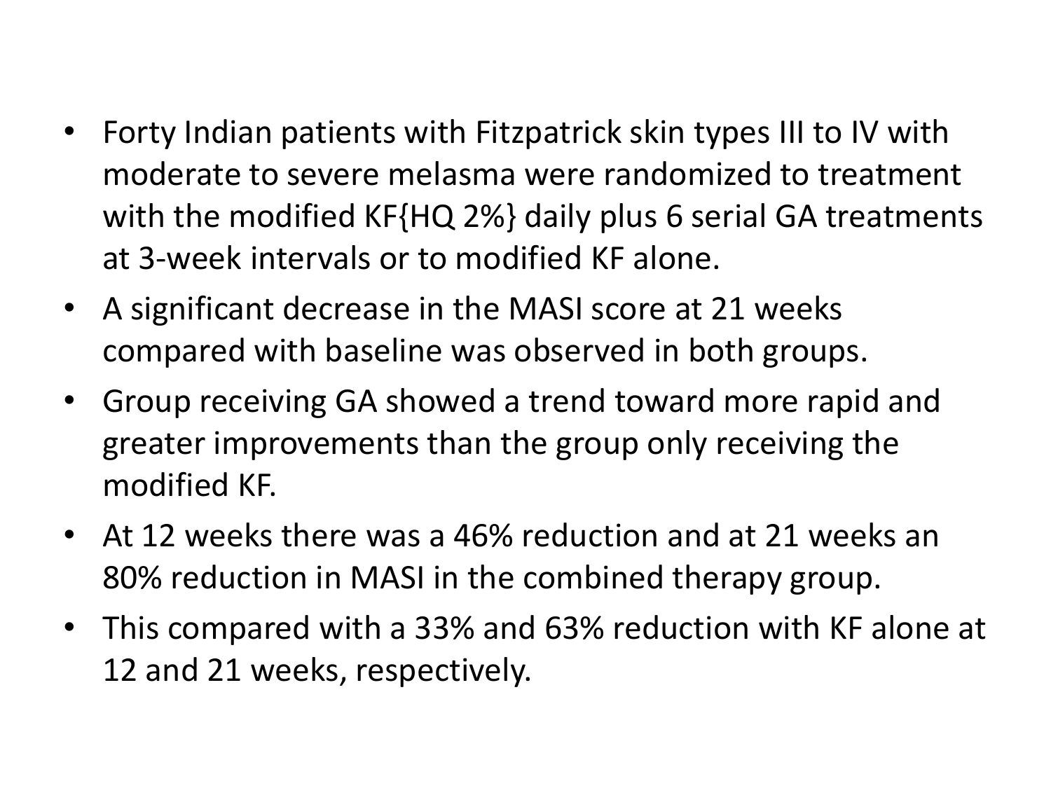- Forty Indian patients with Fitzpatrick skin types III to IV with moderate to severe melasma were randomized to treatment with the modified KF{HQ 2%} daily plus 6 serial GA treatments at 3-week intervals or to modified KF alone.
- A significant decrease in the MASI score at 21 weeks compared with baseline was observed in both groups.
- Group receiving GA showed a trend toward more rapid and greater improvements than the group only receiving the modified KF.
- At 12 weeks there was a 46% reduction and at 21 weeks an 80% reduction in MASI in the combined therapy group.
- This compared with a 33% and 63% reduction with KF alone at 12 and 21 weeks, respectively.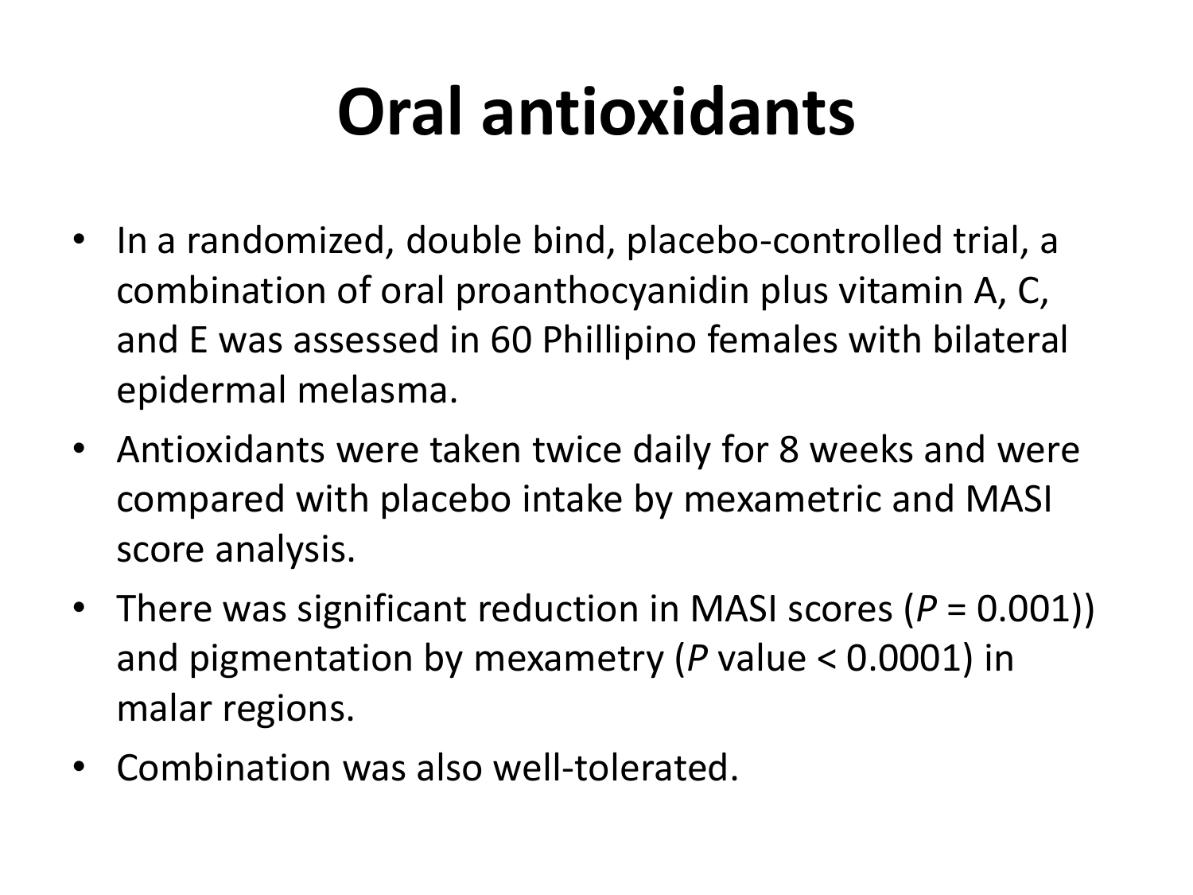# Oral antioxidants

- In a randomized, double bind, placebo-controlled trial, a combination of oral proanthocyanidin plus vitamin A, C, and E was assessed in 60 Phillipino females with bilateral epidermal melasma.
- Antioxidants were taken twice daily for 8 weeks and were compared with placebo intake by mexametric and MASI score analysis.
- There was significant reduction in MASI scores ($P = 0.001$)) and pigmentation by mexametry ($P$ value $< 0.0001$) in malar regions.
- Combination was also well-tolerated.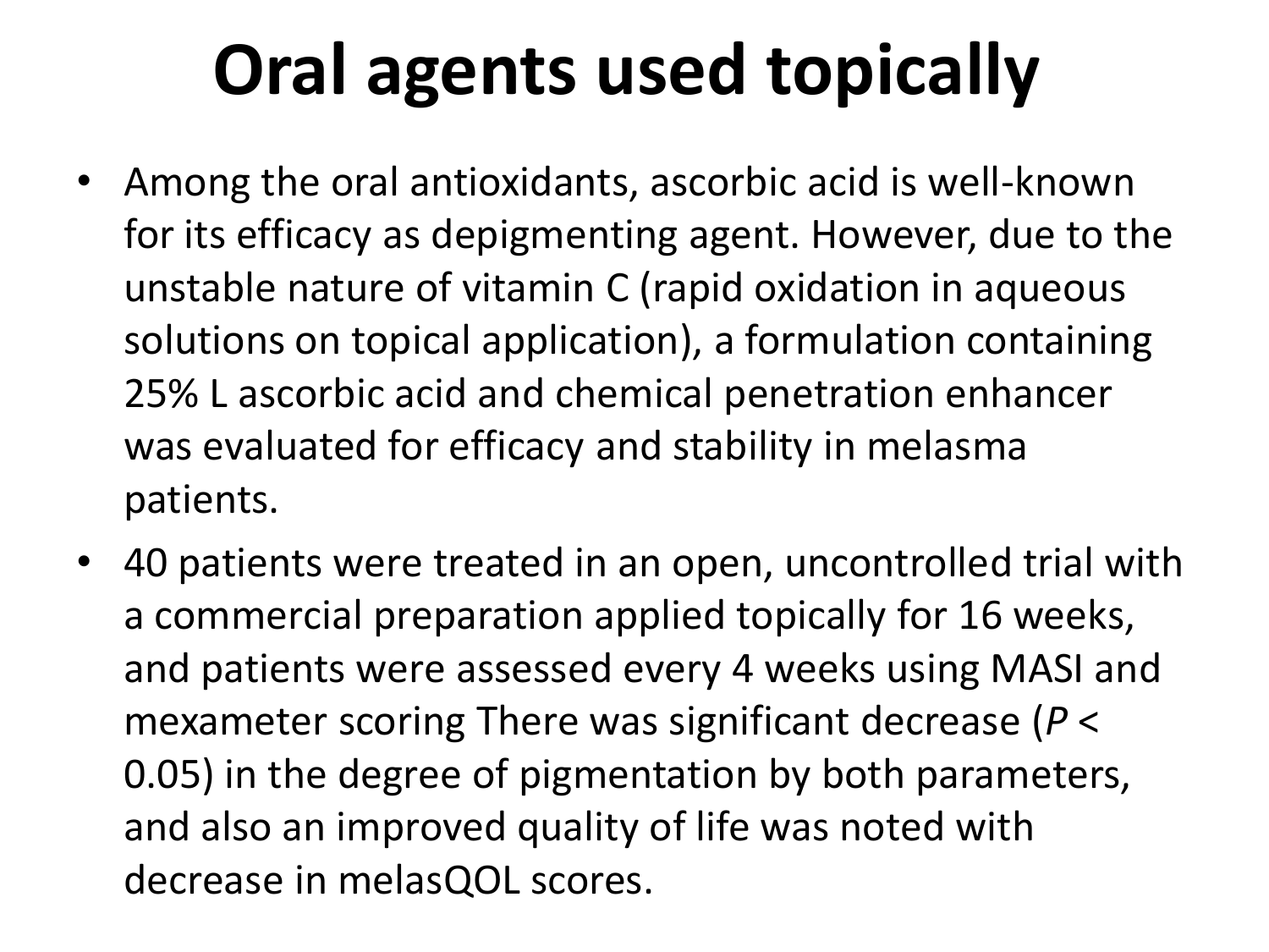# Oral agents used topically

- Among the oral antioxidants, ascorbic acid is well-known for its efficacy as depigmenting agent. However, due to the unstable nature of vitamin C (rapid oxidation in aqueous solutions on topical application), a formulation containing 25% L ascorbic acid and chemical penetration enhancer was evaluated for efficacy and stability in melasma patients.
- 40 patients were treated in an open, uncontrolled trial with a commercial preparation applied topically for 16 weeks, and patients were assessed every 4 weeks using MASI and mexameter scoring There was significant decrease ($P < 0.05$) in the degree of pigmentation by both parameters, and also an improved quality of life was noted with decrease in melasQOL scores.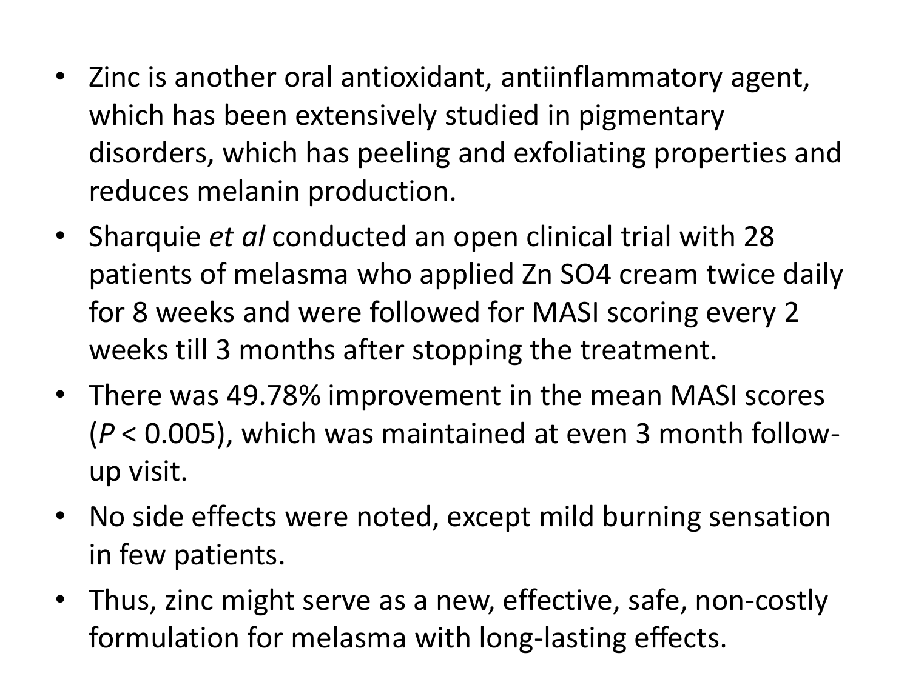- Zinc is another oral antioxidant, antiinflammatory agent, which has been extensively studied in pigmentary disorders, which has peeling and exfoliating properties and reduces melanin production.
- Sharquie *et al* conducted an open clinical trial with 28 patients of melasma who applied Zn SO4 cream twice daily for 8 weeks and were followed for MASI scoring every 2 weeks till 3 months after stopping the treatment.
- There was 49.78% improvement in the mean MASI scores ($P < 0.005$), which was maintained at even 3 month follow-up visit.
- No side effects were noted, except mild burning sensation in few patients.
- Thus, zinc might serve as a new, effective, safe, non-costly formulation for melasma with long-lasting effects.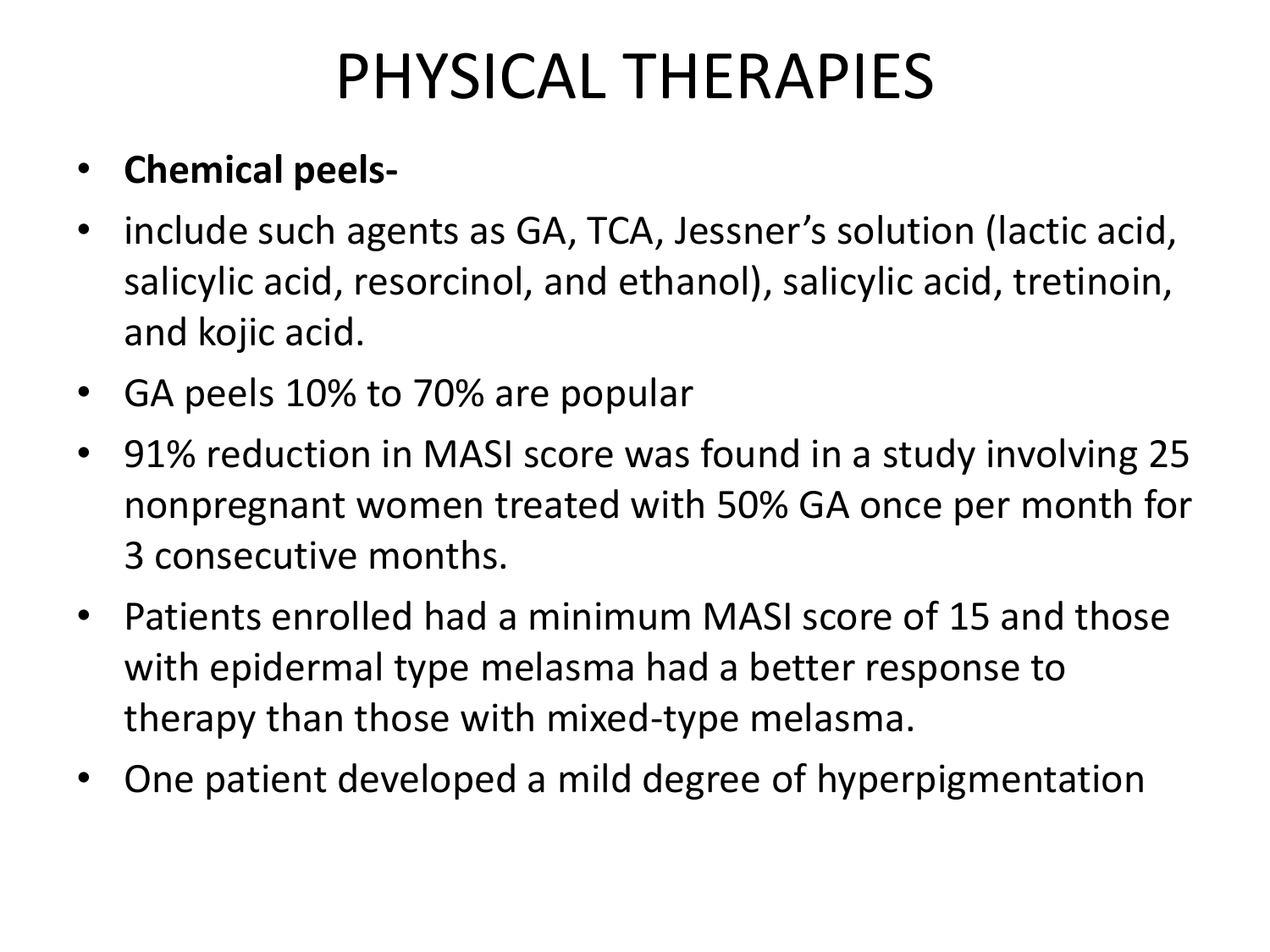# PHYSICAL THERAPIES

- **Chemical peels-**
- include such agents as GA, TCA, Jessner's solution (lactic acid, salicylic acid, resorcinol, and ethanol), salicylic acid, tretinoin, and kojic acid.
- GA peels 10% to 70% are popular
- 91% reduction in MASI score was found in a study involving 25 nonpregnant women treated with 50% GA once per month for 3 consecutive months.
- Patients enrolled had a minimum MASI score of 15 and those with epidermal type melasma had a better response to therapy than those with mixed-type melasma.
- One patient developed a mild degree of hyperpigmentation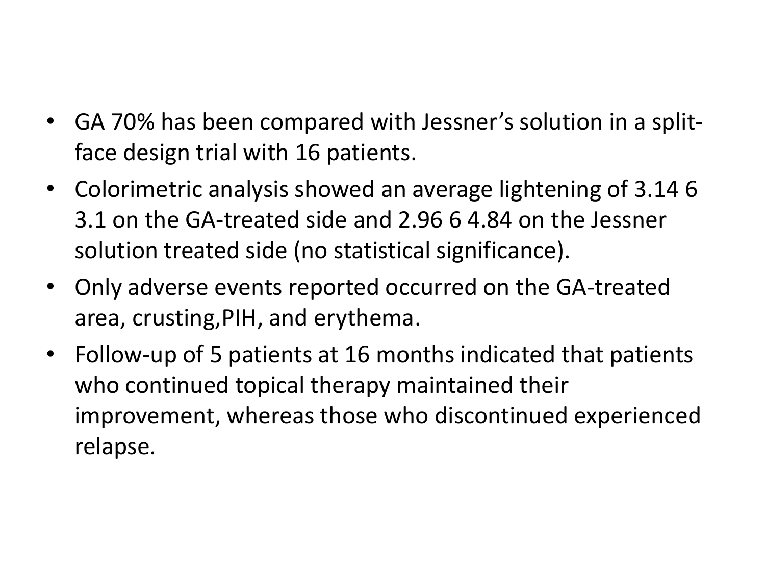- GA 70% has been compared with Jessner's solution in a split-face design trial with 16 patients.
- Colorimetric analysis showed an average lightening of 3.14 6 3.1 on the GA-treated side and 2.96 6 4.84 on the Jessner solution treated side (no statistical significance).
- Only adverse events reported occurred on the GA-treated area, crusting,PIH, and erythema.
- Follow-up of 5 patients at 16 months indicated that patients who continued topical therapy maintained their improvement, whereas those who discontinued experienced relapse.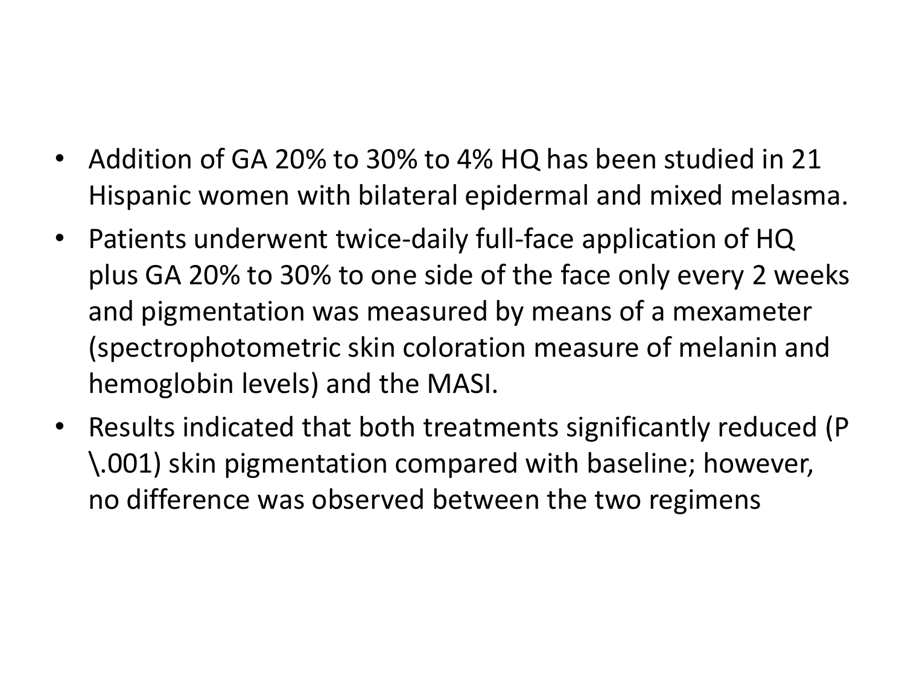- Addition of GA 20% to 30% to 4% HQ has been studied in 21 Hispanic women with bilateral epidermal and mixed melasma.
- Patients underwent twice-daily full-face application of HQ plus GA 20% to 30% to one side of the face only every 2 weeks and pigmentation was measured by means of a mexameter (spectrophotometric skin coloration measure of melanin and hemoglobin levels) and the MASI.
- Results indicated that both treatments significantly reduced (P \.001) skin pigmentation compared with baseline; however, no difference was observed between the two regimens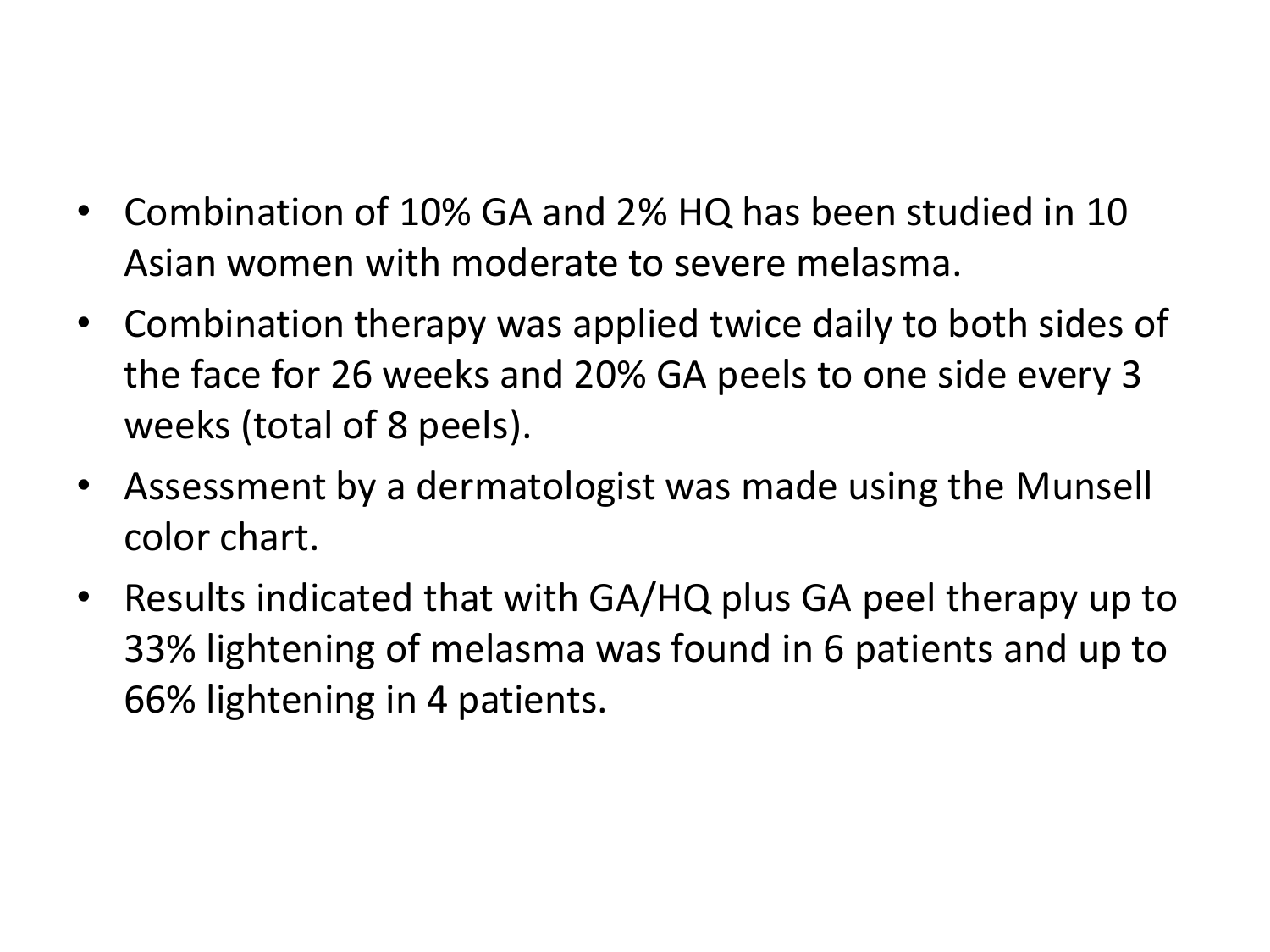- Combination of 10% GA and 2% HQ has been studied in 10 Asian women with moderate to severe melasma.
- Combination therapy was applied twice daily to both sides of the face for 26 weeks and 20% GA peels to one side every 3 weeks (total of 8 peels).
- Assessment by a dermatologist was made using the Munsell color chart.
- Results indicated that with GA/HQ plus GA peel therapy up to 33% lightening of melasma was found in 6 patients and up to 66% lightening in 4 patients.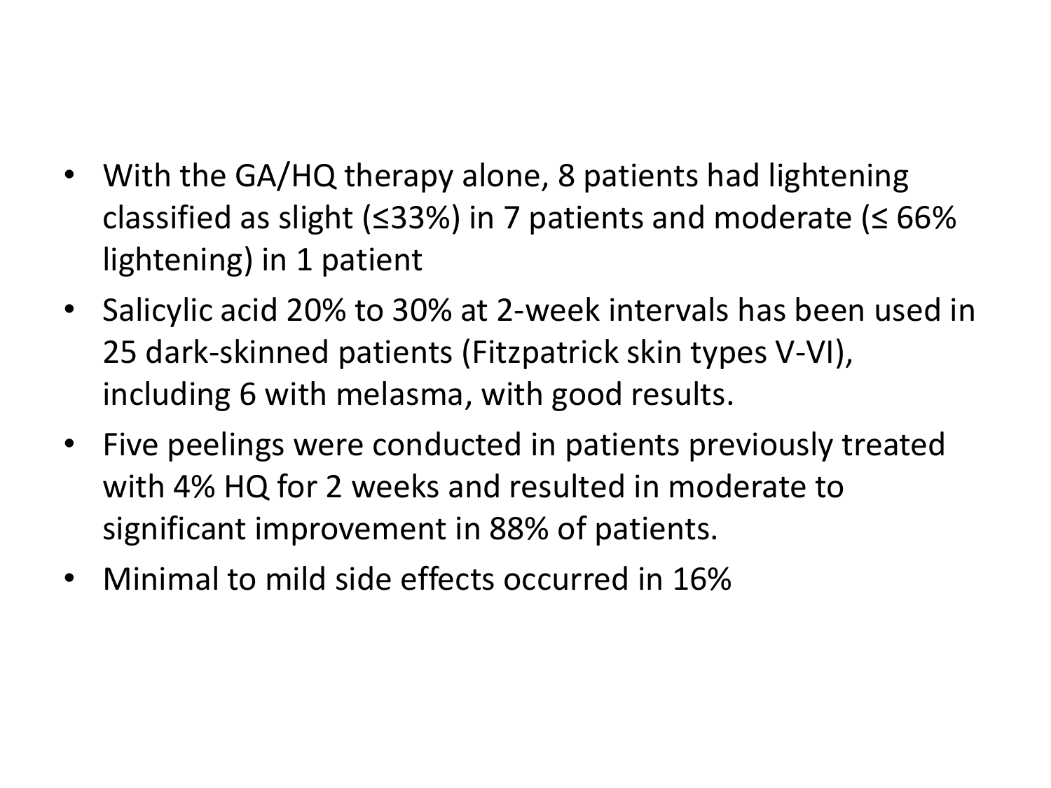- With the GA/HQ therapy alone, 8 patients had lightening classified as slight (≤33%) in 7 patients and moderate (≤ 66% lightening) in 1 patient
- Salicylic acid 20% to 30% at 2-week intervals has been used in 25 dark-skinned patients (Fitzpatrick skin types V-VI), including 6 with melasma, with good results.
- Five peelings were conducted in patients previously treated with 4% HQ for 2 weeks and resulted in moderate to significant improvement in 88% of patients.
- Minimal to mild side effects occurred in 16%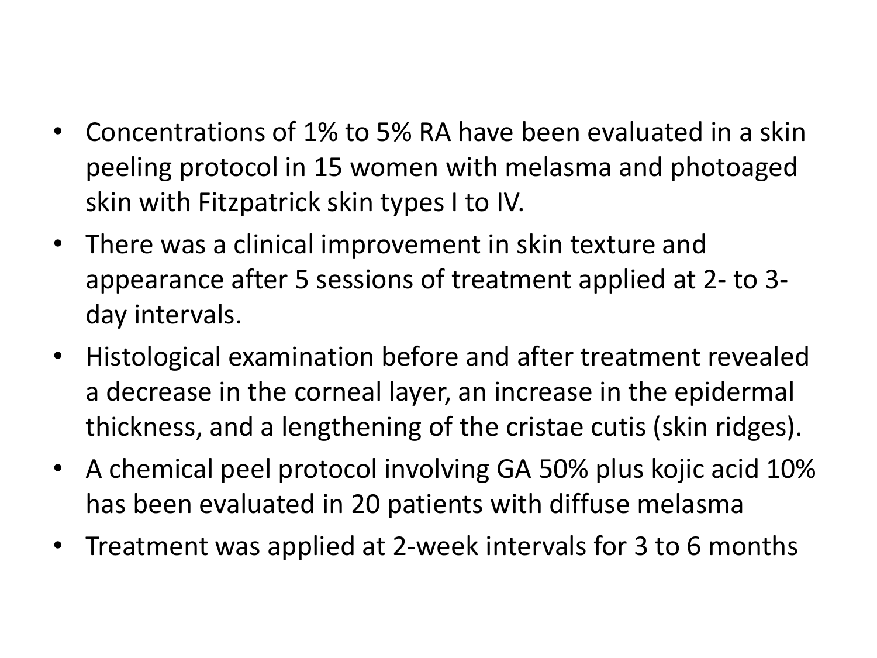- Concentrations of 1% to 5% RA have been evaluated in a skin peeling protocol in 15 women with melasma and photoaged skin with Fitzpatrick skin types I to IV.
- There was a clinical improvement in skin texture and appearance after 5 sessions of treatment applied at 2- to 3-day intervals.
- Histological examination before and after treatment revealed a decrease in the corneal layer, an increase in the epidermal thickness, and a lengthening of the cristae cutis (skin ridges).
- A chemical peel protocol involving GA 50% plus kojic acid 10% has been evaluated in 20 patients with diffuse melasma
- Treatment was applied at 2-week intervals for 3 to 6 months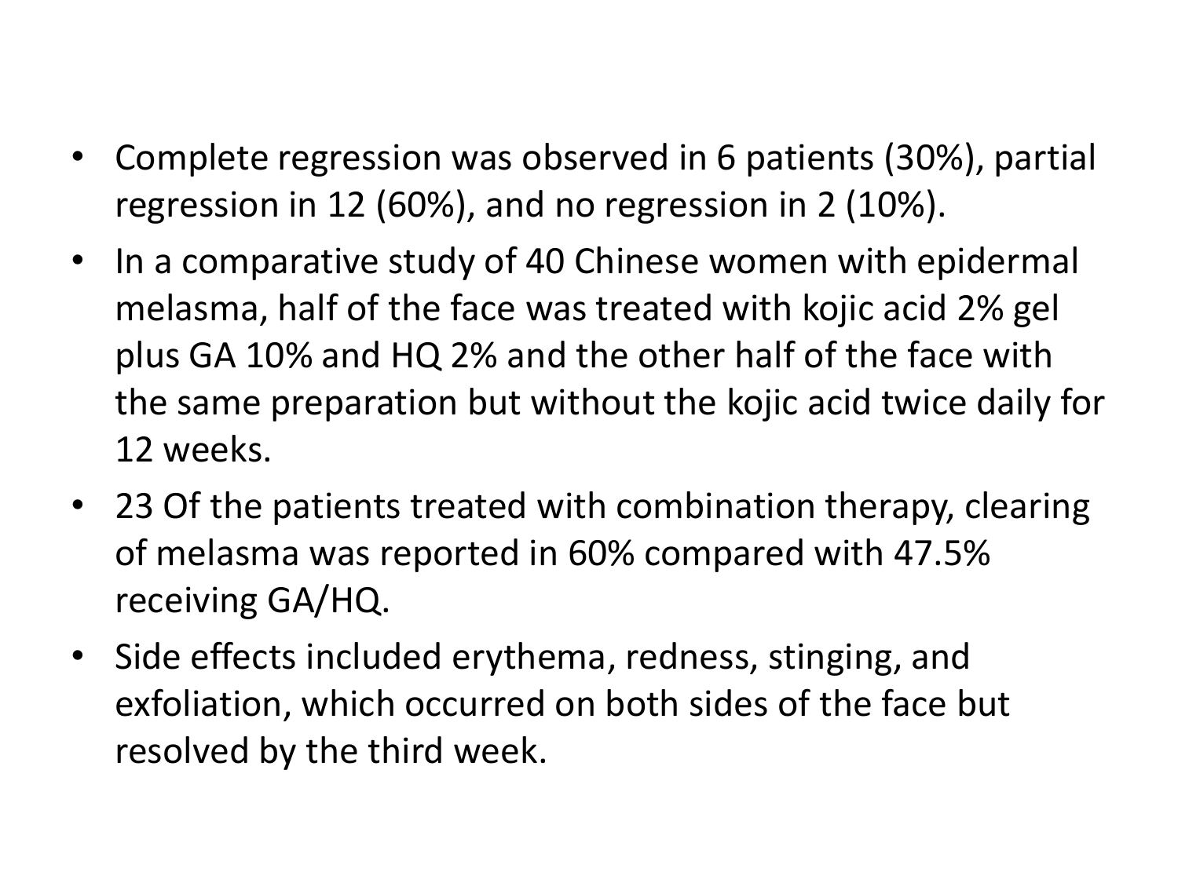- Complete regression was observed in 6 patients (30%), partial regression in 12 (60%), and no regression in 2 (10%).
- In a comparative study of 40 Chinese women with epidermal melasma, half of the face was treated with kojic acid 2% gel plus GA 10% and HQ 2% and the other half of the face with the same preparation but without the kojic acid twice daily for 12 weeks.
- 23 Of the patients treated with combination therapy, clearing of melasma was reported in 60% compared with 47.5% receiving GA/HQ.
- Side effects included erythema, redness, stinging, and exfoliation, which occurred on both sides of the face but resolved by the third week.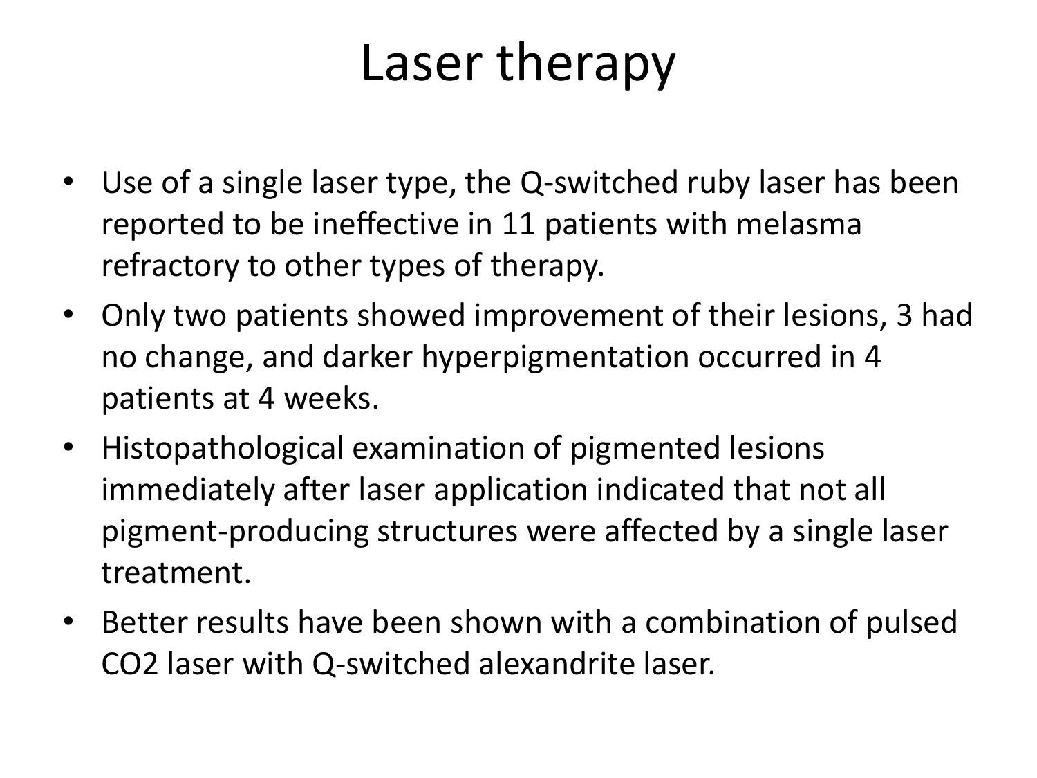# Laser therapy

- Use of a single laser type, the Q-switched ruby laser has been reported to be ineffective in 11 patients with melasma refractory to other types of therapy.
- Only two patients showed improvement of their lesions, 3 had no change, and darker hyperpigmentation occurred in 4 patients at 4 weeks.
- Histopathological examination of pigmented lesions immediately after laser application indicated that not all pigment-producing structures were affected by a single laser treatment.
- Better results have been shown with a combination of pulsed $CO_2$ laser with Q-switched alexandrite laser.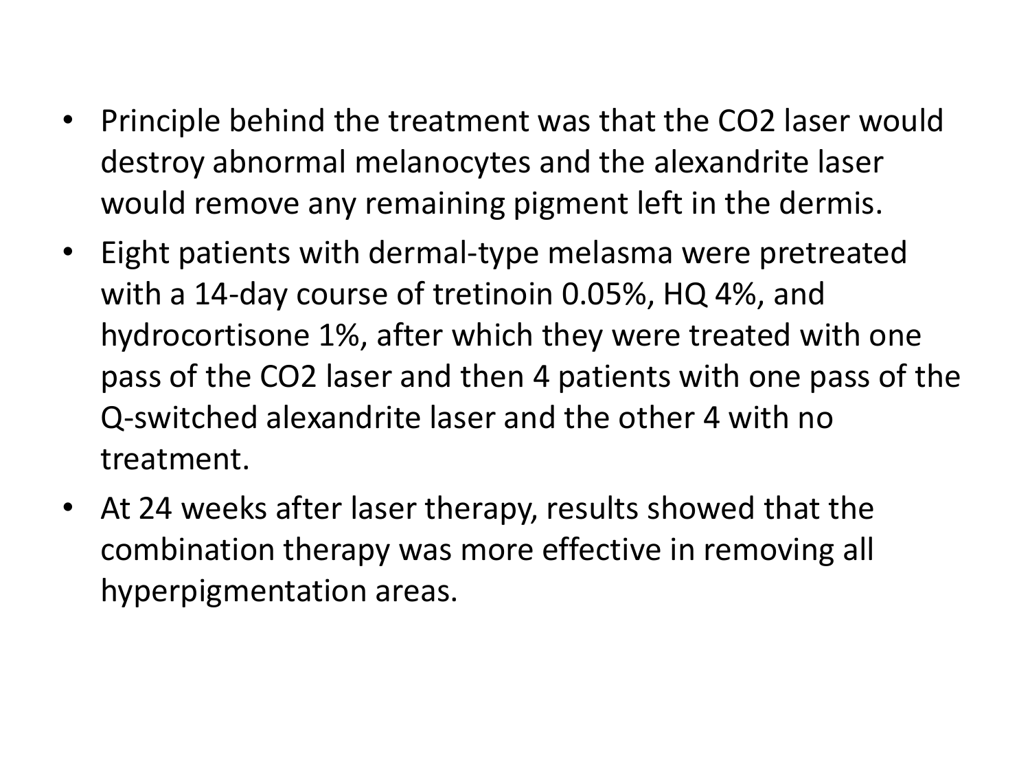- Principle behind the treatment was that the $CO_2$ laser would destroy abnormal melanocytes and the alexandrite laser would remove any remaining pigment left in the dermis.
- Eight patients with dermal-type melasma were pretreated with a 14-day course of tretinoin 0.05%, HQ 4%, and hydrocortisone 1%, after which they were treated with one pass of the $CO_2$ laser and then 4 patients with one pass of the Q-switched alexandrite laser and the other 4 with no treatment.
- At 24 weeks after laser therapy, results showed that the combination therapy was more effective in removing all hyperpigmentation areas.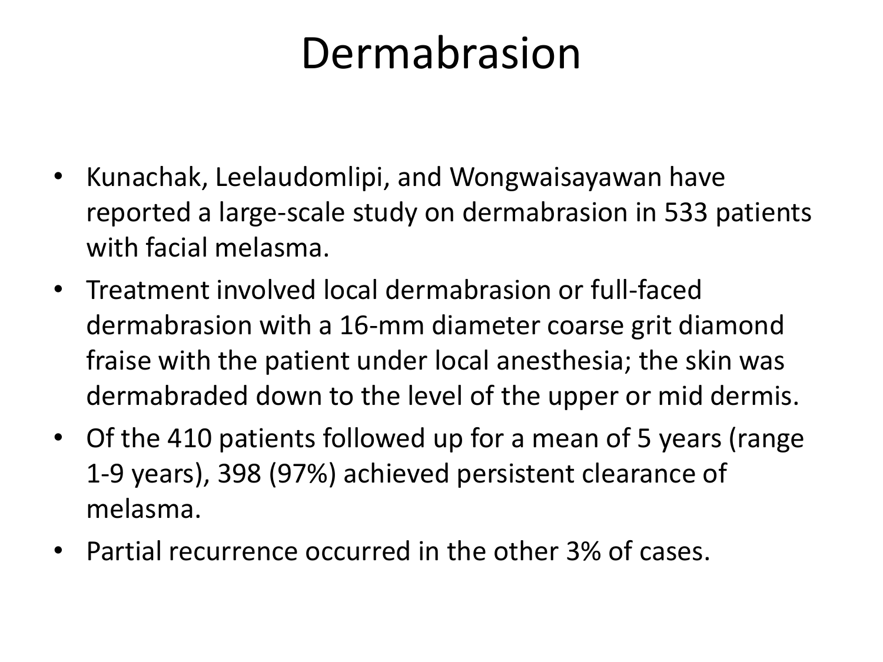# Dermabrasion

- Kunachak, Leelaudomlipi, and Wongwaisayawan have reported a large-scale study on dermabrasion in 533 patients with facial melasma.
- Treatment involved local dermabrasion or full-faced dermabrasion with a 16-mm diameter coarse grit diamond fraise with the patient under local anesthesia; the skin was dermabraded down to the level of the upper or mid dermis.
- Of the 410 patients followed up for a mean of 5 years (range 1-9 years), 398 (97%) achieved persistent clearance of melasma.
- Partial recurrence occurred in the other 3% of cases.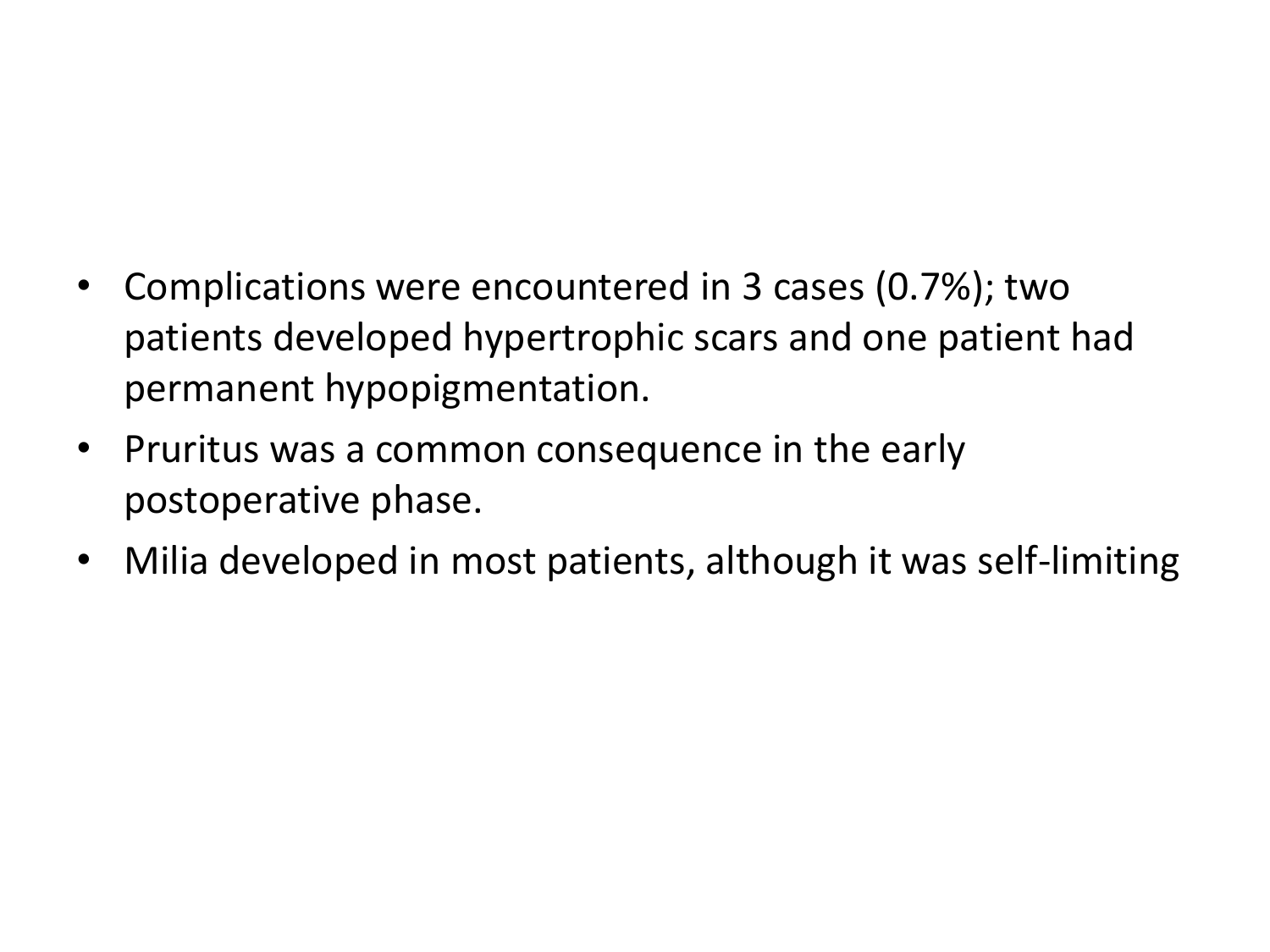- Complications were encountered in 3 cases (0.7%); two patients developed hypertrophic scars and one patient had permanent hypopigmentation.
- Pruritus was a common consequence in the early postoperative phase.
- Milia developed in most patients, although it was self-limiting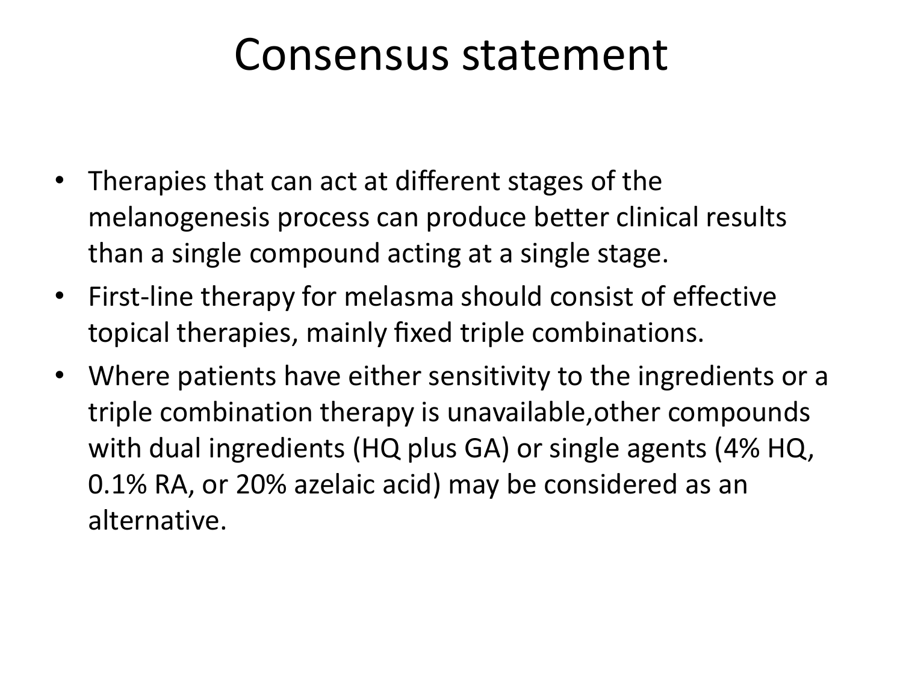# Consensus statement

- Therapies that can act at different stages of the melanogenesis process can produce better clinical results than a single compound acting at a single stage.
- First-line therapy for melasma should consist of effective topical therapies, mainly fixed triple combinations.
- Where patients have either sensitivity to the ingredients or a triple combination therapy is unavailable,other compounds with dual ingredients (HQ plus GA) or single agents (4% HQ, 0.1% RA, or 20% azelaic acid) may be considered as an alternative.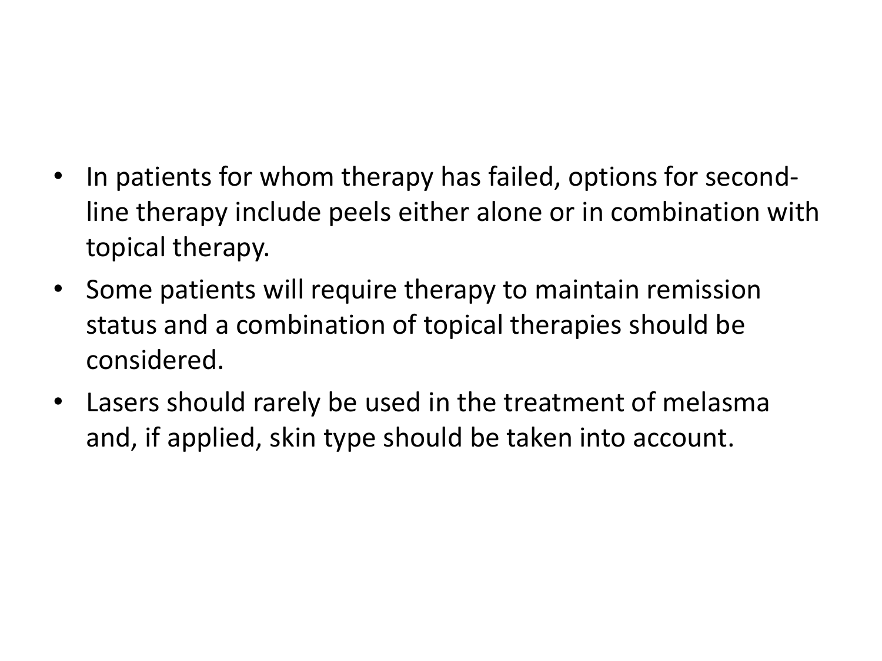- In patients for whom therapy has failed, options for second-line therapy include peels either alone or in combination with topical therapy.
- Some patients will require therapy to maintain remission status and a combination of topical therapies should be considered.
- Lasers should rarely be used in the treatment of melasma and, if applied, skin type should be taken into account.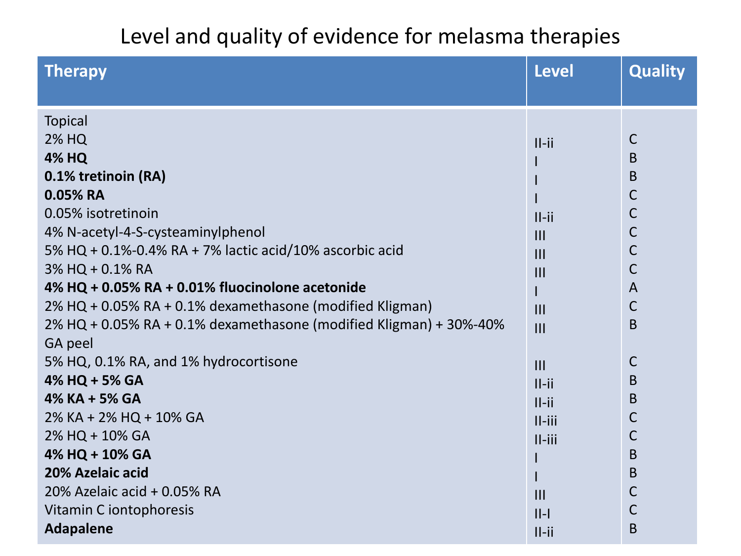# Level and quality of evidence for melasma therapies

| Therapy | Level | Quality |
|---|---|---|
| Topical | | |
| 2% HQ | II-ii | C |
| **4% HQ** | I | B |
| **0.1% tretinoin (RA)** | I | B |
| **0.05% RA** | I | C |
| 0.05% isotretinoin | II-ii | C |
| 4% N-acetyl-4-S-cysteaminylphenol | III | C |
| 5% HQ + 0.1%-0.4% RA + 7% lactic acid/10% ascorbic acid | III | C |
| 3% HQ + 0.1% RA | III | C |
| **4% HQ + 0.05% RA + 0.01% fluocinolone acetonide** | I | A |
| 2% HQ + 0.05% RA + 0.1% dexamethasone (modified Kligman) | III | C |
| 2% HQ + 0.05% RA + 0.1% dexamethasone (modified Kligman) + 30%-40% GA peel | III | B |
| 5% HQ, 0.1% RA, and 1% hydrocortisone | III | C |
| **4% HQ + 5% GA** | II-ii | B |
| **4% KA + 5% GA** | II-ii | B |
| 2% KA + 2% HQ + 10% GA | II-iii | C |
| 2% HQ + 10% GA | II-iii | C |
| **4% HQ + 10% GA** | I | B |
| **20% Azelaic acid** | I | B |
| 20% Azelaic acid + 0.05% RA | III | C |
| Vitamin C iontophoresis | II-I | C |
| **Adapalene** | II-ii | B |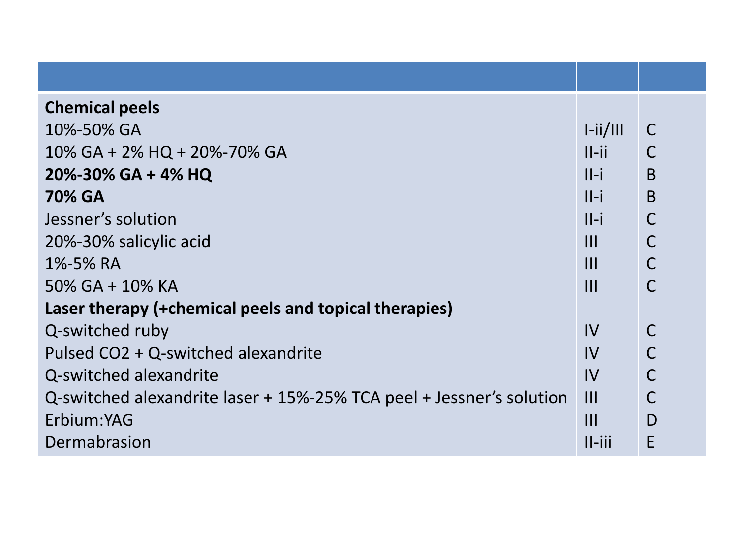| | | |
|---|---|---|
| **Chemical peels** | | |
| 10%-50% GA | I-ii/III | C |
| 10% GA + 2% HQ + 20%-70% GA | II-ii | C |
| **20%-30% GA + 4% HQ** | II-i | B |
| **70% GA** | II-i | B |
| Jessner's solution | II-i | C |
| 20%-30% salicylic acid | III | C |
| 1%-5% RA | III | C |
| 50% GA + 10% KA | III | C |
| **Laser therapy (+chemical peels and topical therapies)** | | |
| Q-switched ruby | IV | C |
| Pulsed $CO_2$ + Q-switched alexandrite | IV | C |
| Q-switched alexandrite | IV | C |
| Q-switched alexandrite laser + 15%-25% TCA peel + Jessner's solution | III | C |
| Erbium:YAG | III | D |
| Dermabrasion | II-iii | E |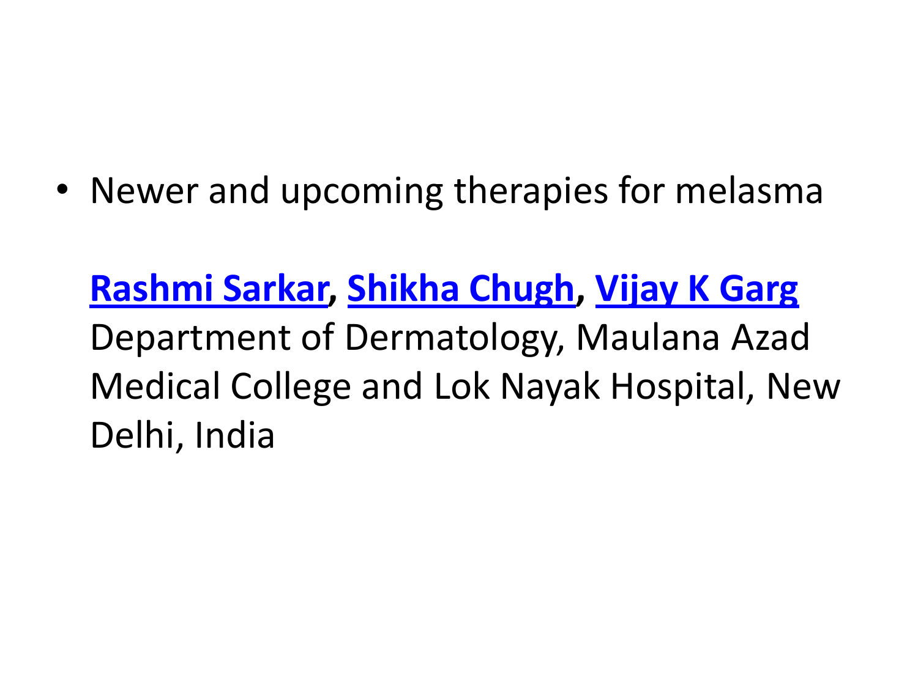- Newer and upcoming therapies for melasma

  **Rashmi Sarkar**, **Shikha Chugh**, **Vijay K Garg**
  Department of Dermatology, Maulana Azad Medical College and Lok Nayak Hospital, New Delhi, India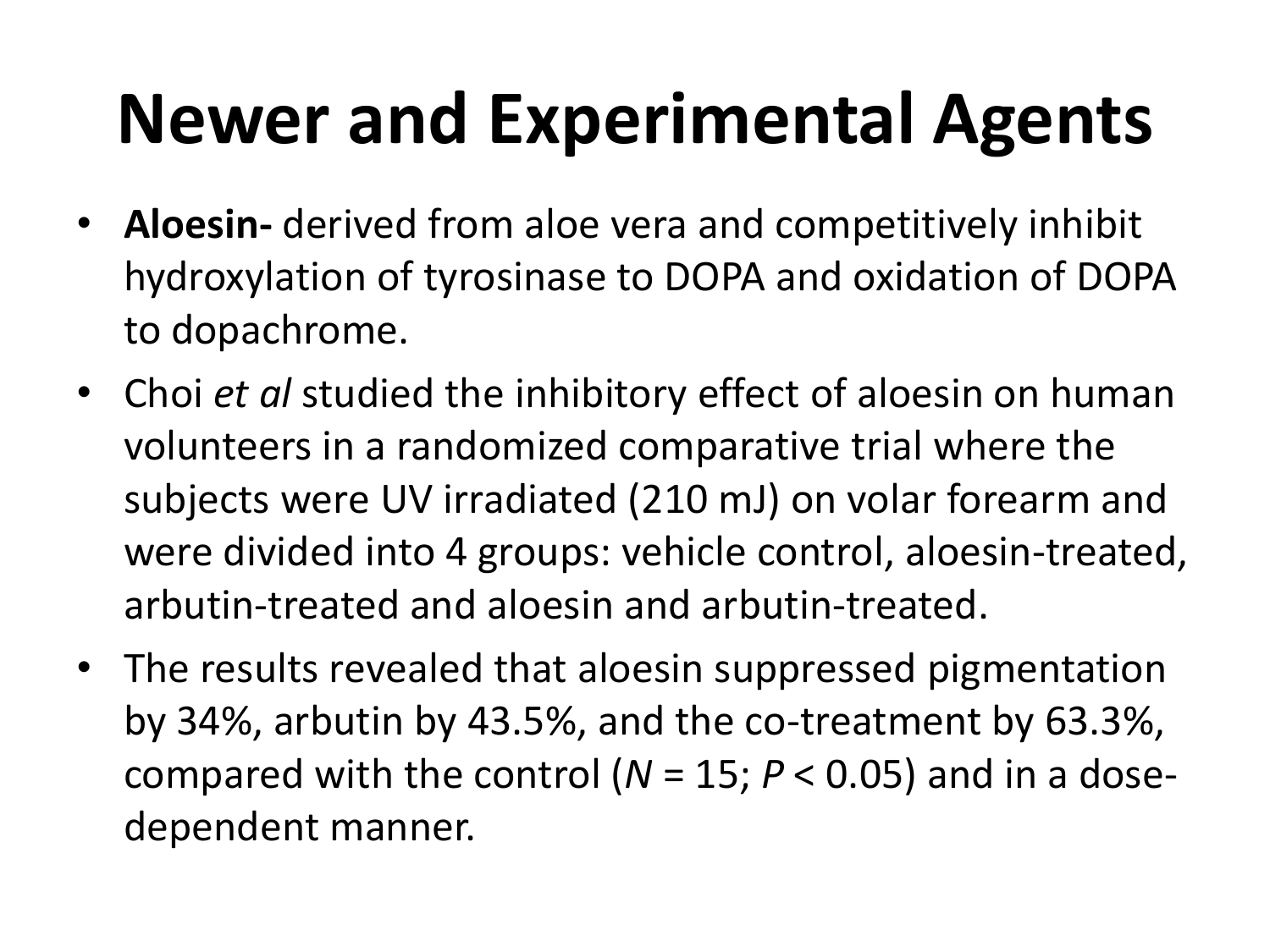# Newer and Experimental Agents

- **Aloesin-** derived from aloe vera and competitively inhibit hydroxylation of tyrosinase to DOPA and oxidation of DOPA to dopachrome.
- Choi *et al* studied the inhibitory effect of aloesin on human volunteers in a randomized comparative trial where the subjects were UV irradiated (210 mJ) on volar forearm and were divided into 4 groups: vehicle control, aloesin-treated, arbutin-treated and aloesin and arbutin-treated.
- The results revealed that aloesin suppressed pigmentation by 34%, arbutin by 43.5%, and the co-treatment by 63.3%, compared with the control ($N = 15$; $P < 0.05$) and in a dose-dependent manner.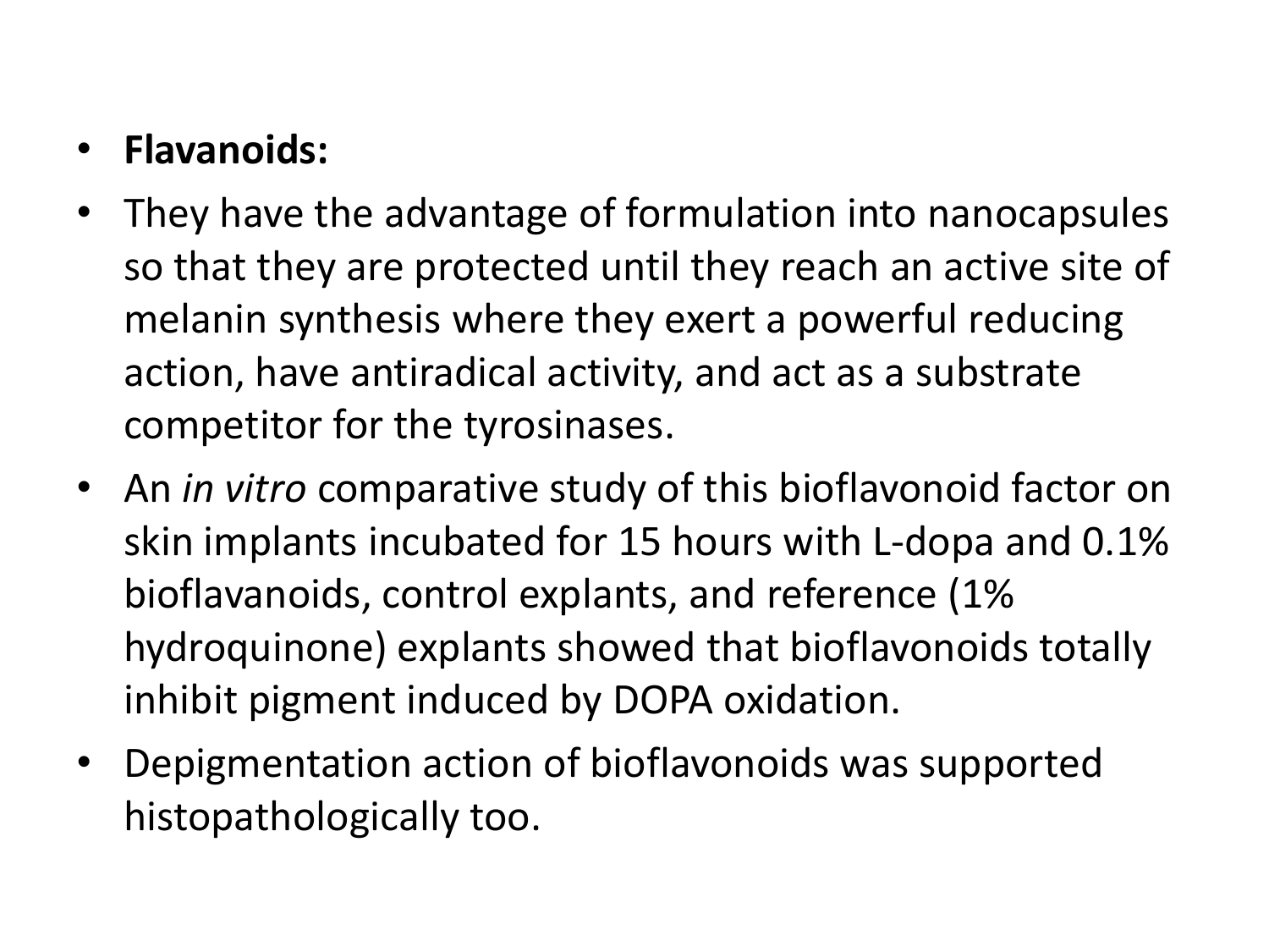- **Flavanoids:**
- They have the advantage of formulation into nanocapsules so that they are protected until they reach an active site of melanin synthesis where they exert a powerful reducing action, have antiradical activity, and act as a substrate competitor for the tyrosinases.
- An *in vitro* comparative study of this bioflavonoid factor on skin implants incubated for 15 hours with L-dopa and 0.1% bioflavanoids, control explants, and reference (1% hydroquinone) explants showed that bioflavonoids totally inhibit pigment induced by DOPA oxidation.
- Depigmentation action of bioflavonoids was supported histopathologically too.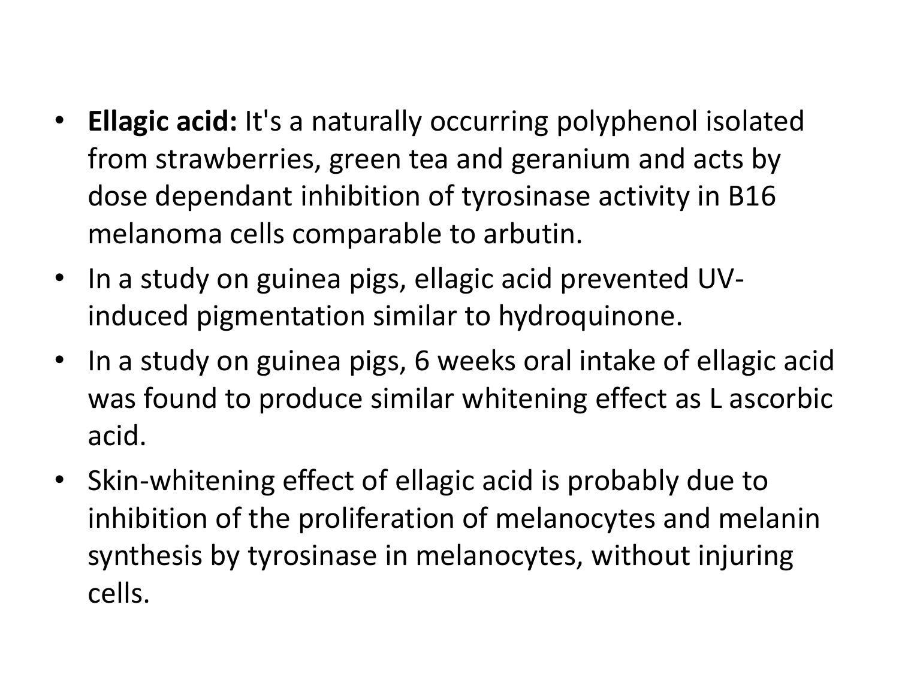- **Ellagic acid:** It's a naturally occurring polyphenol isolated from strawberries, green tea and geranium and acts by dose dependant inhibition of tyrosinase activity in B16 melanoma cells comparable to arbutin.
- In a study on guinea pigs, ellagic acid prevented UV-induced pigmentation similar to hydroquinone.
- In a study on guinea pigs, 6 weeks oral intake of ellagic acid was found to produce similar whitening effect as L ascorbic acid.
- Skin-whitening effect of ellagic acid is probably due to inhibition of the proliferation of melanocytes and melanin synthesis by tyrosinase in melanocytes, without injuring cells.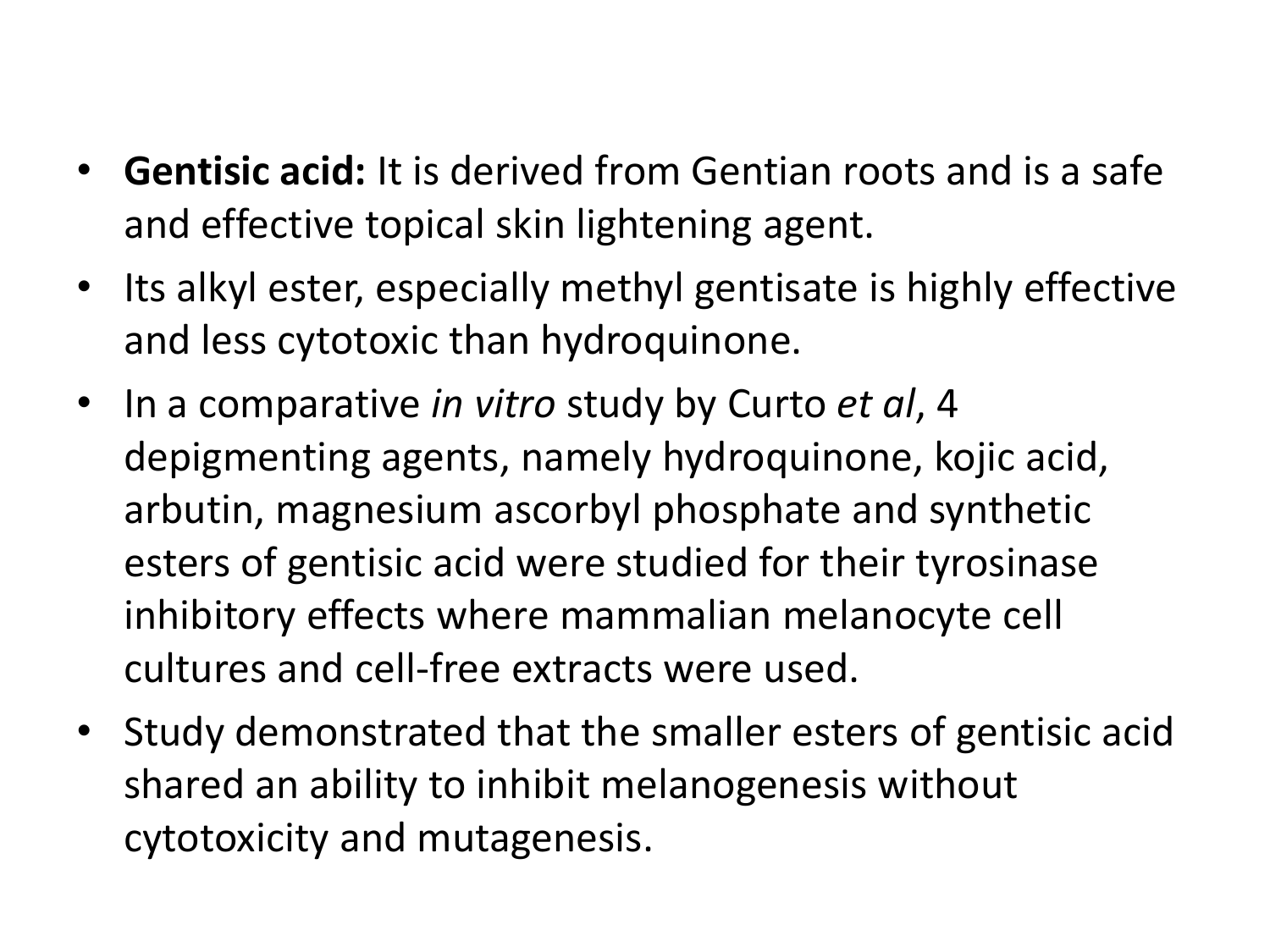- **Gentisic acid:** It is derived from Gentian roots and is a safe and effective topical skin lightening agent.
- Its alkyl ester, especially methyl gentisate is highly effective and less cytotoxic than hydroquinone.
- In a comparative *in vitro* study by Curto *et al*, 4 depigmenting agents, namely hydroquinone, kojic acid, arbutin, magnesium ascorbyl phosphate and synthetic esters of gentisic acid were studied for their tyrosinase inhibitory effects where mammalian melanocyte cell cultures and cell-free extracts were used.
- Study demonstrated that the smaller esters of gentisic acid shared an ability to inhibit melanogenesis without cytotoxicity and mutagenesis.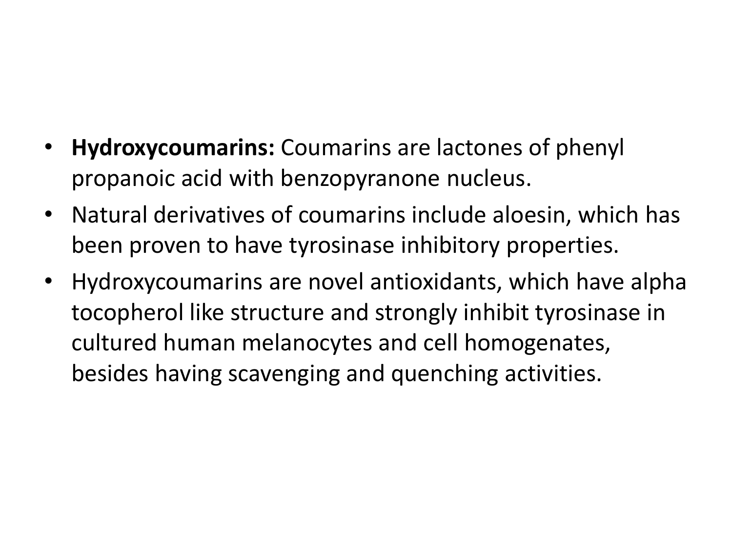- **Hydroxycoumarins:** Coumarins are lactones of phenyl propanoic acid with benzopyranone nucleus.
- Natural derivatives of coumarins include aloesin, which has been proven to have tyrosinase inhibitory properties.
- Hydroxycoumarins are novel antioxidants, which have alpha tocopherol like structure and strongly inhibit tyrosinase in cultured human melanocytes and cell homogenates, besides having scavenging and quenching activities.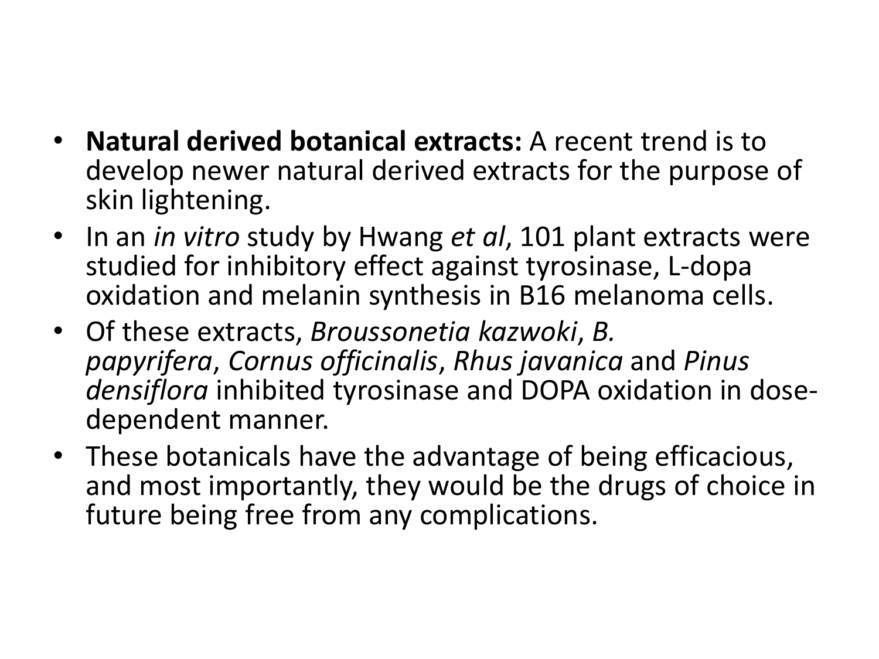- **Natural derived botanical extracts:** A recent trend is to develop newer natural derived extracts for the purpose of skin lightening.
- In an *in vitro* study by Hwang *et al*, 101 plant extracts were studied for inhibitory effect against tyrosinase, L-dopa oxidation and melanin synthesis in B16 melanoma cells.
- Of these extracts, *Broussonetia kazwoki*, *B. papyrifera*, *Cornus officinalis*, *Rhus javanica* and *Pinus densiflora* inhibited tyrosinase and DOPA oxidation in dose-dependent manner.
- These botanicals have the advantage of being efficacious, and most importantly, they would be the drugs of choice in future being free from any complications.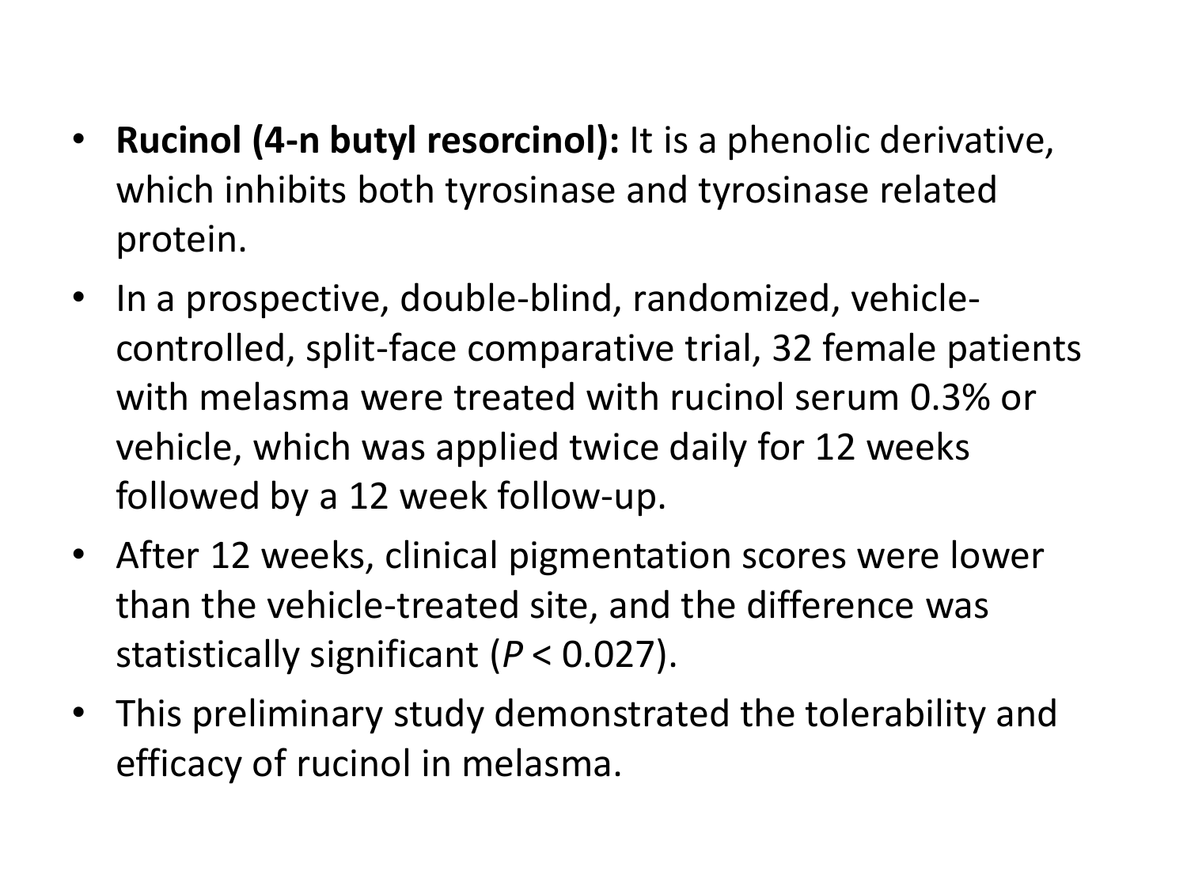- **Rucinol (4-n butyl resorcinol):** It is a phenolic derivative, which inhibits both tyrosinase and tyrosinase related protein.
- In a prospective, double-blind, randomized, vehicle-controlled, split-face comparative trial, 32 female patients with melasma were treated with rucinol serum 0.3% or vehicle, which was applied twice daily for 12 weeks followed by a 12 week follow-up.
- After 12 weeks, clinical pigmentation scores were lower than the vehicle-treated site, and the difference was statistically significant ($P < 0.027$).
- This preliminary study demonstrated the tolerability and efficacy of rucinol in melasma.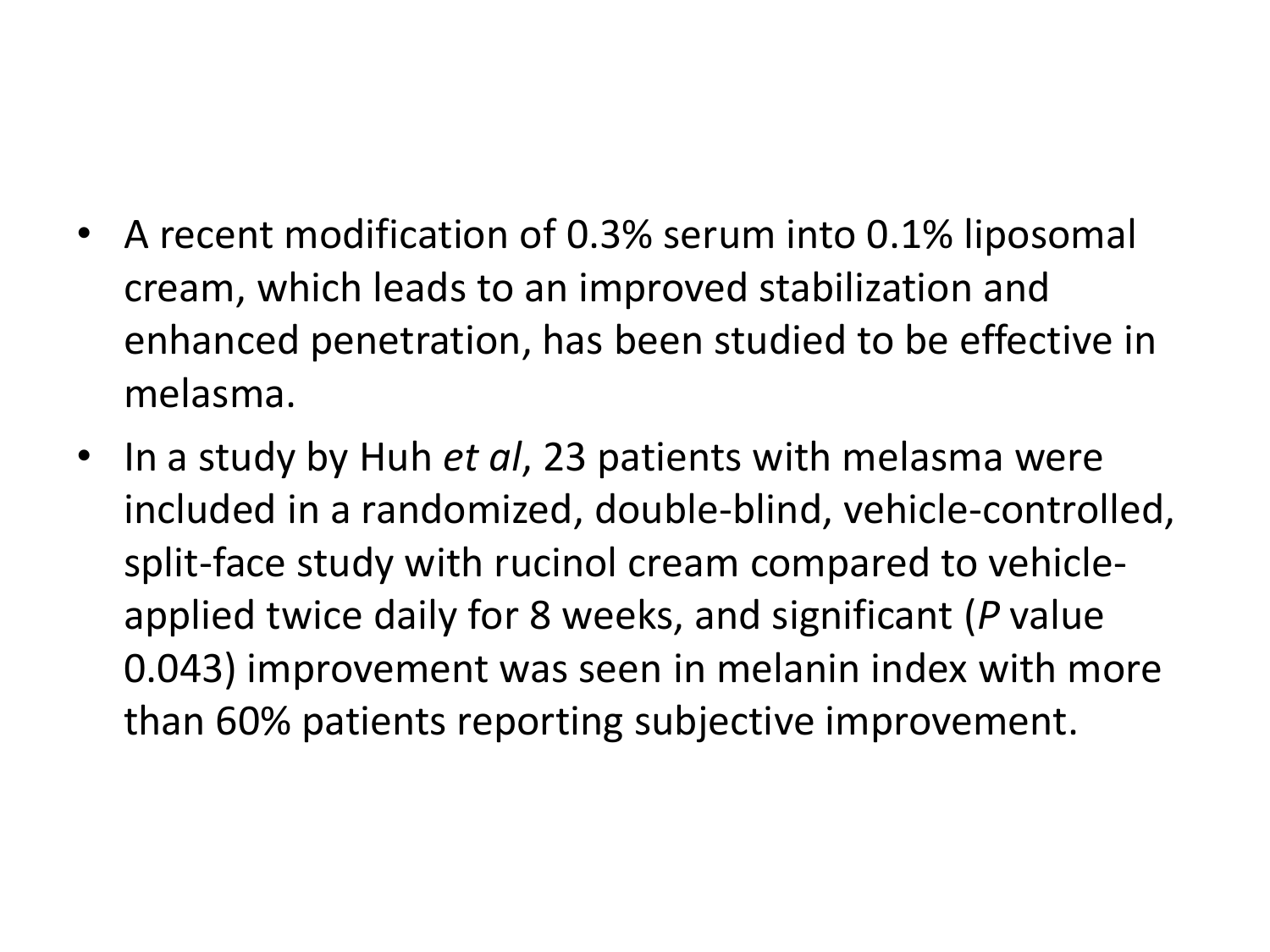- A recent modification of 0.3% serum into 0.1% liposomal cream, which leads to an improved stabilization and enhanced penetration, has been studied to be effective in melasma.
- In a study by Huh *et al*, 23 patients with melasma were included in a randomized, double-blind, vehicle-controlled, split-face study with rucinol cream compared to vehicle- applied twice daily for 8 weeks, and significant (*P* value 0.043) improvement was seen in melanin index with more than 60% patients reporting subjective improvement.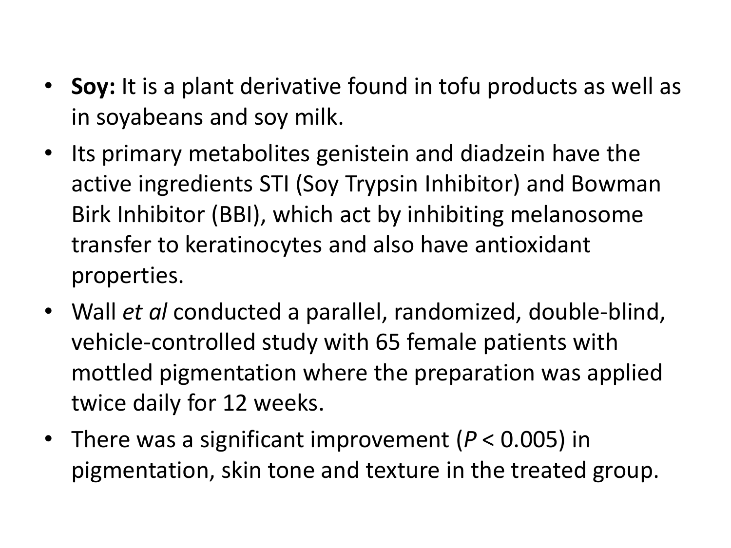- **Soy:** It is a plant derivative found in tofu products as well as in soyabeans and soy milk.
- Its primary metabolites genistein and diadzein have the active ingredients STI (Soy Trypsin Inhibitor) and Bowman Birk Inhibitor (BBI), which act by inhibiting melanosome transfer to keratinocytes and also have antioxidant properties.
- Wall *et al* conducted a parallel, randomized, double-blind, vehicle-controlled study with 65 female patients with mottled pigmentation where the preparation was applied twice daily for 12 weeks.
- There was a significant improvement ($P < 0.005$) in pigmentation, skin tone and texture in the treated group.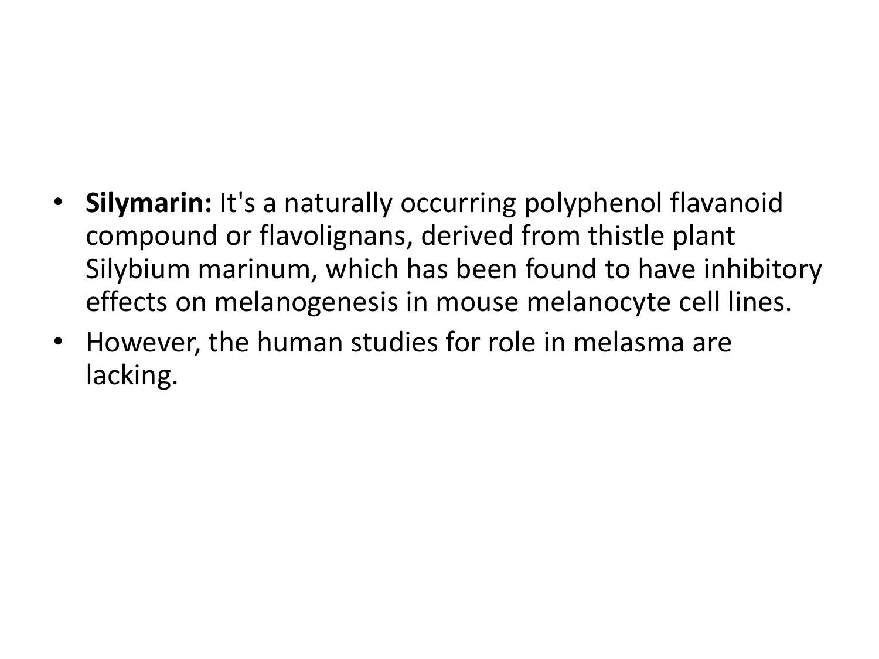- **Silymarin:** It's a naturally occurring polyphenol flavanoid compound or flavolignans, derived from thistle plant Silybium marinum, which has been found to have inhibitory effects on melanogenesis in mouse melanocyte cell lines.
- However, the human studies for role in melasma are lacking.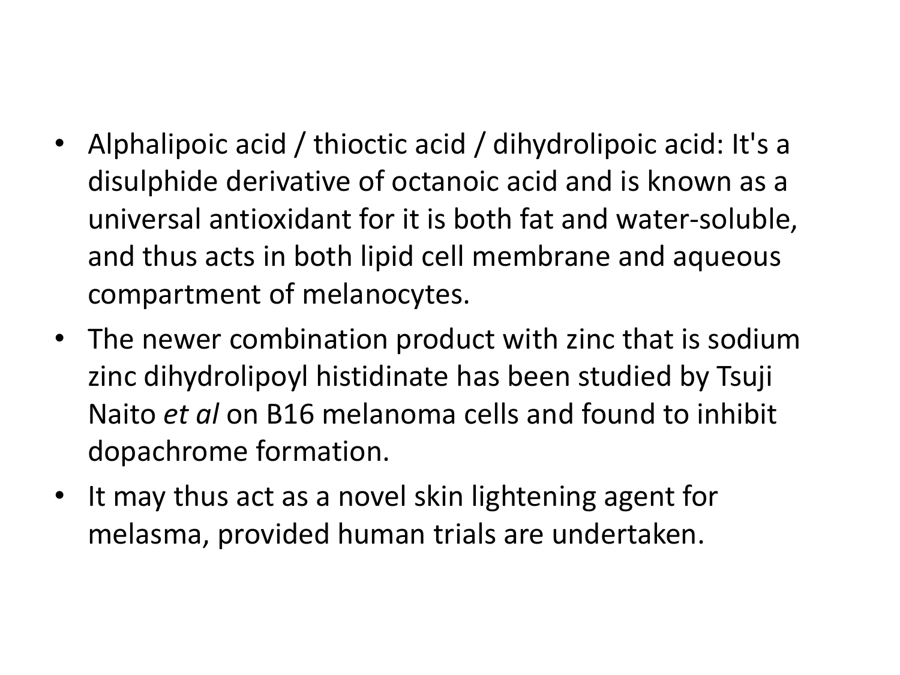- Alphalipoic acid / thioctic acid / dihydrolipoic acid: It's a disulphide derivative of octanoic acid and is known as a universal antioxidant for it is both fat and water-soluble, and thus acts in both lipid cell membrane and aqueous compartment of melanocytes.
- The newer combination product with zinc that is sodium zinc dihydrolipoyl histidinate has been studied by Tsuji Naito *et al* on B16 melanoma cells and found to inhibit dopachrome formation.
- It may thus act as a novel skin lightening agent for melasma, provided human trials are undertaken.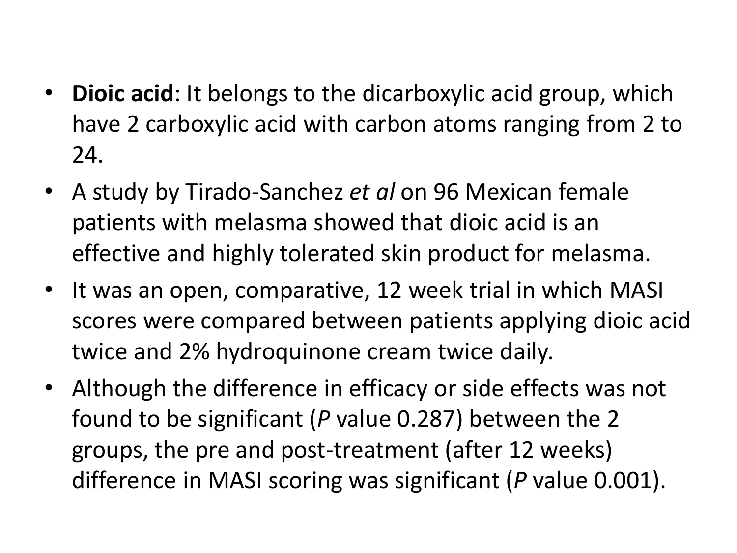- **Dioic acid**: It belongs to the dicarboxylic acid group, which have 2 carboxylic acid with carbon atoms ranging from 2 to 24.
- A study by Tirado-Sanchez *et al* on 96 Mexican female patients with melasma showed that dioic acid is an effective and highly tolerated skin product for melasma.
- It was an open, comparative, 12 week trial in which MASI scores were compared between patients applying dioic acid twice and 2% hydroquinone cream twice daily.
- Although the difference in efficacy or side effects was not found to be significant (*P* value 0.287) between the 2 groups, the pre and post-treatment (after 12 weeks) difference in MASI scoring was significant (*P* value 0.001).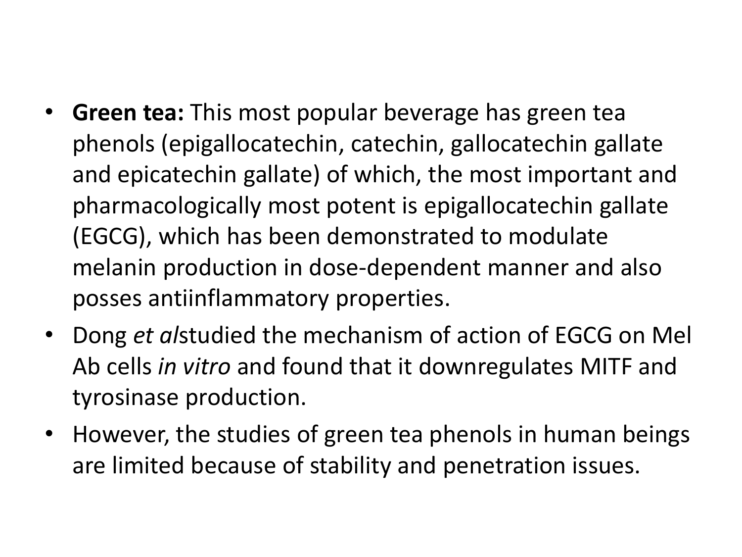- **Green tea:** This most popular beverage has green tea phenols (epigallocatechin, catechin, gallocatechin gallate and epicatechin gallate) of which, the most important and pharmacologically most potent is epigallocatechin gallate (EGCG), which has been demonstrated to modulate melanin production in dose-dependent manner and also posses antiinflammatory properties.
- Dong *et al*studied the mechanism of action of EGCG on Mel Ab cells *in vitro* and found that it downregulates MITF and tyrosinase production.
- However, the studies of green tea phenols in human beings are limited because of stability and penetration issues.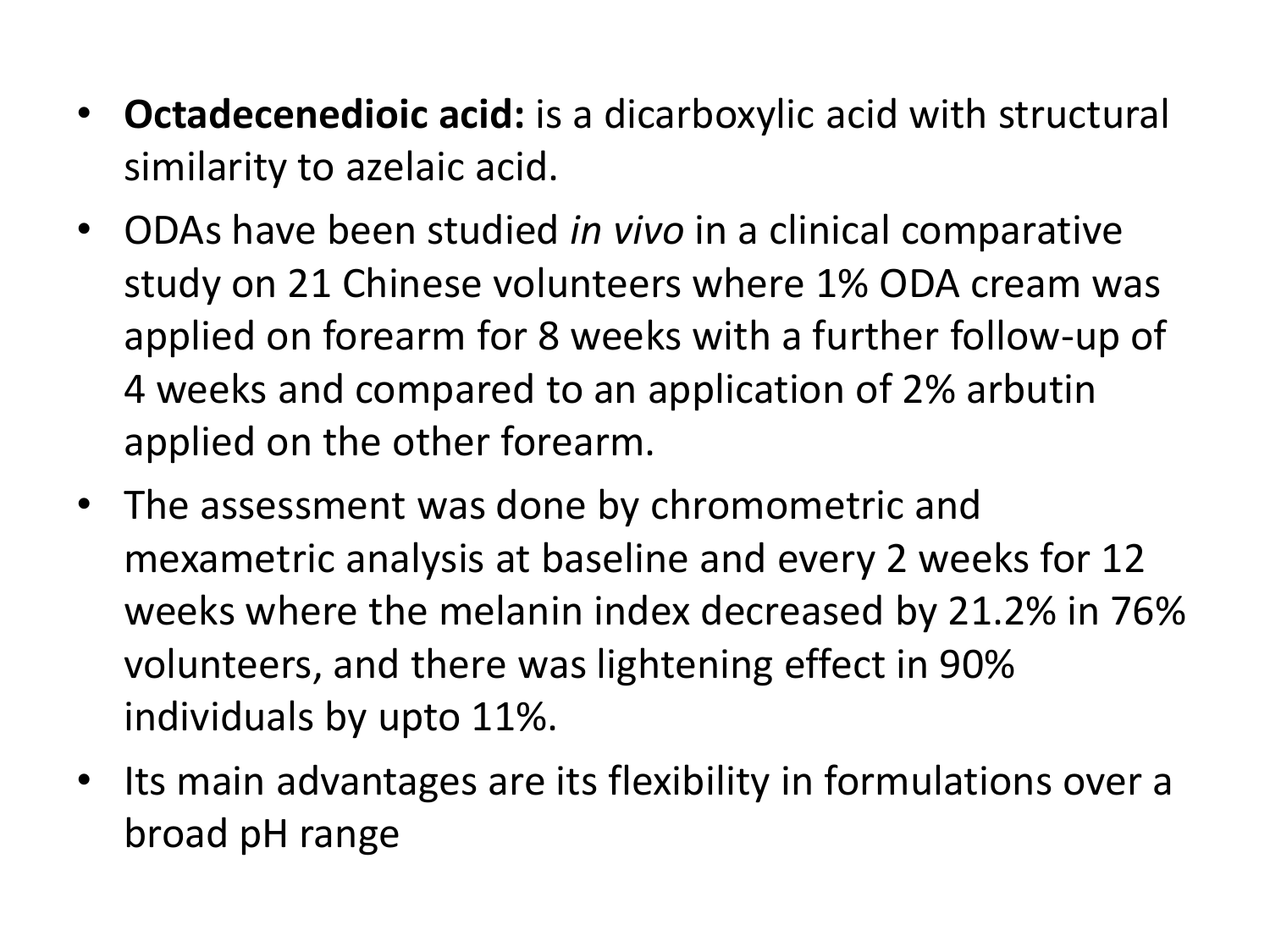- **Octadecenedioic acid:** is a dicarboxylic acid with structural similarity to azelaic acid.
- ODAs have been studied *in vivo* in a clinical comparative study on 21 Chinese volunteers where 1% ODA cream was applied on forearm for 8 weeks with a further follow-up of 4 weeks and compared to an application of 2% arbutin applied on the other forearm.
- The assessment was done by chromometric and mexametric analysis at baseline and every 2 weeks for 12 weeks where the melanin index decreased by 21.2% in 76% volunteers, and there was lightening effect in 90% individuals by upto 11%.
- Its main advantages are its flexibility in formulations over a broad pH range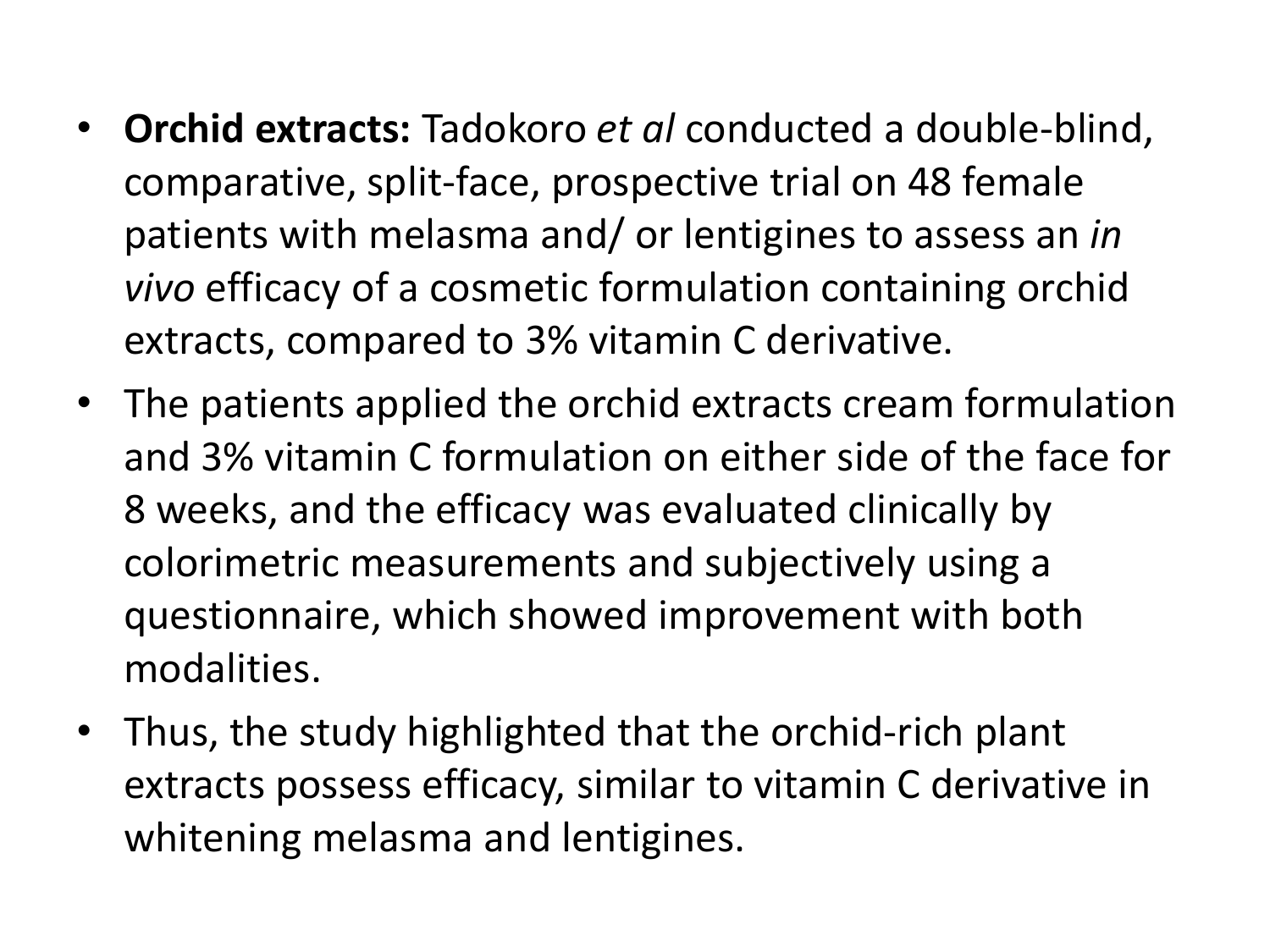- **Orchid extracts:** Tadokoro *et al* conducted a double-blind, comparative, split-face, prospective trial on 48 female patients with melasma and/ or lentigines to assess an *in vivo* efficacy of a cosmetic formulation containing orchid extracts, compared to 3% vitamin C derivative.
- The patients applied the orchid extracts cream formulation and 3% vitamin C formulation on either side of the face for 8 weeks, and the efficacy was evaluated clinically by colorimetric measurements and subjectively using a questionnaire, which showed improvement with both modalities.
- Thus, the study highlighted that the orchid-rich plant extracts possess efficacy, similar to vitamin C derivative in whitening melasma and lentigines.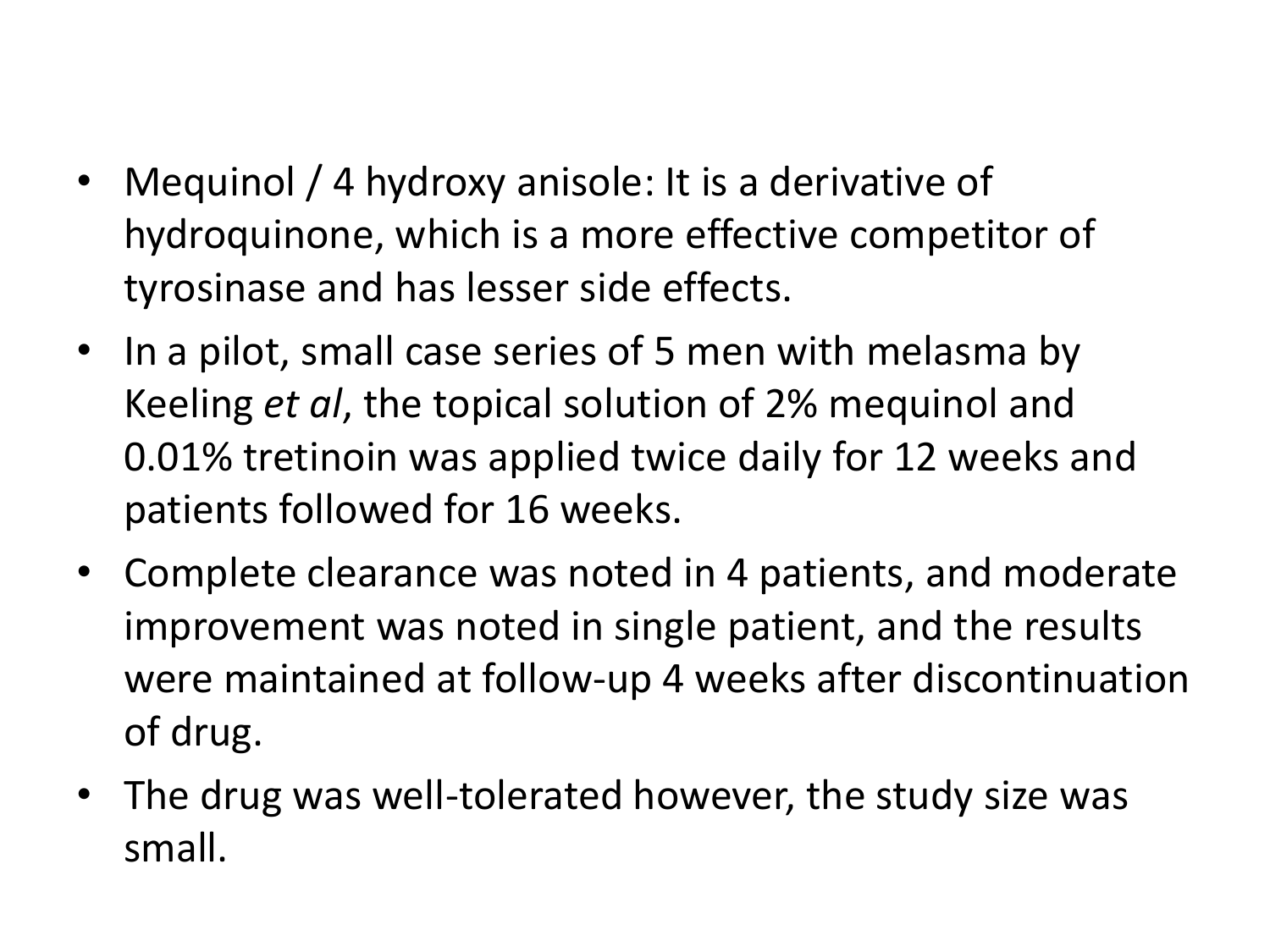- Mequinol / 4 hydroxy anisole: It is a derivative of hydroquinone, which is a more effective competitor of tyrosinase and has lesser side effects.
- In a pilot, small case series of 5 men with melasma by Keeling *et al*, the topical solution of 2% mequinol and 0.01% tretinoin was applied twice daily for 12 weeks and patients followed for 16 weeks.
- Complete clearance was noted in 4 patients, and moderate improvement was noted in single patient, and the results were maintained at follow-up 4 weeks after discontinuation of drug.
- The drug was well-tolerated however, the study size was small.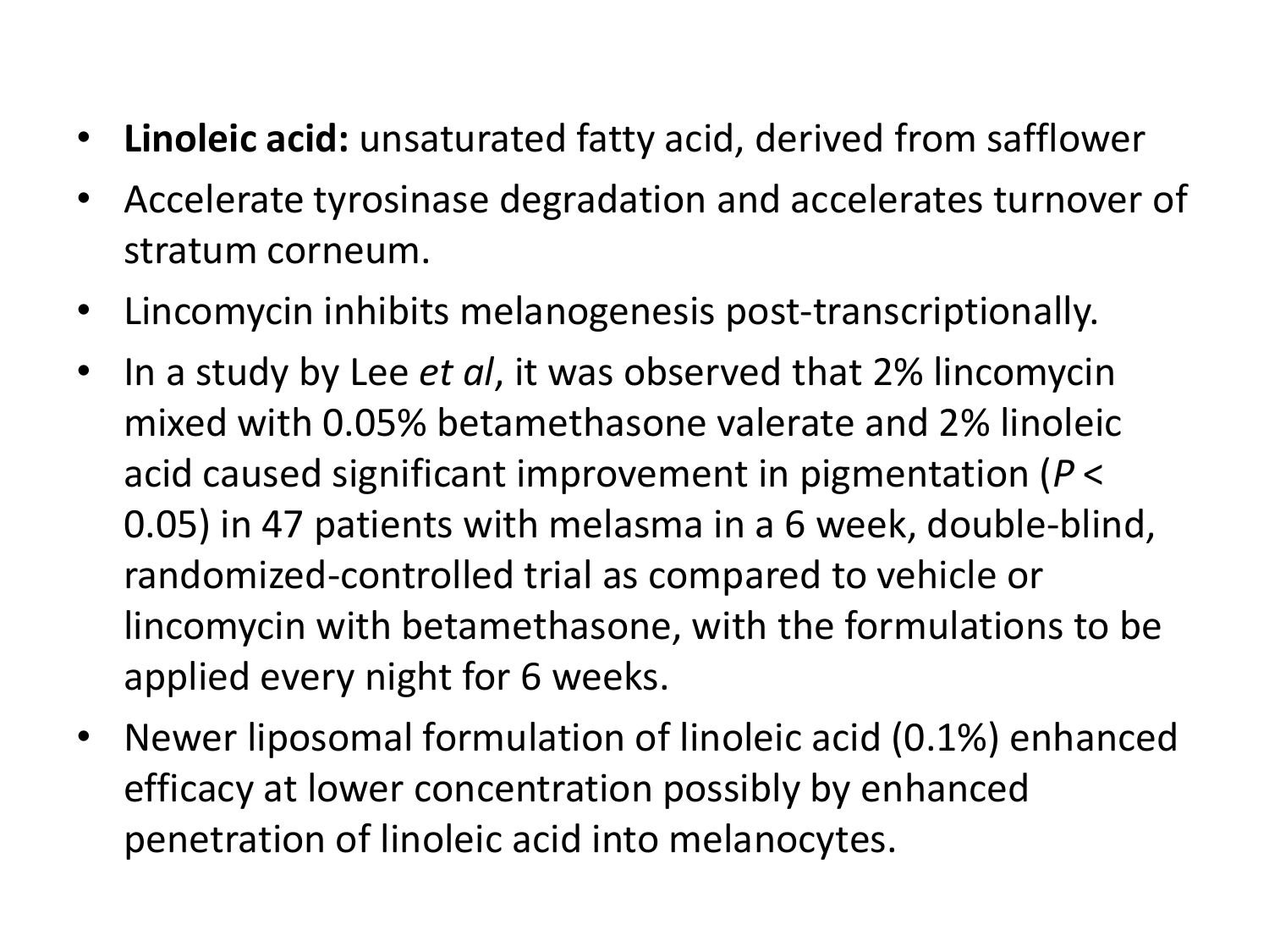- **Linoleic acid:** unsaturated fatty acid, derived from safflower
- Accelerate tyrosinase degradation and accelerates turnover of stratum corneum.
- Lincomycin inhibits melanogenesis post-transcriptionally.
- In a study by Lee *et al*, it was observed that 2% lincomycin mixed with 0.05% betamethasone valerate and 2% linoleic acid caused significant improvement in pigmentation ($P < 0.05$) in 47 patients with melasma in a 6 week, double-blind, randomized-controlled trial as compared to vehicle or lincomycin with betamethasone, with the formulations to be applied every night for 6 weeks.
- Newer liposomal formulation of linoleic acid (0.1%) enhanced efficacy at lower concentration possibly by enhanced penetration of linoleic acid into melanocytes.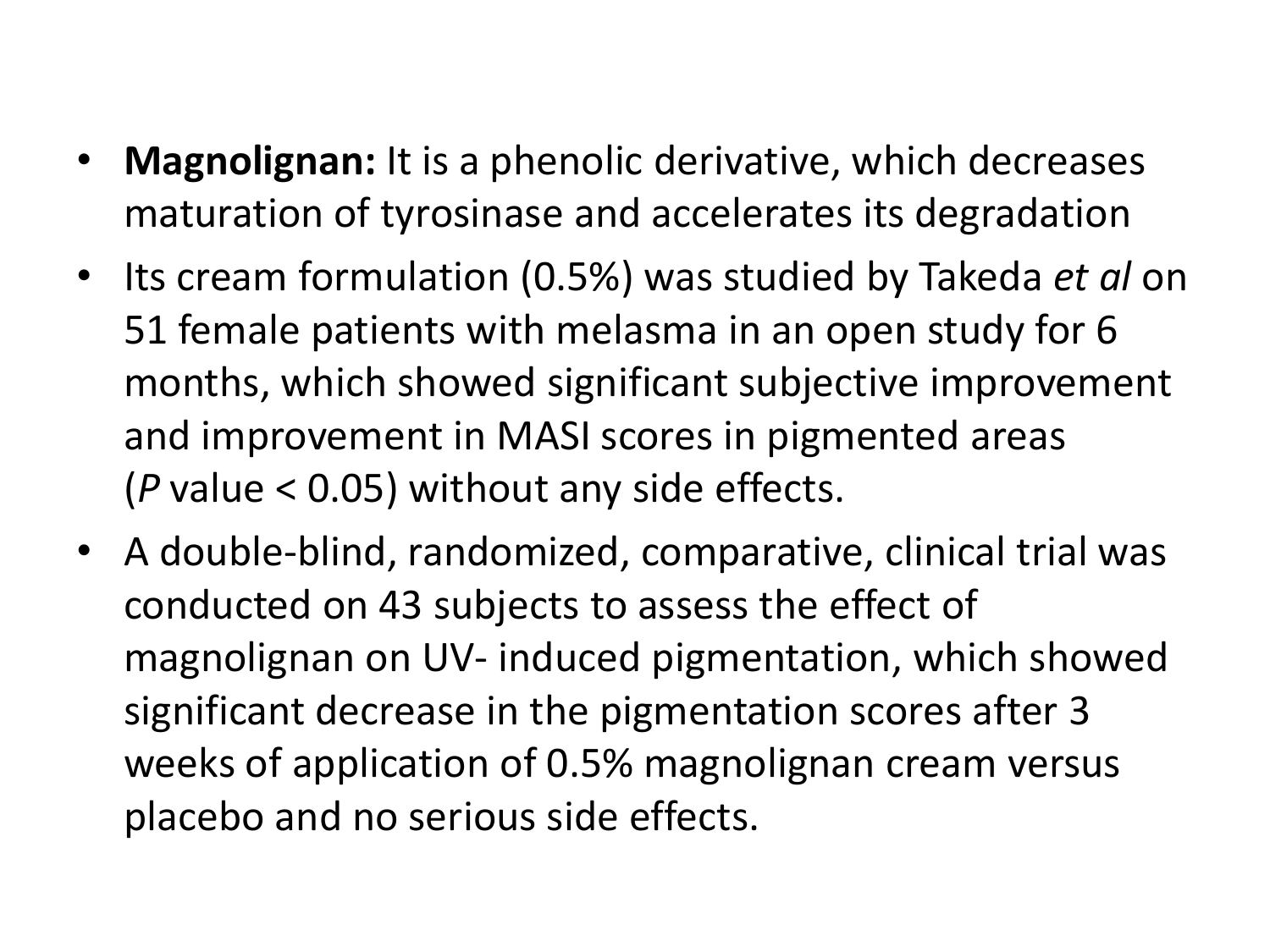- **Magnolignan:** It is a phenolic derivative, which decreases maturation of tyrosinase and accelerates its degradation
- Its cream formulation (0.5%) was studied by Takeda *et al* on 51 female patients with melasma in an open study for 6 months, which showed significant subjective improvement and improvement in MASI scores in pigmented areas ($P$ value < 0.05) without any side effects.
- A double-blind, randomized, comparative, clinical trial was conducted on 43 subjects to assess the effect of magnolignan on UV- induced pigmentation, which showed significant decrease in the pigmentation scores after 3 weeks of application of 0.5% magnolignan cream versus placebo and no serious side effects.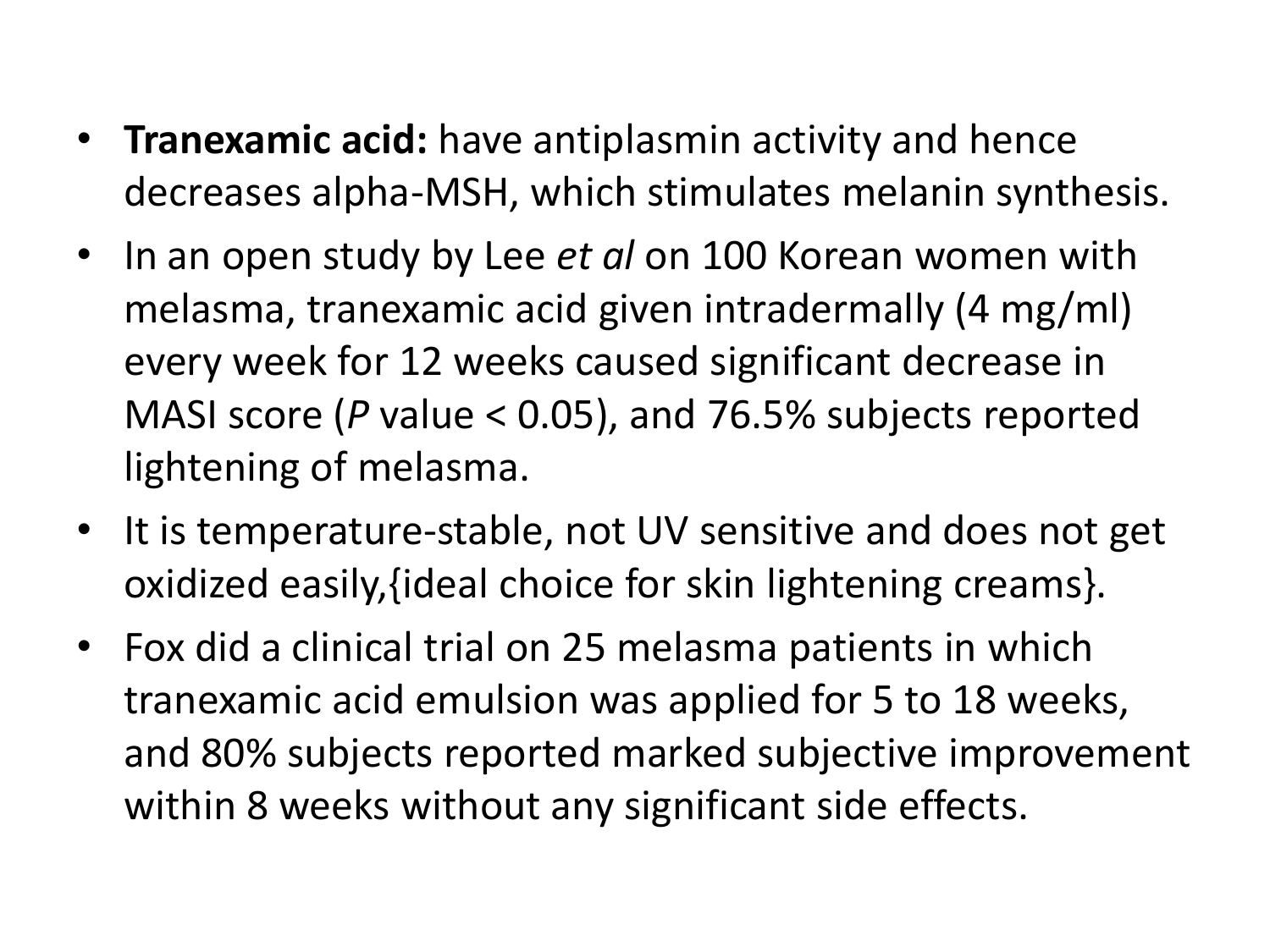- **Tranexamic acid:** have antiplasmin activity and hence decreases alpha-MSH, which stimulates melanin synthesis.
- In an open study by Lee *et al* on 100 Korean women with melasma, tranexamic acid given intradermally (4 mg/ml) every week for 12 weeks caused significant decrease in MASI score (*P* value < 0.05), and 76.5% subjects reported lightening of melasma.
- It is temperature-stable, not UV sensitive and does not get oxidized easily,{ideal choice for skin lightening creams}.
- Fox did a clinical trial on 25 melasma patients in which tranexamic acid emulsion was applied for 5 to 18 weeks, and 80% subjects reported marked subjective improvement within 8 weeks without any significant side effects.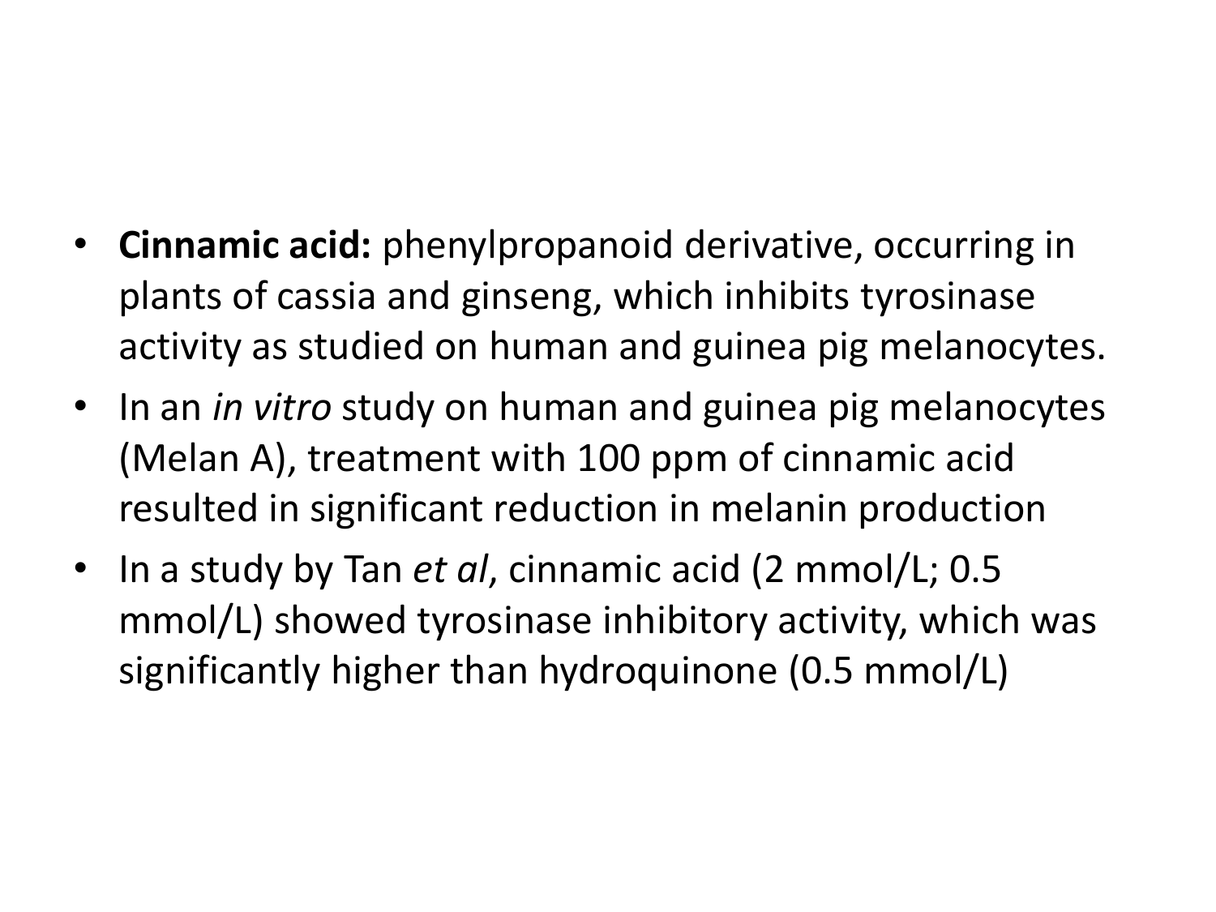- **Cinnamic acid:** phenylpropanoid derivative, occurring in plants of cassia and ginseng, which inhibits tyrosinase activity as studied on human and guinea pig melanocytes.
- In an *in vitro* study on human and guinea pig melanocytes (Melan A), treatment with 100 ppm of cinnamic acid resulted in significant reduction in melanin production
- In a study by Tan *et al*, cinnamic acid (2 mmol/L; 0.5 mmol/L) showed tyrosinase inhibitory activity, which was significantly higher than hydroquinone (0.5 mmol/L)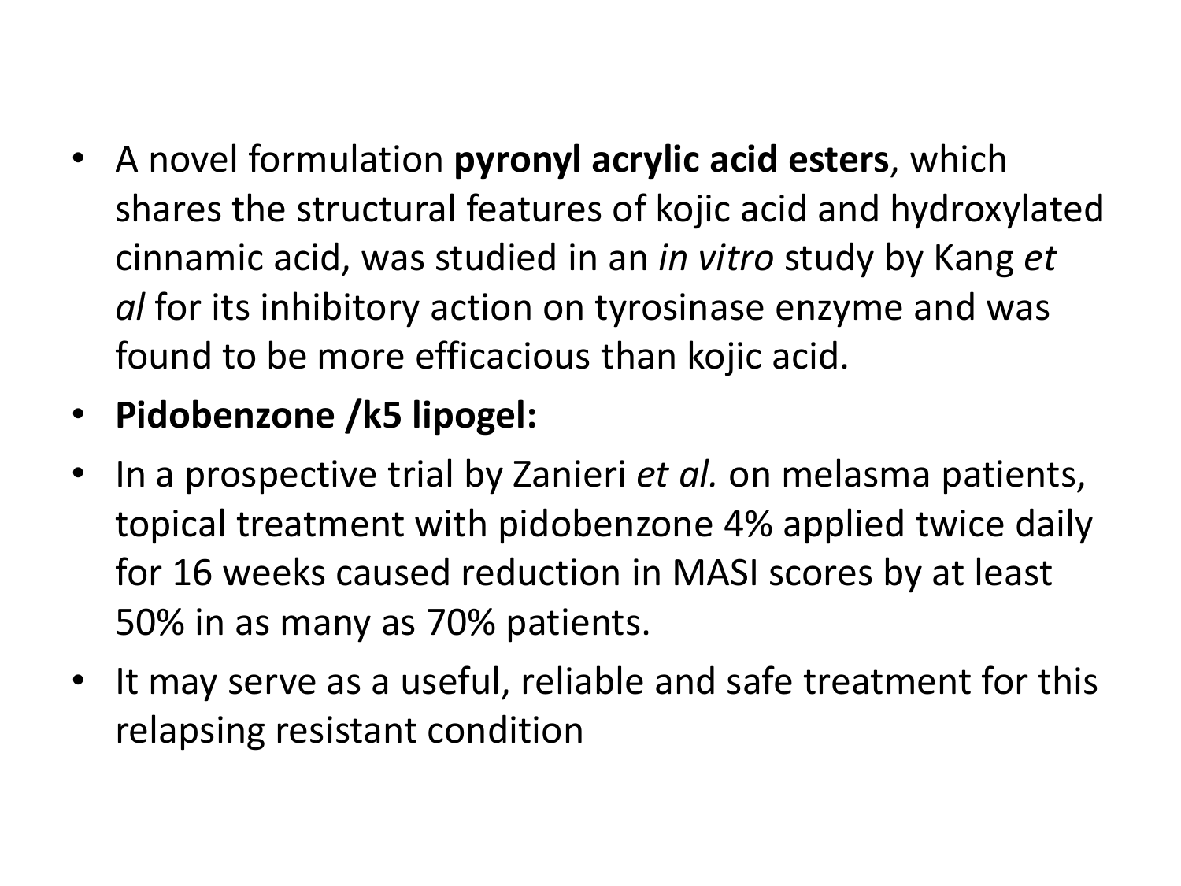- A novel formulation **pyronyl acrylic acid esters**, which shares the structural features of kojic acid and hydroxylated cinnamic acid, was studied in an *in vitro* study by Kang *et al* for its inhibitory action on tyrosinase enzyme and was found to be more efficacious than kojic acid.
- **Pidobenzone /k5 lipogel:**
- In a prospective trial by Zanieri *et al.* on melasma patients, topical treatment with pidobenzone 4% applied twice daily for 16 weeks caused reduction in MASI scores by at least 50% in as many as 70% patients.
- It may serve as a useful, reliable and safe treatment for this relapsing resistant condition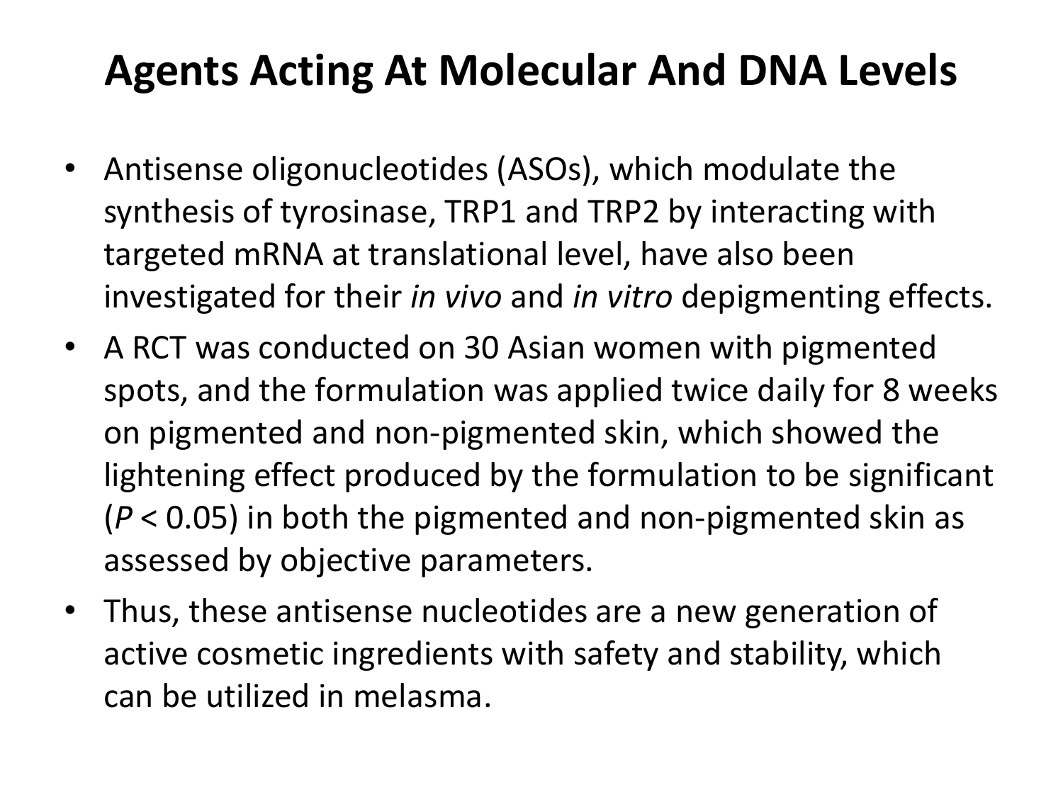# Agents Acting At Molecular And DNA Levels

- Antisense oligonucleotides (ASOs), which modulate the synthesis of tyrosinase, TRP1 and TRP2 by interacting with targeted mRNA at translational level, have also been investigated for their *in vivo* and *in vitro* depigmenting effects.
- A RCT was conducted on 30 Asian women with pigmented spots, and the formulation was applied twice daily for 8 weeks on pigmented and non-pigmented skin, which showed the lightening effect produced by the formulation to be significant ($P < 0.05$) in both the pigmented and non-pigmented skin as assessed by objective parameters.
- Thus, these antisense nucleotides are a new generation of active cosmetic ingredients with safety and stability, which can be utilized in melasma.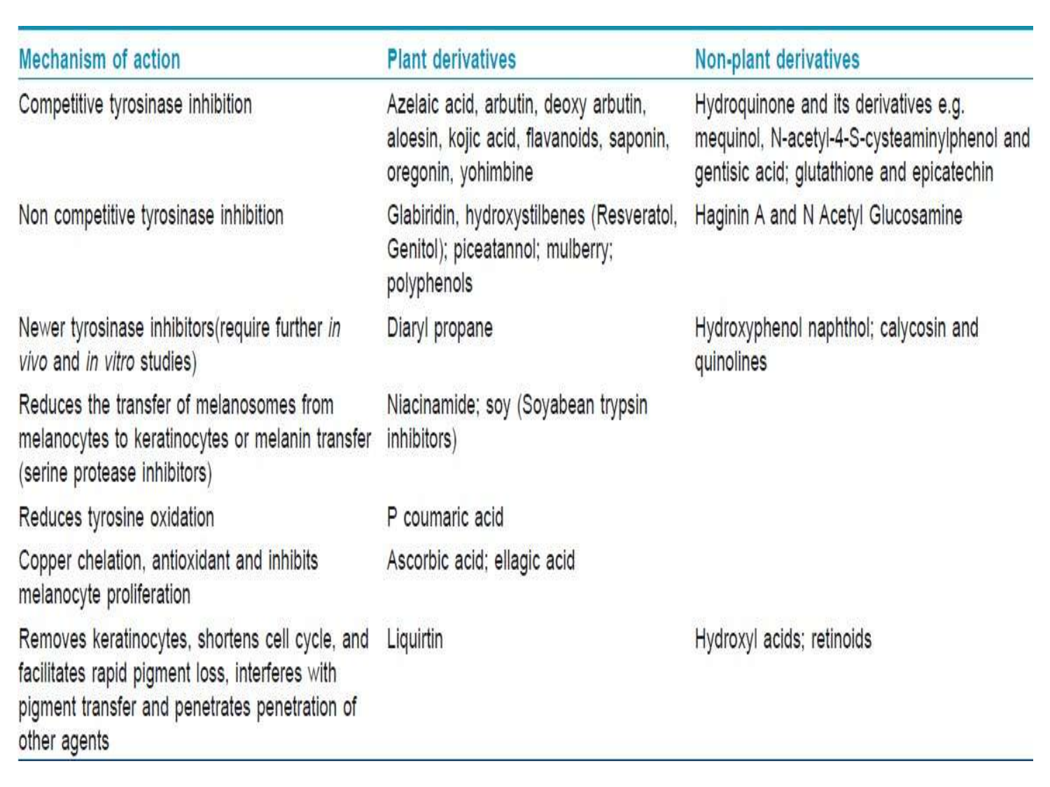| Mechanism of action | Plant derivatives | Non-plant derivatives |
|---|---|---|
| Competitive tyrosinase inhibition | Azelaic acid, arbutin, deoxy arbutin, aloesin, kojic acid, flavanoids, saponin, oregonin, yohimbine | Hydroquinone and its derivatives e.g. mequinol, N-acetyl-4-S-cysteaminylphenol and gentisic acid; glutathione and epicatechin |
| Non competitive tyrosinase inhibition | Glabiridin, hydroxystilbenes (Resveratol, Genitol); piceatannol; mulberry; polyphenols | Haginin A and N Acetyl Glucosamine |
| Newer tyrosinase inhibitors(require further *in vivo* and *in vitro* studies) | Diaryl propane | Hydroxyphenol naphthol; calycosin and quinolines |
| Reduces the transfer of melanosomes from melanocytes to keratinocytes or melanin transfer (serine protease inhibitors) | Niacinamide; soy (Soyabean trypsin inhibitors) | |
| Reduces tyrosine oxidation | P coumaric acid | |
| Copper chelation, antioxidant and inhibits melanocyte proliferation | Ascorbic acid; ellagic acid | |
| Removes keratinocytes, shortens cell cycle, and facilitates rapid pigment loss, interferes with pigment transfer and penetrates penetration of other agents | Liquirtin | Hydroxyl acids; retinoids |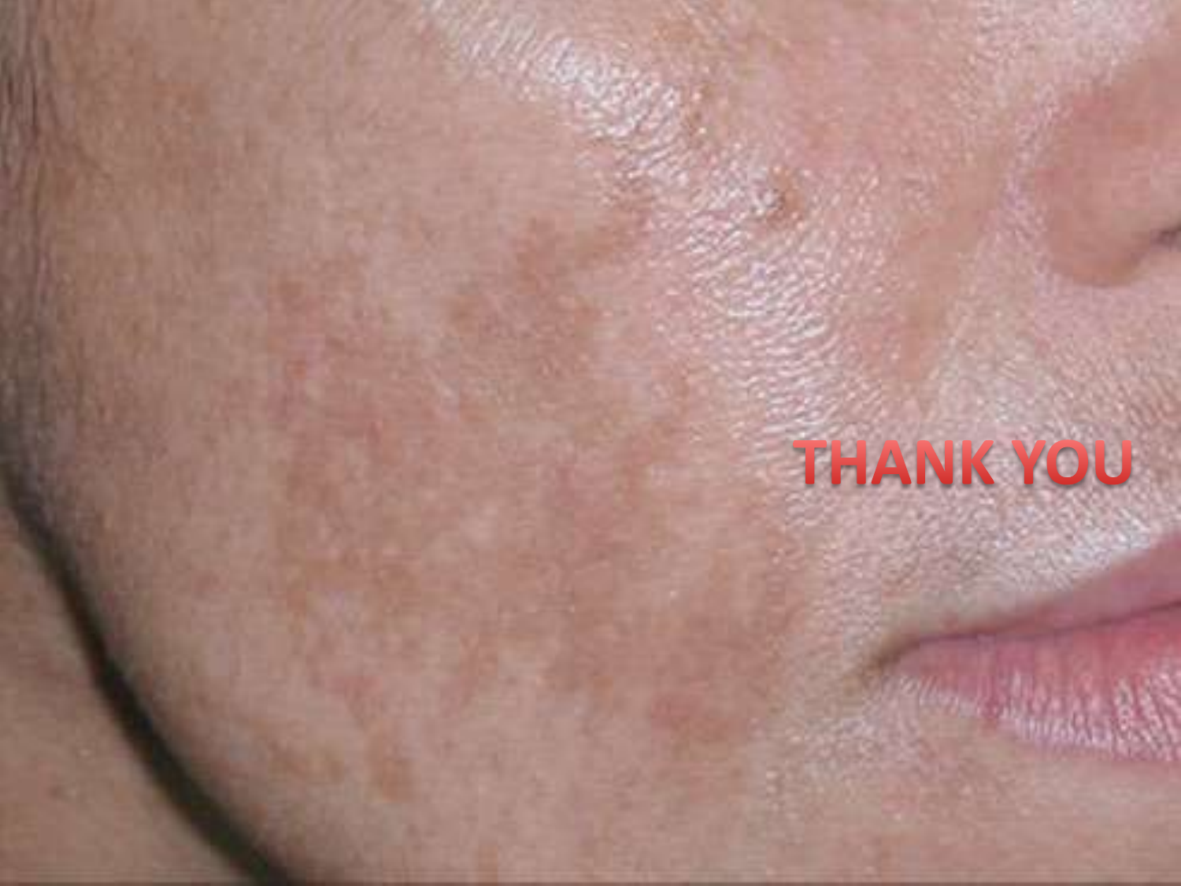THANK YOU